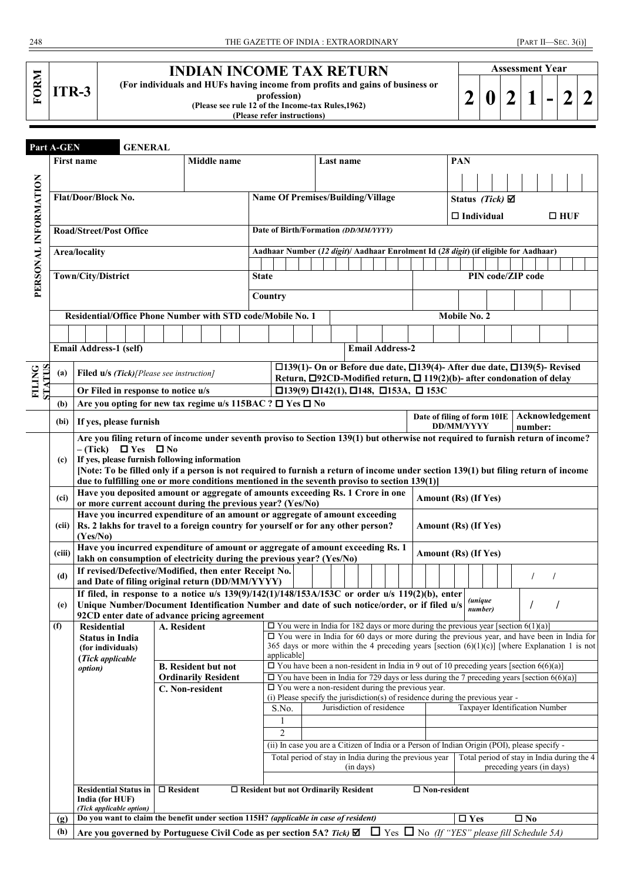# FORM ITR-3

## INDIAN INCOME TAX RETURN

**(For individuals and HUFs having income from profits and gains of business or profession)**
**(Please see rule 12 of the Income-tax Rules,1962)**
**(Please refer instructions)**

**Assessment Year: 2 0 2 1 - 2 2**

### Part A-GEN GENERAL

**PERSONAL INFORMATION**

| First name | Middle name | Last name | PAN |
|---|---|---|---|
| | | | |
| **Flat/Door/Block No.** | **Name Of Premises/Building/Village** | | **Status (Tick) ☑** ☐ Individual ☐ HUF |
| **Road/Street/Post Office** | **Date of Birth/Formation (DD/MM/YYYY)** | | |
| **Area/locality** | **Aadhaar Number (12 digit)/ Aadhaar Enrolment Id (28 digit) (if eligible for Aadhaar)** | | |
| **Town/City/District** | **State** | | **PIN code/ZIP code** |
| | **Country** | | |
| **Residential/Office Phone Number with STD code/Mobile No. 1** | | | **Mobile No. 2** |
| **Email Address-1 (self)** | | **Email Address-2** | |

**FILING STATUS**

| | | |
|---|---|---|
| (a) | **Filed u/s (Tick)[Please see instruction]** | ☐139(1)- On or Before due date, ☐139(4)- After due date, ☐139(5)- Revised Return, ☐92CD-Modified return, ☐ 119(2)(b)- after condonation of delay |
| | **Or Filed in response to notice u/s** | ☐139(9) ☐142(1), ☐148, ☐153A, ☐ 153C |
| (b) | **Are you opting for new tax regime u/s 115BAC ? ☐ Yes ☐ No** | |
| (bi) | **If yes, please furnish** | **Date of filing of form 10IE DD/MM/YYYY** / **Acknowledgement number:** |
| (c) | **Are you filing return of income under seventh proviso to Section 139(1) but otherwise not required to furnish return of income? – (Tick) ☐ Yes ☐ No** **If yes, please furnish following information** **[Note: To be filled only if a person is not required to furnish a return of income under section 139(1) but filing return of income due to fulfilling one or more conditions mentioned in the seventh proviso to section 139(1)]** | |
| (ci) | **Have you deposited amount or aggregate of amounts exceeding Rs. 1 Crore in one or more current account during the previous year? (Yes/No)** | **Amount (Rs) (If Yes)** |
| (cii) | **Have you incurred expenditure of an amount or aggregate of amount exceeding Rs. 2 lakhs for travel to a foreign country for yourself or for any other person? (Yes/No)** | **Amount (Rs) (If Yes)** |
| (ciii) | **Have you incurred expenditure of amount or aggregate of amount exceeding Rs. 1 lakh on consumption of electricity during the previous year? (Yes/No)** | **Amount (Rs) (If Yes)** |
| (d) | **If revised/Defective/Modified, then enter Receipt No. and Date of filing original return (DD/MM/YYYY)** | / / |
| (e) | **If filed, in response to a notice u/s 139(9)/142(1)/148/153A/153C or order u/s 119(2)(b), enter Unique Number/Document Identification Number and date of such notice/order, or if filed u/s 92CD enter date of advance pricing agreement** | *(unique number)* / / |

| | | | |
|---|---|---|---|
| (f) | **Residential Status in India (for individuals) (Tick applicable option)** | **A. Resident** | ☐ You were in India for 182 days or more during the previous year [section 6(1)(a)] |
| | | | ☐ You were in India for 60 days or more during the previous year, and have been in India for 365 days or more within the 4 preceding years [section (6)(1)(c)] [where Explanation 1 is not applicable] |
| | | **B. Resident but not Ordinarily Resident** | ☐ You have been a non-resident in India in 9 out of 10 preceding years [section 6(6)(a)] |
| | | | ☐ You have been in India for 729 days or less during the 7 preceding years [section 6(6)(a)] |
| | | **C. Non-resident** | ☐ You were a non-resident during the previous year. (i) Please specify the jurisdiction(s) of residence during the previous year - |

| S.No. | Jurisdiction of residence | Taxpayer Identification Number |
|---|---|---|
| 1 | | |
| 2 | | |

(ii) In case you are a Citizen of India or a Person of Indian Origin (POI), please specify -

| Total period of stay in India during the previous year (in days) | Total period of stay in India during the 4 preceding years (in days) |
|---|---|
| | |

| | | |
|---|---|---|
| | **Residential Status in India (for HUF) (Tick applicable option)** | ☐ Resident ☐ Resident but not Ordinarily Resident ☐ Non-resident |
| (g) | **Do you want to claim the benefit under section 115H? (applicable in case of resident)** | ☐ Yes ☐ No |
| (h) | **Are you governed by Portuguese Civil Code as per section 5A? Tick) ☑** ☐ Yes ☐ No *(If "YES" please fill Schedule 5A)* | |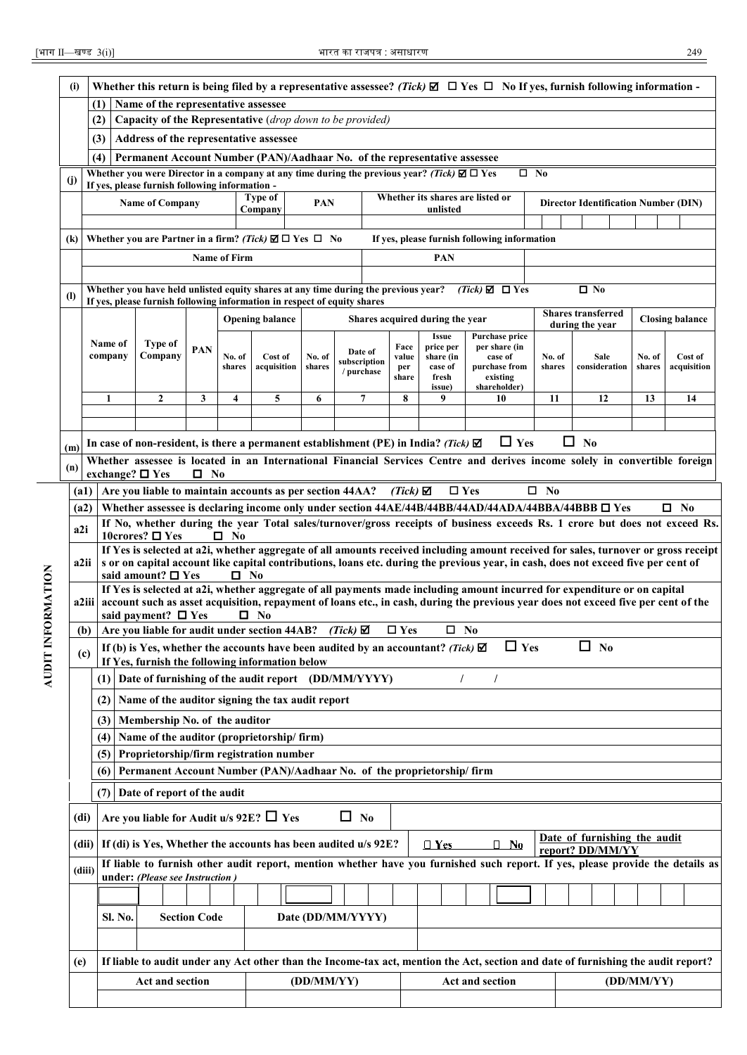| (i) | Whether this return is being filed by a representative assessee? *(Tick)* ☑ ☐ Yes ☐ No If yes, furnish following information - |
|---|---|
| | (1) Name of the representative assessee |
| | (2) Capacity of the Representative *(drop down to be provided)* |
| | (3) Address of the representative assessee |
| | (4) Permanent Account Number (PAN)/Aadhaar No. of the representative assessee |

**(j)** Whether you were Director in a company at any time during the previous year? *(Tick)* ☑ ☐ Yes ☐ No
If yes, please furnish following information -

| Name of Company | Type of Company | PAN | Whether its shares are listed or unlisted | Director Identification Number (DIN) |
|---|---|---|---|---|
| | | | | |

**(k)** Whether you are Partner in a firm? *(Tick)* ☑ ☐ Yes ☐ No If yes, please furnish following information

| Name of Firm | PAN |
|---|---|
| | |

**(l)** Whether you have held unlisted equity shares at any time during the previous year? *(Tick)* ☑ ☐ Yes ☐ No
If yes, please furnish following information in respect of equity shares

| Name of company | Type of Company | PAN | Opening balance | | Shares acquired during the year | | | | | Shares transferred during the year | | Closing balance | |
|---|---|---|---|---|---|---|---|---|---|---|---|---|---|
| | | | No. of shares | Cost of acquisition | No. of shares | Date of subscription / purchase | Face value per share | Issue price per share (in case of fresh issue) | Purchase price per share (in case of purchase from existing shareholder) | No. of shares | Sale consideration | No. of shares | Cost of acquisition |
| 1 | 2 | 3 | 4 | 5 | 6 | 7 | 8 | 9 | 10 | 11 | 12 | 13 | 14 |
| | | | | | | | | | | | | | |
| | | | | | | | | | | | | | |

**(m)** In case of non-resident, is there a permanent establishment (PE) in India? *(Tick)* ☑ ☐ Yes ☐ No

**(n)** Whether assessee is located in an International Financial Services Centre and derives income solely in convertible foreign exchange? ☐ Yes ☐ No

## AUDIT INFORMATION

**(a1)** Are you liable to maintain accounts as per section 44AA? *(Tick)* ☑ ☐ Yes ☐ No

**(a2)** Whether assessee is declaring income only under section 44AE/44B/44BB/44AD/44ADA/44BBA/44BBB ☐ Yes ☐ No

**a2i** If No, whether during the year Total sales/turnover/gross receipts of business exceeds Rs. 1 crore but does not exceed Rs. 10crores? ☐ Yes ☐ No

**a2ii** If Yes is selected at a2i, whether aggregate of all amounts received including amount received for sales, turnover or gross receipts or on capital account like capital contributions, loans etc. during the previous year, in cash, does not exceed five per cent of said amount? ☐ Yes ☐ No

**a2iii** If Yes is selected at a2i, whether aggregate of all payments made including amount incurred for expenditure or on capital account such as asset acquisition, repayment of loans etc., in cash, during the previous year does not exceed five per cent of the said payment? ☐ Yes ☐ No

**(b)** Are you liable for audit under section 44AB? *(Tick)* ☑ ☐ Yes ☐ No

**(c)** If (b) is Yes, whether the accounts have been audited by an accountant? *(Tick)* ☑ ☐ Yes ☐ No
If Yes, furnish the following information below

| | |
|---|---|
| (1) | Date of furnishing of the audit report (DD/MM/YYYY) / / |
| (2) | Name of the auditor signing the tax audit report |
| (3) | Membership No. of the auditor |
| (4) | Name of the auditor (proprietorship/ firm) |
| (5) | Proprietorship/firm registration number |
| (6) | Permanent Account Number (PAN)/Aadhaar No. of the proprietorship/ firm |
| (7) | Date of report of the audit |

**(di)** Are you liable for Audit u/s 92E? ☐ Yes ☐ No

**(dii)** If (di) is Yes, Whether the accounts has been audited u/s 92E? ☐ Yes ☐ No — Date of furnishing the audit report? DD/MM/YY

**(diii)** If liable to furnish other audit report, mention whether have you furnished such report. If yes, please provide the details as under: *(Please see Instruction )*

| Sl. No. | Section Code | Date (DD/MM/YYYY) |
|---|---|---|
| | | |

**(e)** If liable to audit under any Act other than the Income-tax act, mention the Act, section and date of furnishing the audit report?

| Act and section | (DD/MM/YY) | Act and section | (DD/MM/YY) |
|---|---|---|---|
| | | | |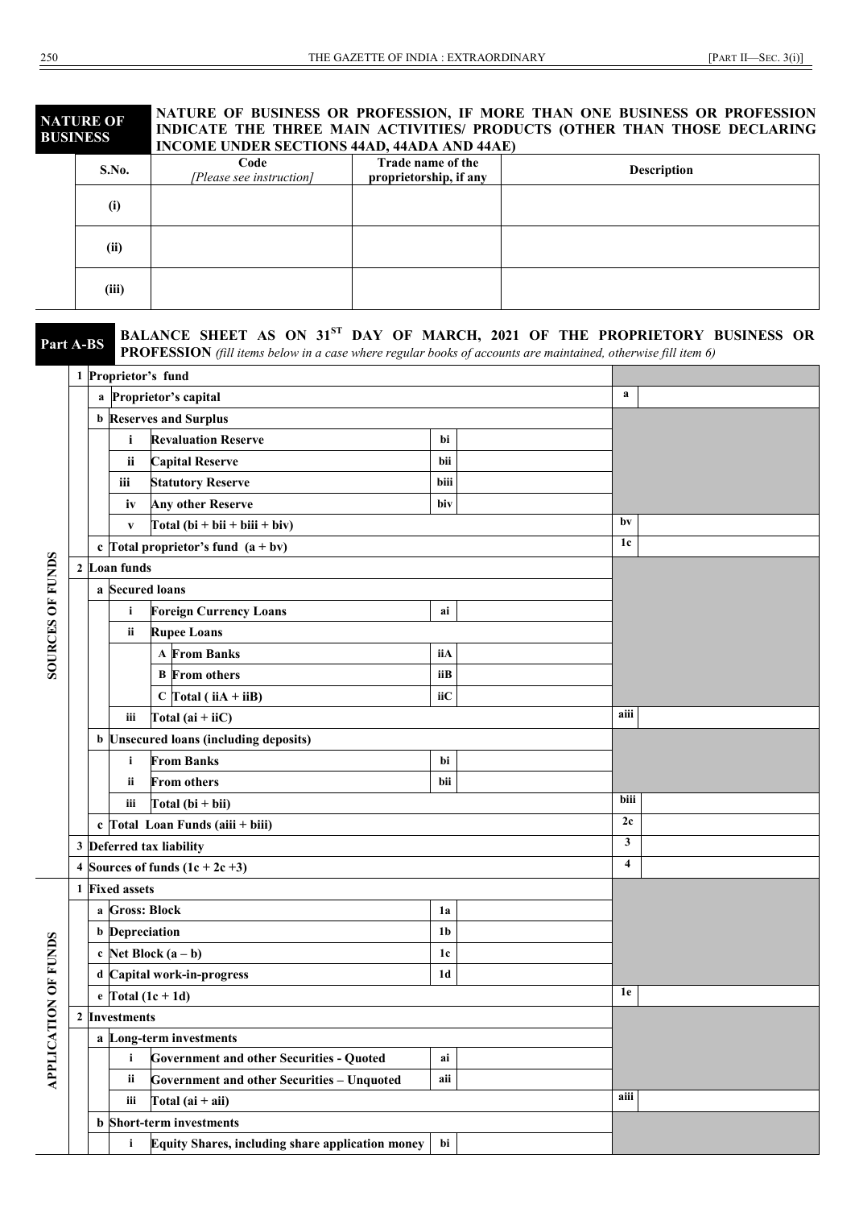## NATURE OF BUSINESS

**NATURE OF BUSINESS OR PROFESSION, IF MORE THAN ONE BUSINESS OR PROFESSION INDICATE THE THREE MAIN ACTIVITIES/ PRODUCTS (OTHER THAN THOSE DECLARING INCOME UNDER SECTIONS 44AD, 44ADA AND 44AE)**

| S.No. | Code *[Please see instruction]* | Trade name of the proprietorship, if any | Description |
|---|---|---|---|
| (i) | | | |
| (ii) | | | |
| (iii) | | | |

## Part A-BS

**BALANCE SHEET AS ON 31ST DAY OF MARCH, 2021 OF THE PROPRIETORY BUSINESS OR PROFESSION** *(fill items below in a case where regular books of accounts are maintained, otherwise fill item 6)*

**SOURCES OF FUNDS**

| | | | | | | | |
|---|---|---|---|---|---|---|---|
| 1 | Proprietor's fund | | | | | | |
| | a | Proprietor's capital | | | | a | |
| | b | Reserves and Surplus | | | | | |
| | | i | Revaluation Reserve | bi | | | |
| | | ii | Capital Reserve | bii | | | |
| | | iii | Statutory Reserve | biii | | | |
| | | iv | Any other Reserve | biv | | | |
| | | v | Total (bi + bii + biii + biv) | | | bv | |
| | c | Total proprietor's fund (a + bv) | | | | 1c | |
| 2 | Loan funds | | | | | | |
| | a | Secured loans | | | | | |
| | | i | Foreign Currency Loans | ai | | | |
| | | ii | Rupee Loans | | | | |
| | | | A From Banks | iiA | | | |
| | | | B From others | iiB | | | |
| | | | C Total ( iiA + iiB) | iiC | | | |
| | | iii | Total (ai + iiC) | | | aiii | |
| | b | Unsecured loans (including deposits) | | | | | |
| | | i | From Banks | bi | | | |
| | | ii | From others | bii | | | |
| | | iii | Total (bi + bii) | | | biii | |
| | c | Total Loan Funds (aiii + biii) | | | | 2c | |
| 3 | Deferred tax liability | | | | | 3 | |
| 4 | Sources of funds (1c + 2c +3) | | | | | 4 | |

**APPLICATION OF FUNDS**

| | | | | | | | |
|---|---|---|---|---|---|---|---|
| 1 | Fixed assets | | | | | | |
| | a | Gross: Block | | 1a | | | |
| | b | Depreciation | | 1b | | | |
| | c | Net Block (a – b) | | 1c | | | |
| | d | Capital work-in-progress | | 1d | | | |
| | e | Total (1c + 1d) | | | | 1e | |
| 2 | Investments | | | | | | |
| | a | Long-term investments | | | | | |
| | | i | Government and other Securities - Quoted | ai | | | |
| | | ii | Government and other Securities – Unquoted | aii | | | |
| | | iii | Total (ai + aii) | | | aiii | |
| | b | Short-term investments | | | | | |
| | | i | Equity Shares, including share application money | bi | | | |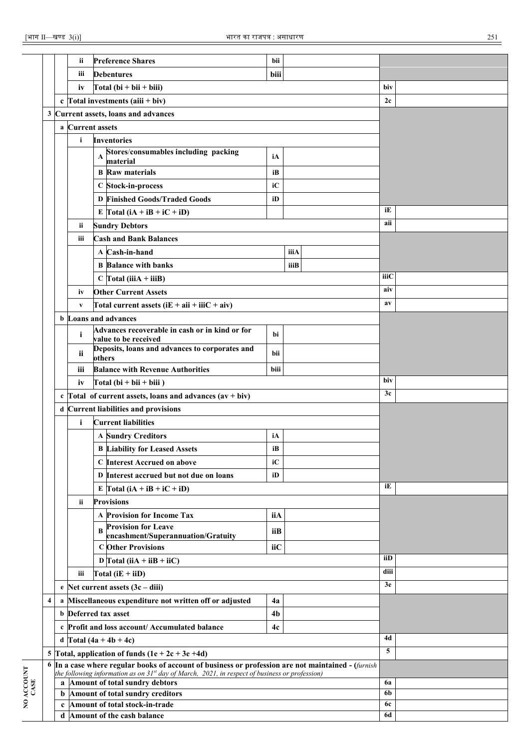| | | | | | | | | |
|---|---|---|---|---|---|---|---|---|
| | | ii | | Preference Shares | bii | | | |
| | | iii | | Debentures | biii | | | |
| | | iv | | Total (bi + bii + biii) | | | biv | |
| | c | Total investments (aiii + biv) | | | | | 2c | |
| 3 | Current assets, loans and advances | | | | | | | |
| | a | Current assets | | | | | | |
| | | i | Inventories | | | | | |
| | | | A | Stores/consumables including packing material | iA | | | |
| | | | B | Raw materials | iB | | | |
| | | | C | Stock-in-process | iC | | | |
| | | | D | Finished Goods/Traded Goods | iD | | | |
| | | | E | Total (iA + iB + iC + iD) | | | iE | |
| | | ii | Sundry Debtors | | | | aii | |
| | | iii | Cash and Bank Balances | | | | | |
| | | | A | Cash-in-hand | | iiiA | | |
| | | | B | Balance with banks | | iiiB | | |
| | | | C | Total (iiiA + iiiB) | | | iiiC | |
| | | iv | Other Current Assets | | | | aiv | |
| | | v | Total current assets (iE + aii + iiiC + aiv) | | | | av | |
| | b | Loans and advances | | | | | | |
| | | i | | Advances recoverable in cash or in kind or for value to be received | bi | | | |
| | | ii | | Deposits, loans and advances to corporates and others | bii | | | |
| | | iii | | Balance with Revenue Authorities | biii | | | |
| | | iv | | Total (bi + bii + biii ) | | | biv | |
| | c | Total of current assets, loans and advances (av + biv) | | | | | 3c | |
| | d | Current liabilities and provisions | | | | | | |
| | | i | Current liabilities | | | | | |
| | | | A | Sundry Creditors | iA | | | |
| | | | B | Liability for Leased Assets | iB | | | |
| | | | C | Interest Accrued on above | iC | | | |
| | | | D | Interest accrued but not due on loans | iD | | | |
| | | | E | Total (iA + iB + iC + iD) | | | iE | |
| | | ii | Provisions | | | | | |
| | | | A | Provision for Income Tax | iiA | | | |
| | | | B | Provision for Leave encashment/Superannuation/Gratuity | iiB | | | |
| | | | C | Other Provisions | iiC | | | |
| | | | D | Total (iiA + iiB + iiC) | | | iiD | |
| | | iii | Total (iE + iiD) | | | | diii | |
| | e | Net current assets (3c – diii) | | | | | 3e | |
| 4 | a | Miscellaneous expenditure not written off or adjusted | | | 4a | | | |
| | b | Deferred tax asset | | | 4b | | | |
| | c | Profit and loss account/ Accumulated balance | | | 4c | | | |
| | d | Total (4a + 4b + 4c) | | | | | 4d | |
| 5 | Total, application of funds (1e + 2c + 3e +4d) | | | | | | 5 | |
| 6 | In a case where regular books of account of business or profession are not maintained - (*furnish the following information as on 31st day of March, 2021, in respect of business or profession*) | | | | | | | |
| NO ACCOUNT CASE | a | Amount of total sundry debtors | | | | | 6a | |
| | b | Amount of total sundry creditors | | | | | 6b | |
| | c | Amount of total stock-in-trade | | | | | 6c | |
| | d | Amount of the cash balance | | | | | 6d | |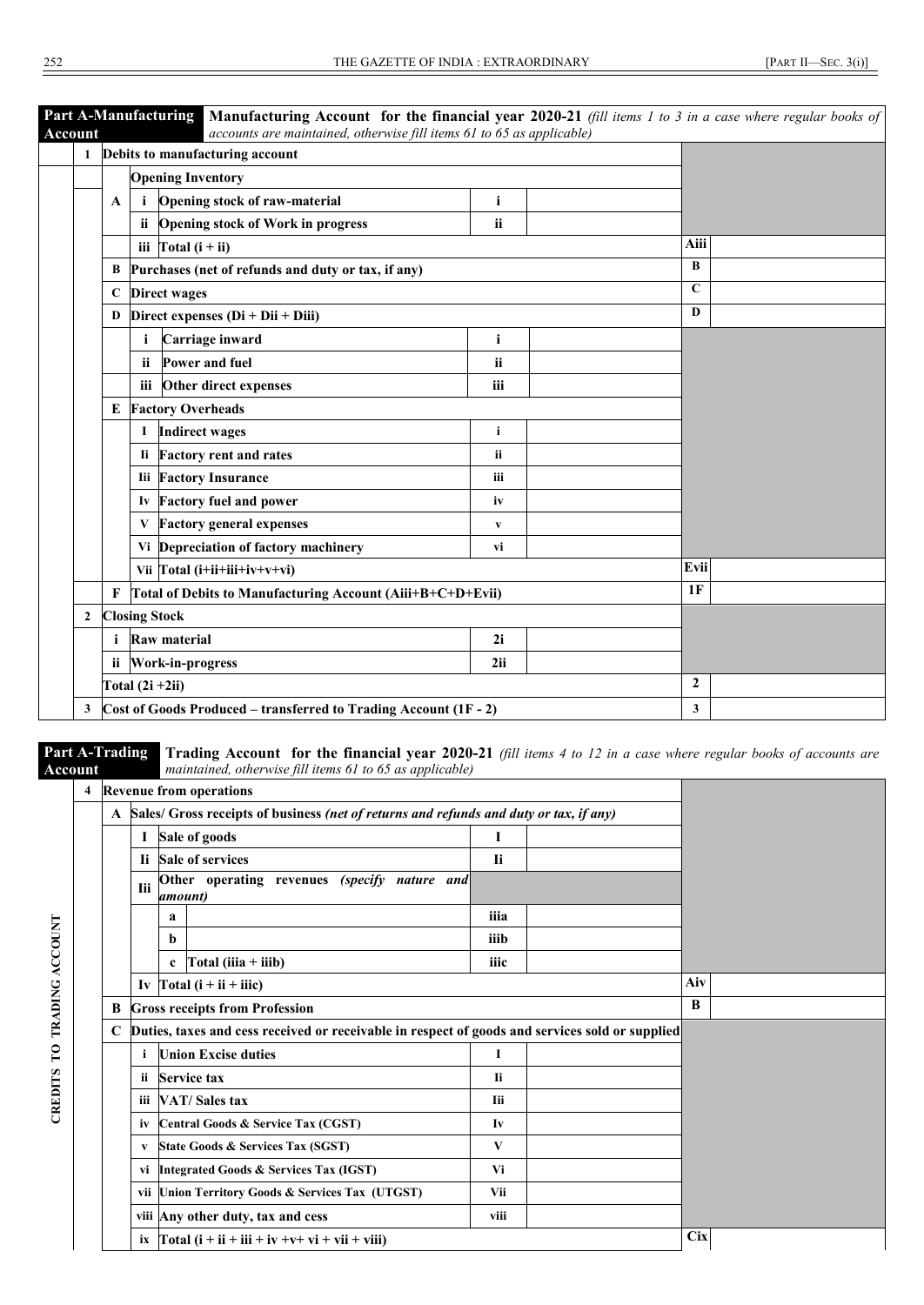| **Part A-Manufacturing Account** | **Manufacturing Account for the financial year 2020-21** *(fill items 1 to 3 in a case where regular books of accounts are maintained, otherwise fill items 61 to 65 as applicable)* | | | | | | |
|---|---|---|---|---|---|---|---|
| **1** | **Debits to manufacturing account** | | | | | | |
| | | **Opening Inventory** | | | | | |
| | **A** | **i** | **Opening stock of raw-material** | **i** | | | |
| | | **ii** | **Opening stock of Work in progress** | **ii** | | | |
| | | **iii** | **Total (i + ii)** | | | **Aiii** | |
| | **B** | **Purchases (net of refunds and duty or tax, if any)** | | | | **B** | |
| | **C** | **Direct wages** | | | | **C** | |
| | **D** | **Direct expenses (Di + Dii + Diii)** | | | | **D** | |
| | | **i** | **Carriage inward** | **i** | | | |
| | | **ii** | **Power and fuel** | **ii** | | | |
| | | **iii** | **Other direct expenses** | **iii** | | | |
| | **E** | **Factory Overheads** | | | | | |
| | | **I** | **Indirect wages** | **i** | | | |
| | | **Ii** | **Factory rent and rates** | **ii** | | | |
| | | **Iii** | **Factory Insurance** | **iii** | | | |
| | | **Iv** | **Factory fuel and power** | **iv** | | | |
| | | **V** | **Factory general expenses** | **v** | | | |
| | | **Vi** | **Depreciation of factory machinery** | **vi** | | | |
| | | **Vii** | **Total (i+ii+iii+iv+v+vi)** | | | **Evii** | |
| | **F** | **Total of Debits to Manufacturing Account (Aiii+B+C+D+Evii)** | | | | **1F** | |
| **2** | **Closing Stock** | | | | | | |
| | **i** | **Raw material** | | **2i** | | | |
| | **ii** | **Work-in-progress** | | **2ii** | | | |
| | **Total (2i +2ii)** | | | | | **2** | |
| **3** | **Cost of Goods Produced – transferred to Trading Account (1F - 2)** | | | | | **3** | |

| **Part A-Trading Account** | **Trading Account for the financial year 2020-21** *(fill items 4 to 12 in a case where regular books of accounts are maintained, otherwise fill items 61 to 65 as applicable)* | | | | | | | |
|---|---|---|---|---|---|---|---|---|
| **CREDITS TO TRADING ACCOUNT** | **4** | **Revenue from operations** | | | | | | |
| | | **A** | **Sales/ Gross receipts of business** *(net of returns and refunds and duty or tax, if any)* | | | | | |
| | | | **I** | **Sale of goods** | **I** | | | |
| | | | **Ii** | **Sale of services** | **Ii** | | | |
| | | | **Iii** | **Other operating revenues** *(specify nature and amount)* | | | | |
| | | | | **a** | **iiia** | | | |
| | | | | **b** | **iiib** | | | |
| | | | | **c Total (iiia + iiib)** | **iiic** | | | |
| | | | **Iv** | **Total (i + ii + iiic)** | | | **Aiv** | |
| | | **B** | **Gross receipts from Profession** | | | | **B** | |
| | | **C** | **Duties, taxes and cess received or receivable in respect of goods and services sold or supplied** | | | | | |
| | | | **i** | **Union Excise duties** | **I** | | | |
| | | | **ii** | **Service tax** | **Ii** | | | |
| | | | **iii** | **VAT/ Sales tax** | **Iii** | | | |
| | | | **iv** | **Central Goods & Service Tax (CGST)** | **Iv** | | | |
| | | | **v** | **State Goods & Services Tax (SGST)** | **V** | | | |
| | | | **vi** | **Integrated Goods & Services Tax (IGST)** | **Vi** | | | |
| | | | **vii** | **Union Territory Goods & Services Tax (UTGST)** | **Vii** | | | |
| | | | **viii** | **Any other duty, tax and cess** | **viii** | | | |
| | | | **ix** | **Total (i + ii + iii + iv +v+ vi + vii + viii)** | | | **Cix** | |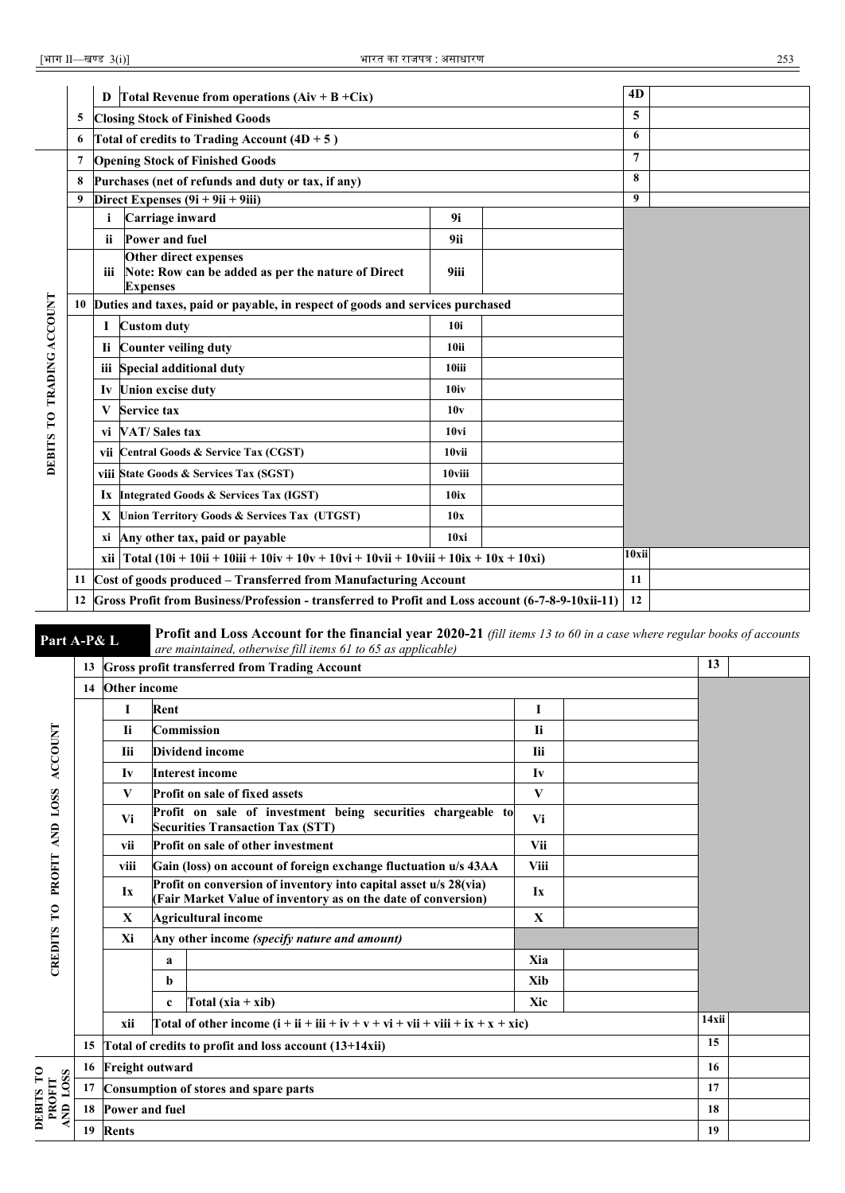| | | | | | |
|---|---|---|---|---|---|
| | D | Total Revenue from operations (Aiv + B +Cix) | | 4D | |
| | 5 | Closing Stock of Finished Goods | | 5 | |
| | 6 | Total of credits to Trading Account (4D + 5 ) | | 6 | |
| DEBITS TO TRADING ACCOUNT | 7 | Opening Stock of Finished Goods | | 7 | |
| | 8 | Purchases (net of refunds and duty or tax, if any) | | 8 | |
| | 9 | Direct Expenses (9i + 9ii + 9iii) | | 9 | |
| | i | Carriage inward | 9i | | |
| | ii | Power and fuel | 9ii | | |
| | iii | Other direct expenses<br>Note: Row can be added as per the nature of Direct Expenses | 9iii | | |
| | 10 | Duties and taxes, paid or payable, in respect of goods and services purchased | | | |
| | I | Custom duty | 10i | | |
| | Ii | Counter veiling duty | 10ii | | |
| | iii | Special additional duty | 10iii | | |
| | Iv | Union excise duty | 10iv | | |
| | V | Service tax | 10v | | |
| | vi | VAT/ Sales tax | 10vi | | |
| | vii | Central Goods & Service Tax (CGST) | 10vii | | |
| | viii | State Goods & Services Tax (SGST) | 10viii | | |
| | Ix | Integrated Goods & Services Tax (IGST) | 10ix | | |
| | X | Union Territory Goods & Services Tax (UTGST) | 10x | | |
| | xi | Any other tax, paid or payable | 10xi | | |
| | xii | Total (10i + 10ii + 10iii + 10iv + 10v + 10vi + 10vii + 10viii + 10ix + 10x + 10xi) | | 10xii | |
| | 11 | Cost of goods produced – Transferred from Manufacturing Account | | 11 | |
| | 12 | Gross Profit from Business/Profession - transferred to Profit and Loss account (6-7-8-9-10xii-11) | | 12 | |

**Part A-P& L** **Profit and Loss Account for the financial year 2020-21** *(fill items 13 to 60 in a case where regular books of accounts are maintained, otherwise fill items 61 to 65 as applicable)*

| | | | | | | | |
|---|---|---|---|---|---|---|---|
| CREDITS TO PROFIT AND LOSS ACCOUNT | 13 | Gross profit transferred from Trading Account | | | | 13 | |
| | 14 | Other income | | | | | |
| | | I | Rent | I | | | |
| | | Ii | Commission | Ii | | | |
| | | Iii | Dividend income | Iii | | | |
| | | Iv | Interest income | Iv | | | |
| | | V | Profit on sale of fixed assets | V | | | |
| | | Vi | Profit on sale of investment being securities chargeable to Securities Transaction Tax (STT) | Vi | | | |
| | | vii | Profit on sale of other investment | Vii | | | |
| | | viii | Gain (loss) on account of foreign exchange fluctuation u/s 43AA | Viii | | | |
| | | Ix | Profit on conversion of inventory into capital asset u/s 28(via) (Fair Market Value of inventory as on the date of conversion) | Ix | | | |
| | | X | Agricultural income | X | | | |
| | | Xi | Any other income *(specify nature and amount)* | | | | |
| | | | a | Xia | | | |
| | | | b | Xib | | | |
| | | | c Total (xia + xib) | Xic | | | |
| | | xii | Total of other income (i + ii + iii + iv + v + vi + vii + viii + ix + x + xic) | | | 14xii | |
| | 15 | Total of credits to profit and loss account (13+14xii) | | | | 15 | |
| DEBITS TO PROFIT AND LOSS | 16 | Freight outward | | | | 16 | |
| | 17 | Consumption of stores and spare parts | | | | 17 | |
| | 18 | Power and fuel | | | | 18 | |
| | 19 | Rents | | | | 19 | |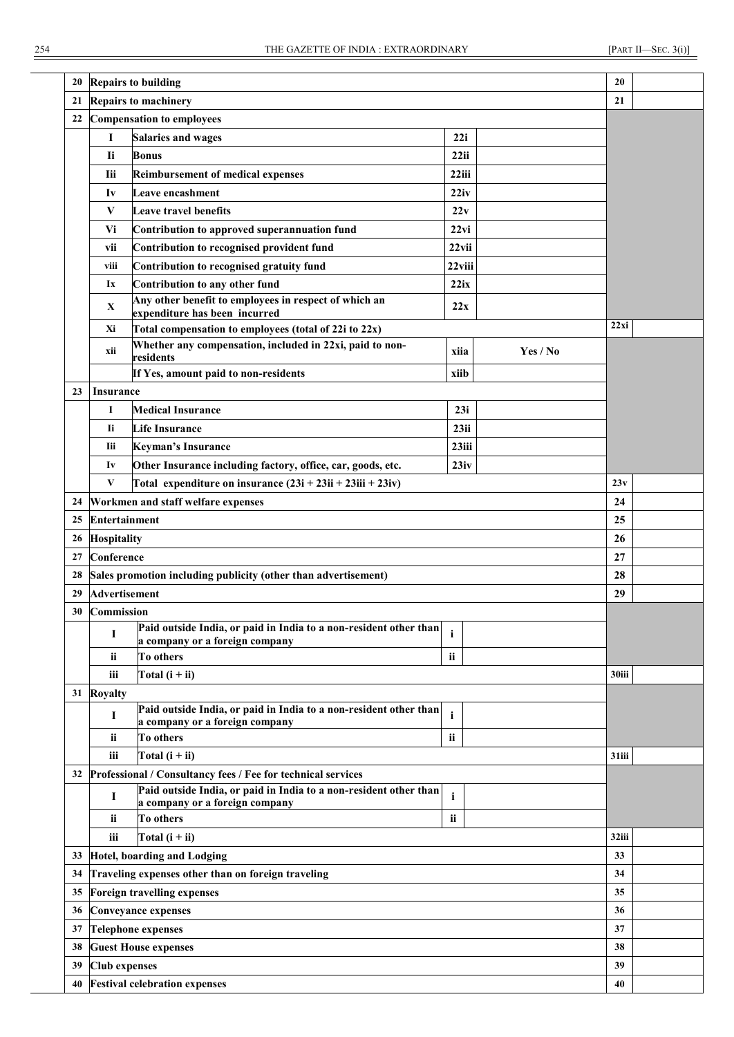| | | | | | | |
|---|---|---|---|---|---|---|
| **20** | **Repairs to building** | | | | **20** | |
| **21** | **Repairs to machinery** | | | | **21** | |
| **22** | **Compensation to employees** | | | | | |
| | **I** | **Salaries and wages** | **22i** | | | |
| | **Ii** | **Bonus** | **22ii** | | | |
| | **Iii** | **Reimbursement of medical expenses** | **22iii** | | | |
| | **Iv** | **Leave encashment** | **22iv** | | | |
| | **V** | **Leave travel benefits** | **22v** | | | |
| | **Vi** | **Contribution to approved superannuation fund** | **22vi** | | | |
| | **vii** | **Contribution to recognised provident fund** | **22vii** | | | |
| | **viii** | **Contribution to recognised gratuity fund** | **22viii** | | | |
| | **Ix** | **Contribution to any other fund** | **22ix** | | | |
| | **X** | **Any other benefit to employees in respect of which an expenditure has been incurred** | **22x** | | | |
| | **Xi** | **Total compensation to employees (total of 22i to 22x)** | | | **22xi** | |
| | **xii** | **Whether any compensation, included in 22xi, paid to non-residents** | **xiia** | **Yes / No** | | |
| | | **If Yes, amount paid to non-residents** | **xiib** | | | |
| **23** | **Insurance** | | | | | |
| | **I** | **Medical Insurance** | **23i** | | | |
| | **Ii** | **Life Insurance** | **23ii** | | | |
| | **Iii** | **Keyman's Insurance** | **23iii** | | | |
| | **Iv** | **Other Insurance including factory, office, car, goods, etc.** | **23iv** | | | |
| | **V** | **Total expenditure on insurance (23i + 23ii + 23iii + 23iv)** | | | **23v** | |
| **24** | **Workmen and staff welfare expenses** | | | | **24** | |
| **25** | **Entertainment** | | | | **25** | |
| **26** | **Hospitality** | | | | **26** | |
| **27** | **Conference** | | | | **27** | |
| **28** | **Sales promotion including publicity (other than advertisement)** | | | | **28** | |
| **29** | **Advertisement** | | | | **29** | |
| **30** | **Commission** | | | | | |
| | **I** | **Paid outside India, or paid in India to a non-resident other than a company or a foreign company** | **i** | | | |
| | **ii** | **To others** | **ii** | | | |
| | **iii** | **Total (i + ii)** | | | **30iii** | |
| **31** | **Royalty** | | | | | |
| | **I** | **Paid outside India, or paid in India to a non-resident other than a company or a foreign company** | **i** | | | |
| | **ii** | **To others** | **ii** | | | |
| | **iii** | **Total (i + ii)** | | | **31iii** | |
| **32** | **Professional / Consultancy fees / Fee for technical services** | | | | | |
| | **I** | **Paid outside India, or paid in India to a non-resident other than a company or a foreign company** | **i** | | | |
| | **ii** | **To others** | **ii** | | | |
| | **iii** | **Total (i + ii)** | | | **32iii** | |
| **33** | **Hotel, boarding and Lodging** | | | | **33** | |
| **34** | **Traveling expenses other than on foreign traveling** | | | | **34** | |
| **35** | **Foreign travelling expenses** | | | | **35** | |
| **36** | **Conveyance expenses** | | | | **36** | |
| **37** | **Telephone expenses** | | | | **37** | |
| **38** | **Guest House expenses** | | | | **38** | |
| **39** | **Club expenses** | | | | **39** | |
| **40** | **Festival celebration expenses** | | | | **40** | |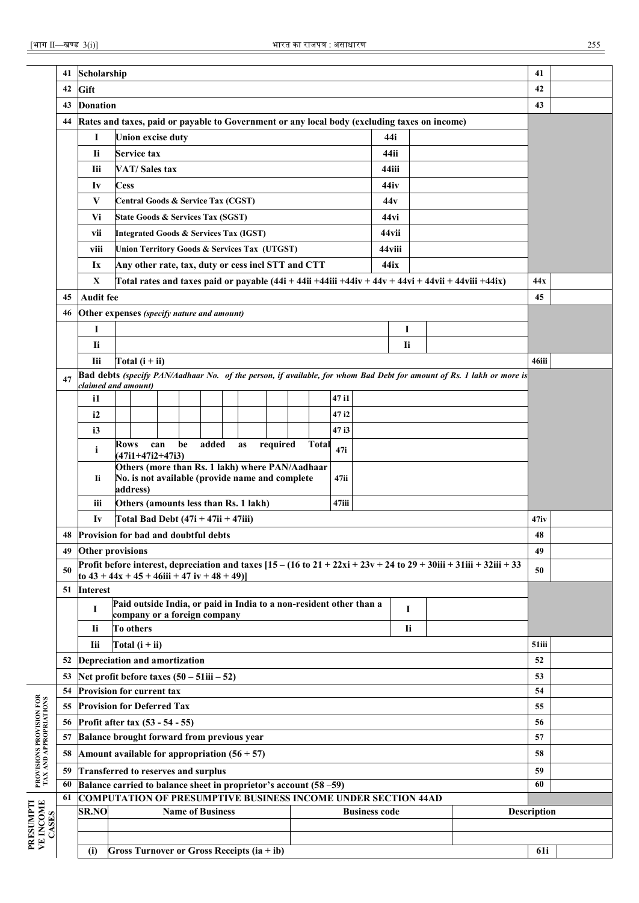| | | | | | |
|---|---|---|---|---|---|
| | 41 | **Scholarship** | | | **41** | |
| | 42 | **Gift** | | | **42** | |
| | 43 | **Donation** | | | **43** | |
| | 44 | **Rates and taxes, paid or payable to Government or any local body (excluding taxes on income)** | | | | |
| | | I | Union excise duty | 44i | | | |
| | | Ii | Service tax | 44ii | | | |
| | | Iii | VAT/ Sales tax | 44iii | | | |
| | | Iv | Cess | 44iv | | | |
| | | V | Central Goods & Service Tax (CGST) | 44v | | | |
| | | Vi | State Goods & Services Tax (SGST) | 44vi | | | |
| | | vii | Integrated Goods & Services Tax (IGST) | 44vii | | | |
| | | viii | Union Territory Goods & Services Tax (UTGST) | 44viii | | | |
| | | Ix | Any other rate, tax, duty or cess incl STT and CTT | 44ix | | | |
| | | X | Total rates and taxes paid or payable (44i + 44ii +44iii +44iv + 44v + 44vi + 44vii + 44viii +44ix) | | | **44x** | |
| | 45 | **Audit fee** | | | **45** | |
| | 46 | **Other expenses** *(specify nature and amount)* | | | | |
| | | I | | I | | | |
| | | Ii | | Ii | | | |
| | | Iii | Total (i + ii) | | | **46iii** | |
| | 47 | **Bad debts** *(specify PAN/Aadhaar No. of the person, if available, for whom Bad Debt for amount of Rs. 1 lakh or more is claimed and amount)* | | | | |
| | | i1 | | 47 i1 | | | |
| | | i2 | | 47 i2 | | | |
| | | i3 | | 47 i3 | | | |
| | | i | Rows can be added as required Total (47i1+47i2+47i3) | 47i | | | |
| | | Ii | Others (more than Rs. 1 lakh) where PAN/Aadhaar No. is not available (provide name and complete address) | 47ii | | | |
| | | iii | Others (amounts less than Rs. 1 lakh) | 47iii | | | |
| | | Iv | Total Bad Debt (47i + 47ii + 47iii) | | | **47iv** | |
| | 48 | **Provision for bad and doubtful debts** | | | **48** | |
| | 49 | **Other provisions** | | | **49** | |
| | 50 | **Profit before interest, depreciation and taxes [15 – (16 to 21 + 22xi + 23v + 24 to 29 + 30iii + 31iii + 32iii + 33 to 43 + 44x + 45 + 46iii + 47 iv + 48 + 49)]** | | | **50** | |
| | 51 | **Interest** | | | | |
| | | I | Paid outside India, or paid in India to a non-resident other than a company or a foreign company | I | | | |
| | | Ii | To others | Ii | | | |
| | | Iii | Total (i + ii) | | | **51iii** | |
| | 52 | **Depreciation and amortization** | | | **52** | |
| | 53 | **Net profit before taxes (50 – 51iii – 52)** | | | **53** | |
| PROVISIONS PROVISION FOR TAX AND APPROPRIATIONS | 54 | **Provision for current tax** | | | **54** | |
| | 55 | **Provision for Deferred Tax** | | | **55** | |
| | 56 | **Profit after tax (53 - 54 - 55)** | | | **56** | |
| | 57 | **Balance brought forward from previous year** | | | **57** | |
| | 58 | **Amount available for appropriation (56 + 57)** | | | **58** | |
| | 59 | **Transferred to reserves and surplus** | | | **59** | |
| | 60 | **Balance carried to balance sheet in proprietor's account (58 –59)** | | | **60** | |
| PRESUMPTIVE INCOME CASES | 61 | **COMPUTATION OF PRESUMPTIVE BUSINESS INCOME UNDER SECTION 44AD** | | | | |
| | | **SR.NO** | **Name of Business** | **Business code** | **Description** | |
| | | | | | | |
| | | | | | | |
| | | (i) | **Gross Turnover or Gross Receipts (ia + ib)** | | **61i** | |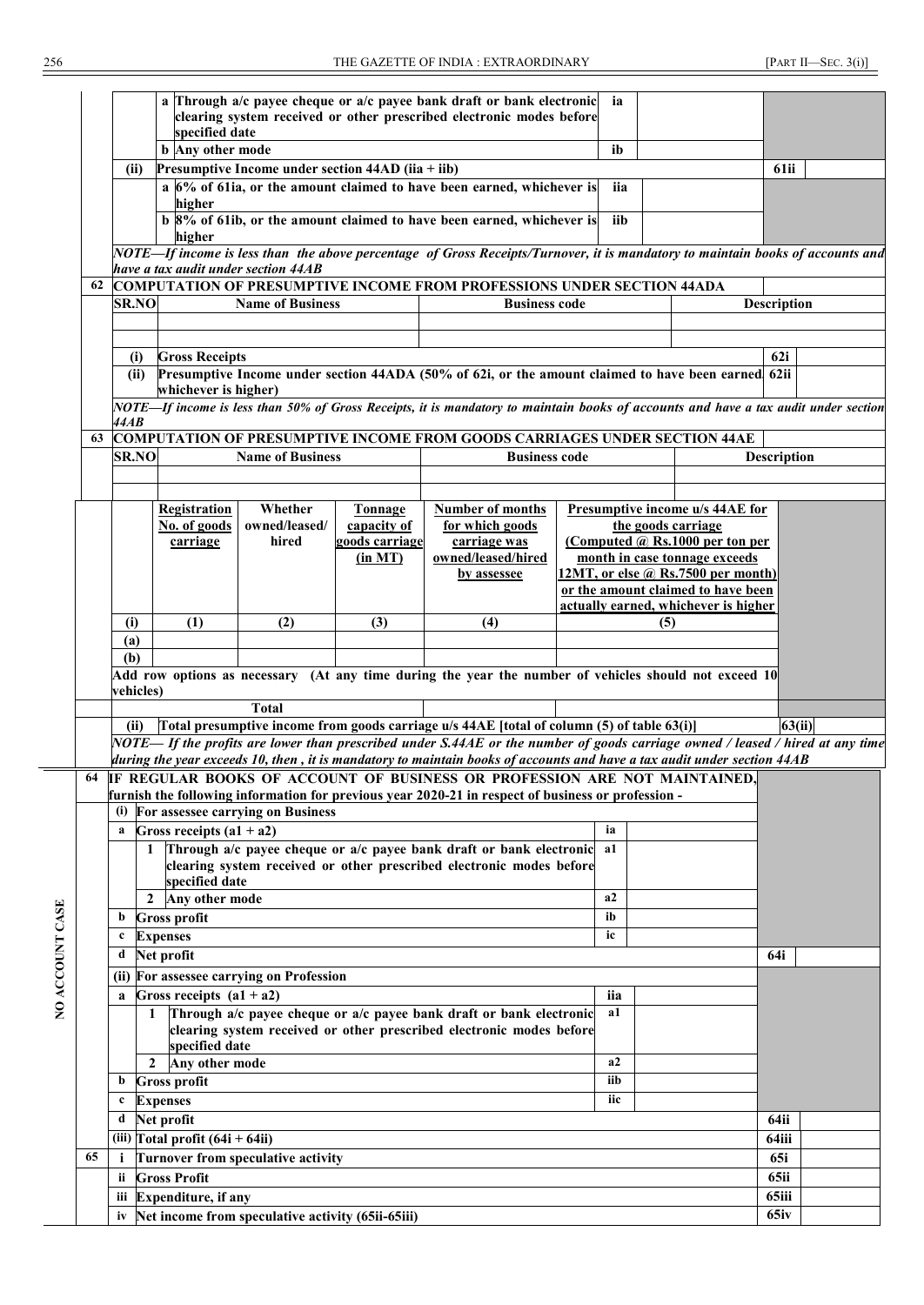| | | | | | |
|---|---|---|---|---|---|
| | a | Through a/c payee cheque or a/c payee bank draft or bank electronic clearing system received or other prescribed electronic modes before specified date | ia | | |
| | b | Any other mode | ib | | |
| (ii) | | Presumptive Income under section 44AD (iia + iib) | | 61ii | |
| | a | 6% of 61ia, or the amount claimed to have been earned, whichever is higher | iia | | |
| | b | 8% of 61ib, or the amount claimed to have been earned, whichever is higher | iib | | |

*NOTE—If income is less than the above percentage of Gross Receipts/Turnover, it is mandatory to maintain books of accounts and have a tax audit under section 44AB*

**62 COMPUTATION OF PRESUMPTIVE INCOME FROM PROFESSIONS UNDER SECTION 44ADA**

| SR.NO | Name of Business | Business code | Description |
|---|---|---|---|
| | | | |
| | | | |

| | | | |
|---|---|---|---|
| (i) | Gross Receipts | 62i | |
| (ii) | Presumptive Income under section 44ADA (50% of 62i, or the amount claimed to have been earned whichever is higher) | 62ii | |

*NOTE—If income is less than 50% of Gross Receipts, it is mandatory to maintain books of accounts and have a tax audit under section 44AB*

**63 COMPUTATION OF PRESUMPTIVE INCOME FROM GOODS CARRIAGES UNDER SECTION 44AE**

| SR.NO | Name of Business | Business code | Description |
|---|---|---|---|
| | | | |
| | | | |

| | Registration No. of goods carriage | Whether owned/leased/ hired | Tonnage capacity of goods carriage (in MT) | Number of months for which goods carriage was owned/leased/hired by assessee | Presumptive income u/s 44AE for the goods carriage (Computed @ Rs.1000 per ton per month in case tonnage exceeds 12MT, or else @ Rs.7500 per month) or the amount claimed to have been actually earned, whichever is higher |
|---|---|---|---|---|---|
| (i) | (1) | (2) | (3) | (4) | (5) |
| (a) | | | | | |
| (b) | | | | | |
| | Add row options as necessary (At any time during the year the number of vehicles should not exceed 10 vehicles) | | | | |
| | | Total | | | |

| | | | |
|---|---|---|---|
| (ii) | Total presumptive income from goods carriage u/s 44AE [total of column (5) of table 63(i)] | 63(ii) | |

*NOTE— If the profits are lower than prescribed under S.44AE or the number of goods carriage owned / leased / hired at any time during the year exceeds 10, then , it is mandatory to maintain books of accounts and have a tax audit under section 44AB*

**NO ACCOUNT CASE**

**64 IF REGULAR BOOKS OF ACCOUNT OF BUSINESS OR PROFESSION ARE NOT MAINTAINED,** furnish the following information for previous year 2020-21 in respect of business or profession -

| | | | | | | |
|---|---|---|---|---|---|---|
| (i) | | | For assessee carrying on Business | | | |
| | a | | Gross receipts (a1 + a2) | ia | | |
| | | 1 | Through a/c payee cheque or a/c payee bank draft or bank electronic clearing system received or other prescribed electronic modes before specified date | a1 | | |
| | | 2 | Any other mode | a2 | | |
| | b | | Gross profit | ib | | |
| | c | | Expenses | ic | | |
| | d | | Net profit | | 64i | |
| (ii) | | | For assessee carrying on Profession | | | |
| | a | | Gross receipts (a1 + a2) | iia | | |
| | | 1 | Through a/c payee cheque or a/c payee bank draft or bank electronic clearing system received or other prescribed electronic modes before specified date | a1 | | |
| | | 2 | Any other mode | a2 | | |
| | b | | Gross profit | iib | | |
| | c | | Expenses | iic | | |
| | d | | Net profit | | 64ii | |
| (iii) | | | Total profit (64i + 64ii) | | 64iii | |

**65**

| | | | |
|---|---|---|---|
| i | Turnover from speculative activity | 65i | |
| ii | Gross Profit | 65ii | |
| iii | Expenditure, if any | 65iii | |
| iv | Net income from speculative activity (65ii-65iii) | 65iv | |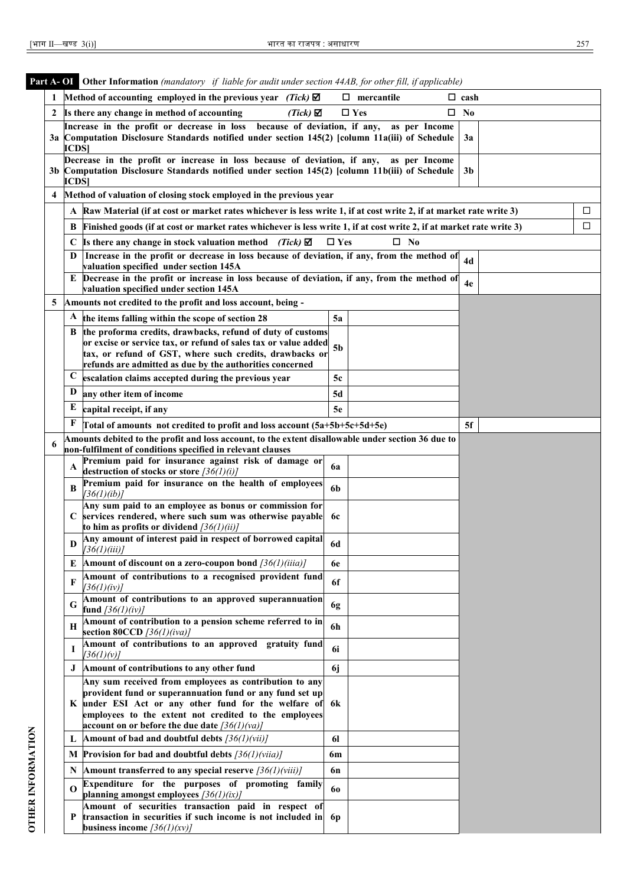**Part A- OI** **Other Information** *(mandatory if liable for audit under section 44AB, for other fill, if applicable)*

| | | | | | | |
|---|---|---|---|---|---|---|
| 1 | **Method of accounting employed in the previous year** *(Tick)* ☑ ☐ **mercantile** ☐ **cash** | | | | | |
| 2 | **Is there any change in method of accounting** *(Tick)* ☑ ☐ **Yes** ☐ **No** | | | | | |
| 3a | **Increase in the profit or decrease in loss because of deviation, if any, as per Income Computation Disclosure Standards notified under section 145(2) [column 11a(iii) of Schedule ICDS]** | | | | 3a | |
| 3b | **Decrease in the profit or increase in loss because of deviation, if any, as per Income Computation Disclosure Standards notified under section 145(2) [column 11b(iii) of Schedule ICDS]** | | | | 3b | |
| 4 | **Method of valuation of closing stock employed in the previous year** | | | | | |
| | A | **Raw Material (if at cost or market rates whichever is less write 1, if at cost write 2, if at market rate write 3)** | | | | ☐ |
| | B | **Finished goods (if at cost or market rates whichever is less write 1, if at cost write 2, if at market rate write 3)** | | | | ☐ |
| | C | **Is there any change in stock valuation method** *(Tick)* ☑ ☐ **Yes** ☐ **No** | | | | |
| | D | **Increase in the profit or decrease in loss because of deviation, if any, from the method of valuation specified under section 145A** | | | 4d | |
| | E | **Decrease in the profit or increase in loss because of deviation, if any, from the method of valuation specified under section 145A** | | | 4e | |
| 5 | **Amounts not credited to the profit and loss account, being -** | | | | | |
| | A | **the items falling within the scope of section 28** | 5a | | | |
| | B | **the proforma credits, drawbacks, refund of duty of customs or excise or service tax, or refund of sales tax or value added tax, or refund of GST, where such credits, drawbacks or refunds are admitted as due by the authorities concerned** | 5b | | | |
| | C | **escalation claims accepted during the previous year** | 5c | | | |
| | D | **any other item of income** | 5d | | | |
| | E | **capital receipt, if any** | 5e | | | |
| | F | **Total of amounts not credited to profit and loss account (5a+5b+5c+5d+5e)** | | | 5f | |
| 6 | **Amounts debited to the profit and loss account, to the extent disallowable under section 36 due to non-fulfilment of conditions specified in relevant clauses** | | | | | |
| | A | **Premium paid for insurance against risk of damage or destruction of stocks or store** *[36(1)(i)]* | 6a | | | |
| | B | **Premium paid for insurance on the health of employees** *[36(1)(ib)]* | 6b | | | |
| | C | **Any sum paid to an employee as bonus or commission for services rendered, where such sum was otherwise payable to him as profits or dividend** *[36(1)(ii)]* | 6c | | | |
| | D | **Any amount of interest paid in respect of borrowed capital** *[36(1)(iii)]* | 6d | | | |
| | E | **Amount of discount on a zero-coupon bond** *[36(1)(iiia)]* | 6e | | | |
| | F | **Amount of contributions to a recognised provident fund** *[36(1)(iv)]* | 6f | | | |
| | G | **Amount of contributions to an approved superannuation fund** *[36(1)(iv)]* | 6g | | | |
| | H | **Amount of contribution to a pension scheme referred to in section 80CCD** *[36(1)(iva)]* | 6h | | | |
| | I | **Amount of contributions to an approved gratuity fund** *[36(1)(v)]* | 6i | | | |
| | J | **Amount of contributions to any other fund** | 6j | | | |
| | K | **Any sum received from employees as contribution to any provident fund or superannuation fund or any fund set up under ESI Act or any other fund for the welfare of employees to the extent not credited to the employees account on or before the due date** *[36(1)(va)]* | 6k | | | |
| | L | **Amount of bad and doubtful debts** *[36(1)(vii)]* | 6l | | | |
| | M | **Provision for bad and doubtful debts** *[36(1)(viia)]* | 6m | | | |
| | N | **Amount transferred to any special reserve** *[36(1)(viii)]* | 6n | | | |
| | O | **Expenditure for the purposes of promoting family planning amongst employees** *[36(1)(ix)]* | 6o | | | |
| | P | **Amount of securities transaction paid in respect of transaction in securities if such income is not included in business income** *[36(1)(xv)]* | 6p | | | |

**OTHER INFORMATION**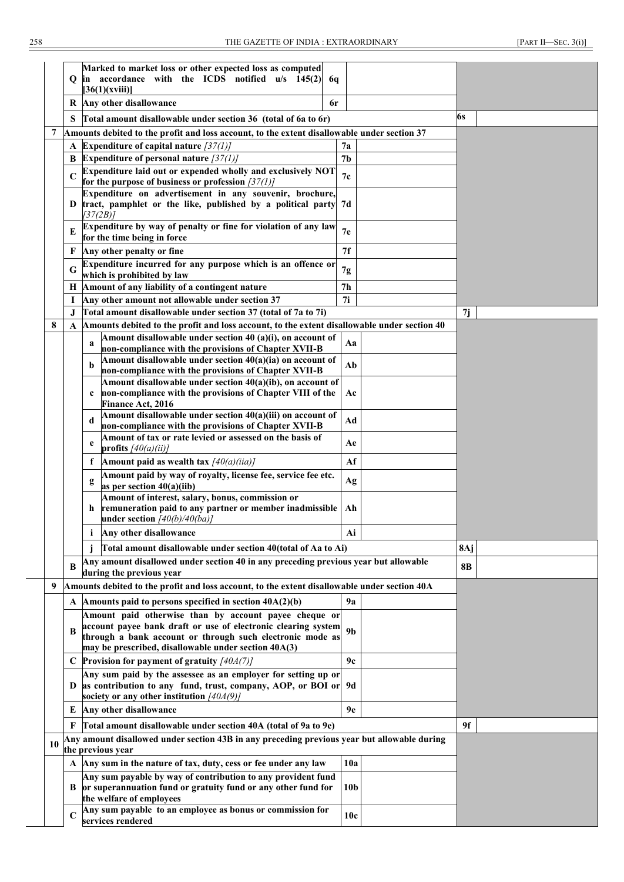| | | | | | |
|---|---|---|---|---|---|
| | Q | Marked to market loss or other expected loss as computed in accordance with the ICDS notified u/s 145(2) [36(1)(xviii)] | 6q | | |
| | R | Any other disallowance | 6r | | |
| | S | Total amount disallowable under section 36 (total of 6a to 6r) | | 6s | |
| 7 | | Amounts debited to the profit and loss account, to the extent disallowable under section 37 | | | |
| | A | Expenditure of capital nature *[37(1)]* | 7a | | |
| | B | Expenditure of personal nature *[37(1)]* | 7b | | |
| | C | Expenditure laid out or expended wholly and exclusively NOT for the purpose of business or profession *[37(1)]* | 7c | | |
| | D | Expenditure on advertisement in any souvenir, brochure, tract, pamphlet or the like, published by a political party *[37(2B)]* | 7d | | |
| | E | Expenditure by way of penalty or fine for violation of any law for the time being in force | 7e | | |
| | F | Any other penalty or fine | 7f | | |
| | G | Expenditure incurred for any purpose which is an offence or which is prohibited by law | 7g | | |
| | H | Amount of any liability of a contingent nature | 7h | | |
| | I | Any other amount not allowable under section 37 | 7i | | |
| | J | Total amount disallowable under section 37 (total of 7a to 7i) | | 7j | |
| 8 | A | Amounts debited to the profit and loss account, to the extent disallowable under section 40 | | | |
| | a | Amount disallowable under section 40 (a)(i), on account of non-compliance with the provisions of Chapter XVII-B | Aa | | |
| | b | Amount disallowable under section 40(a)(ia) on account of non-compliance with the provisions of Chapter XVII-B | Ab | | |
| | c | Amount disallowable under section 40(a)(ib), on account of non-compliance with the provisions of Chapter VIII of the Finance Act, 2016 | Ac | | |
| | d | Amount disallowable under section 40(a)(iii) on account of non-compliance with the provisions of Chapter XVII-B | Ad | | |
| | e | Amount of tax or rate levied or assessed on the basis of profits *[40(a)(ii)]* | Ae | | |
| | f | Amount paid as wealth tax *[40(a)(iia)]* | Af | | |
| | g | Amount paid by way of royalty, license fee, service fee etc. as per section 40(a)(iib) | Ag | | |
| | h | Amount of interest, salary, bonus, commission or remuneration paid to any partner or member inadmissible under section *[40(b)/40(ba)]* | Ah | | |
| | i | Any other disallowance | Ai | | |
| | j | Total amount disallowable under section 40(total of Aa to Ai) | | 8Aj | |
| | B | Any amount disallowed under section 40 in any preceding previous year but allowable during the previous year | | 8B | |
| 9 | | Amounts debited to the profit and loss account, to the extent disallowable under section 40A | | | |
| | A | Amounts paid to persons specified in section 40A(2)(b) | 9a | | |
| | B | Amount paid otherwise than by account payee cheque or account payee bank draft or use of electronic clearing system through a bank account or through such electronic mode as may be prescribed, disallowable under section 40A(3) | 9b | | |
| | C | Provision for payment of gratuity *[40A(7)]* | 9c | | |
| | D | Any sum paid by the assessee as an employer for setting up or as contribution to any fund, trust, company, AOP, or BOI or society or any other institution *[40A(9)]* | 9d | | |
| | E | Any other disallowance | 9e | | |
| | F | Total amount disallowable under section 40A (total of 9a to 9e) | | 9f | |
| 10 | | Any amount disallowed under section 43B in any preceding previous year but allowable during the previous year | | | |
| | A | Any sum in the nature of tax, duty, cess or fee under any law | 10a | | |
| | B | Any sum payable by way of contribution to any provident fund or superannuation fund or gratuity fund or any other fund for the welfare of employees | 10b | | |
| | C | Any sum payable to an employee as bonus or commission for services rendered | 10c | | |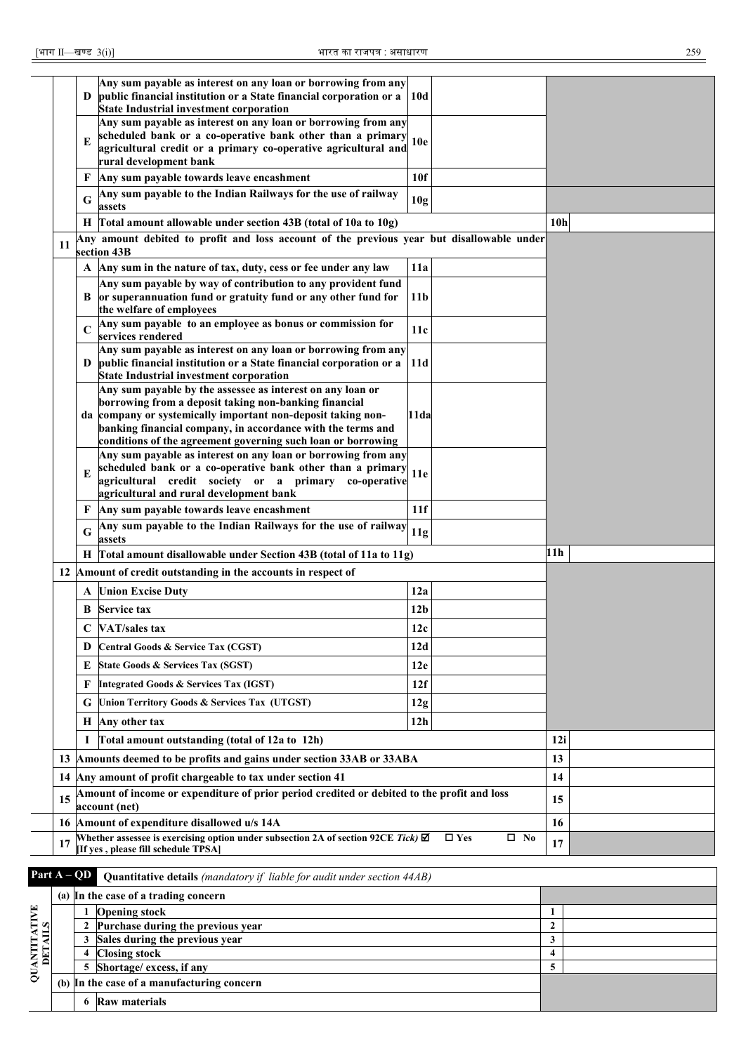| | | | | | |
|---|---|---|---|---|---|
| | D | Any sum payable as interest on any loan or borrowing from any public financial institution or a State financial corporation or a State Industrial investment corporation | 10d | | |
| | E | Any sum payable as interest on any loan or borrowing from any scheduled bank or a co-operative bank other than a primary agricultural credit or a primary co-operative agricultural and rural development bank | 10e | | |
| | F | Any sum payable towards leave encashment | 10f | | |
| | G | Any sum payable to the Indian Railways for the use of railway assets | 10g | | |
| | H | Total amount allowable under section 43B (total of 10a to 10g) | | 10h | |
| 11 | | Any amount debited to profit and loss account of the previous year but disallowable under section 43B | | | |
| | A | Any sum in the nature of tax, duty, cess or fee under any law | 11a | | |
| | B | Any sum payable by way of contribution to any provident fund or superannuation fund or gratuity fund or any other fund for the welfare of employees | 11b | | |
| | C | Any sum payable to an employee as bonus or commission for services rendered | 11c | | |
| | D | Any sum payable as interest on any loan or borrowing from any public financial institution or a State financial corporation or a State Industrial investment corporation | 11d | | |
| | da | Any sum payable by the assessee as interest on any loan or borrowing from a deposit taking non-banking financial company or systemically important non-deposit taking non-banking financial company, in accordance with the terms and conditions of the agreement governing such loan or borrowing | 11da | | |
| | E | Any sum payable as interest on any loan or borrowing from any scheduled bank or a co-operative bank other than a primary agricultural credit society or a primary co-operative agricultural and rural development bank | 11e | | |
| | F | Any sum payable towards leave encashment | 11f | | |
| | G | Any sum payable to the Indian Railways for the use of railway assets | 11g | | |
| | H | Total amount disallowable under Section 43B (total of 11a to 11g) | | 11h | |
| 12 | | Amount of credit outstanding in the accounts in respect of | | | |
| | A | Union Excise Duty | 12a | | |
| | B | Service tax | 12b | | |
| | C | VAT/sales tax | 12c | | |
| | D | Central Goods & Service Tax (CGST) | 12d | | |
| | E | State Goods & Services Tax (SGST) | 12e | | |
| | F | Integrated Goods & Services Tax (IGST) | 12f | | |
| | G | Union Territory Goods & Services Tax (UTGST) | 12g | | |
| | H | Any other tax | 12h | | |
| | I | Total amount outstanding (total of 12a to 12h) | | 12i | |
| 13 | | Amounts deemed to be profits and gains under section 33AB or 33ABA | | 13 | |
| 14 | | Any amount of profit chargeable to tax under section 41 | | 14 | |
| 15 | | Amount of income or expenditure of prior period credited or debited to the profit and loss account (net) | | 15 | |
| 16 | | Amount of expenditure disallowed u/s 14A | | 16 | |
| 17 | | Whether assessee is exercising option under subsection 2A of section 92CE *Tick)* ☑ ☐ Yes ☐ No [If yes , please fill schedule TPSA] | | 17 | |

**Part A – QD** **Quantitative details** *(mandatory if liable for audit under section 44AB)*

| QUANTITATIVE DETAILS | | | | |
|---|---|---|---|---|
| | (a) | In the case of a trading concern | | |
| | | 1 Opening stock | 1 | |
| | | 2 Purchase during the previous year | 2 | |
| | | 3 Sales during the previous year | 3 | |
| | | 4 Closing stock | 4 | |
| | | 5 Shortage/ excess, if any | 5 | |
| | (b) | In the case of a manufacturing concern | | |
| | | 6 Raw materials | | |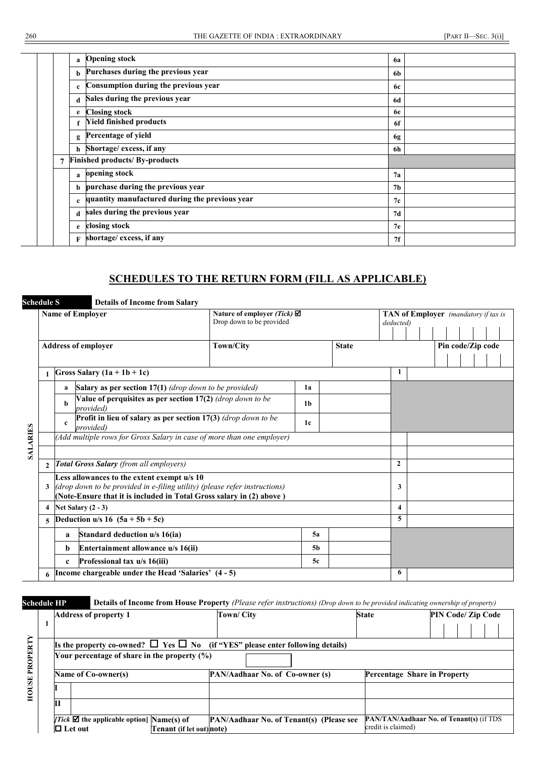| | | | | |
|---|---|---|---|---|
| | a | Opening stock | 6a | |
| | b | Purchases during the previous year | 6b | |
| | c | Consumption during the previous year | 6c | |
| | d | Sales during the previous year | 6d | |
| | e | Closing stock | 6e | |
| | f | Yield finished products | 6f | |
| | g | Percentage of yield | 6g | |
| | h | Shortage/ excess, if any | 6h | |
| 7 | | **Finished products/ By-products** | | |
| | a | opening stock | 7a | |
| | b | purchase during the previous year | 7b | |
| | c | quantity manufactured during the previous year | 7c | |
| | d | sales during the previous year | 7d | |
| | e | closing stock | 7e | |
| | F | shortage/ excess, if any | 7f | |

## SCHEDULES TO THE RETURN FORM (FILL AS APPLICABLE)

**Schedule S** — **Details of Income from Salary**

**SALARIES**

| Name of Employer | | Nature of employer *(Tick)* ☑ Drop down to be provided | | | TAN of Employer *(mandatory if tax is deducted)* | |
|---|---|---|---|---|---|---|
| **Address of employer** | | **Town/City** | | **State** | **Pin code/Zip code** | |
| 1 | **Gross Salary (1a + 1b + 1c)** | | | | 1 | |
| a | **Salary as per section 17(1)** *(drop down to be provided)* | | 1a | | | |
| b | **Value of perquisites as per section 17(2)** *(drop down to be provided)* | | 1b | | | |
| c | **Profit in lieu of salary as per section 17(3)** *(drop down to be provided)* | | 1c | | | |
| | *(Add multiple rows for Gross Salary in case of more than one employer)* | | | | | |
| | | | | | | |
| 2 | ***Total Gross Salary*** *(from all employers)* | | | | 2 | |
| 3 | **Less allowances to the extent exempt u/s 10** *(drop down to be provided in e-filing utility) (please refer instructions)* **(Note-Ensure that it is included in Total Gross salary in (2) above )** | | | | 3 | |
| 4 | **Net Salary (2 - 3)** | | | | 4 | |
| 5 | **Deduction u/s 16 (5a + 5b + 5c)** | | | | 5 | |
| a | **Standard deduction u/s 16(ia)** | | 5a | | | |
| b | **Entertainment allowance u/s 16(ii)** | | 5b | | | |
| c | **Professional tax u/s 16(iii)** | | 5c | | | |
| 6 | **Income chargeable under the Head 'Salaries' (4 - 5)** | | | | 6 | |

**Schedule HP** — **Details of Income from House Property** *(Please refer instructions) (Drop down to be provided indicating ownership of property)*

**HOUSE PROPERTY**

| 1 | **Address of property 1** | | **Town/ City** | **State** | **PIN Code/ Zip Code** |
|---|---|---|---|---|---|
| | **Is the property co-owned?** ☐ **Yes** ☐ **No (if "YES" please enter following details)** | | | | |
| | **Your percentage of share in the property (%)** | | | | |
| | **Name of Co-owner(s)** | | **PAN/Aadhaar No. of Co-owner (s)** | **Percentage Share in Property** | |
| | **I** | | | | |
| | **II** | | | | |
| | *[Tick* ☑ **the applicable option]** ☐ **Let out** | **Name(s) of Tenant (if let out)** | **PAN/Aadhaar No. of Tenant(s) (Please see note)** | **PAN/TAN/Aadhaar No. of Tenant(s)** (if TDS credit is claimed) | |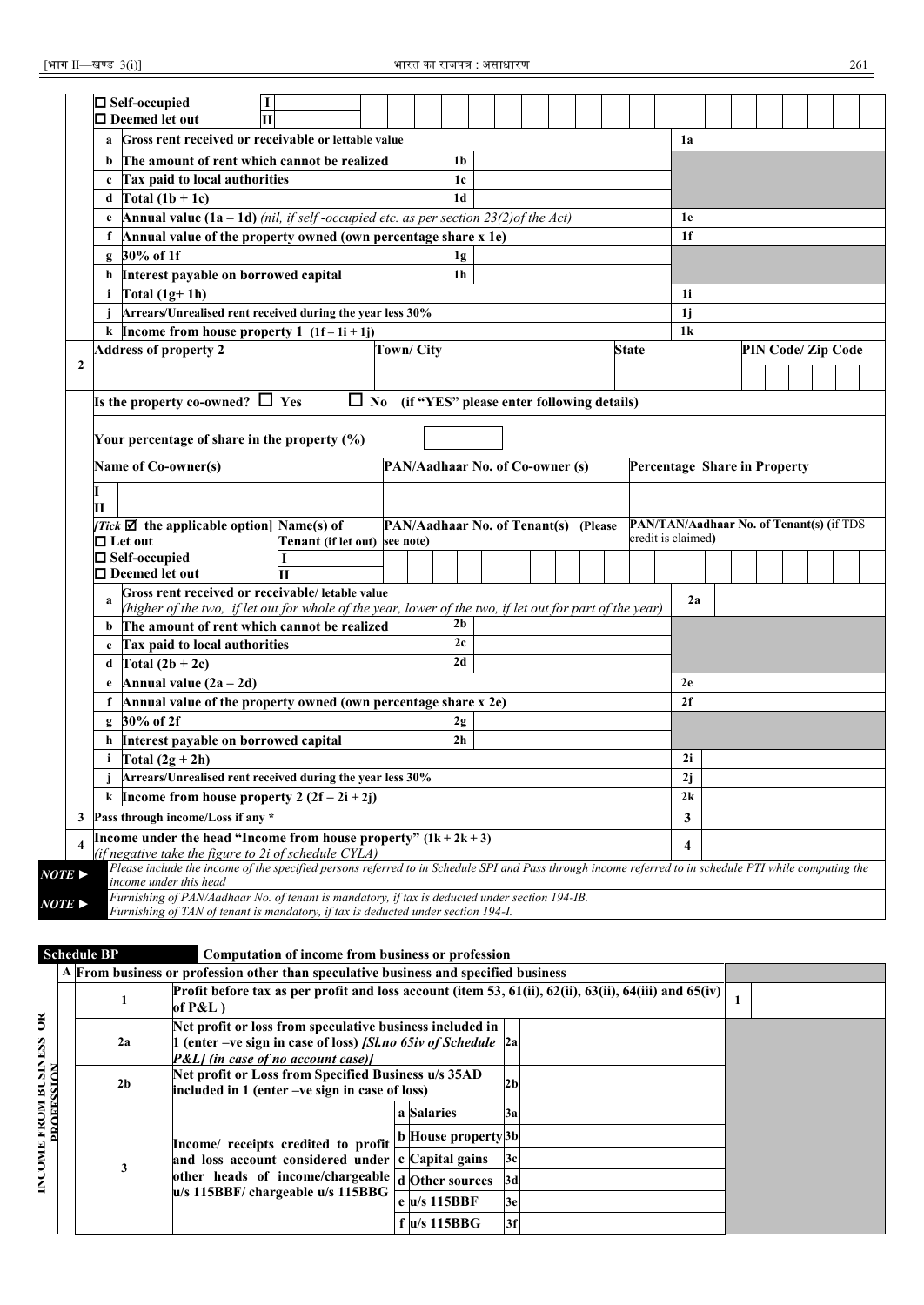| | | | | |
|---|---|---|---|---|
| | ☐ Self-occupied ☐ Deemed let out | I / II | | |
| | a | Gross rent received or receivable or lettable value | | 1a |
| | b | The amount of rent which cannot be realized | 1b | |
| | c | Tax paid to local authorities | 1c | |
| | d | Total (1b + 1c) | 1d | |
| | e | Annual value (1a – 1d) *(nil, if self -occupied etc. as per section 23(2)of the Act)* | | 1e |
| | f | Annual value of the property owned (own percentage share x 1e) | | 1f |
| | g | 30% of 1f | 1g | |
| | h | Interest payable on borrowed capital | 1h | |
| | i | Total (1g+ 1h) | | 1i |
| | j | Arrears/Unrealised rent received during the year less 30% | | 1j |
| | k | Income from house property 1 (1f – 1i + 1j) | | 1k |

| | | | | |
|---|---|---|---|---|
| **2** | Address of property 2 | Town/ City | State | PIN Code/ Zip Code |
| | Is the property co-owned? ☐ Yes ☐ No (if "YES" please enter following details) | | | |
| | Your percentage of share in the property (%) | | | |
| | Name of Co-owner(s) | PAN/Aadhaar No. of Co-owner (s) | Percentage Share in Property | |
| | I | | | |
| | II | | | |
| | *[Tick ☑ the applicable option]* ☐ Let out ☐ Self-occupied ☐ Deemed let out | Name(s) of Tenant (if let out) I / II | PAN/Aadhaar No. of Tenant(s) (Please see note) | PAN/TAN/Aadhaar No. of Tenant(s) (if TDS credit is claimed) |

| | | | | |
|---|---|---|---|---|
| a | Gross rent received or receivable/ letable value *(higher of the two, if let out for whole of the year, lower of the two, if let out for part of the year)* | | 2a | |
| b | The amount of rent which cannot be realized | 2b | | |
| c | Tax paid to local authorities | 2c | | |
| d | Total (2b + 2c) | 2d | | |
| e | Annual value (2a – 2d) | | 2e | |
| f | Annual value of the property owned (own percentage share x 2e) | | 2f | |
| g | 30% of 2f | 2g | | |
| h | Interest payable on borrowed capital | 2h | | |
| i | Total (2g + 2h) | | 2i | |
| j | Arrears/Unrealised rent received during the year less 30% | | 2j | |
| k | Income from house property 2 (2f – 2i + 2j) | | 2k | |
| **3** | Pass through income/Loss if any * | | 3 | |
| **4** | Income under the head "Income from house property" (1k + 2k + 3) *(if negative take the figure to 2i of schedule CYLA)* | | 4 | |

*NOTE ►* *Please include the income of the specified persons referred to in Schedule SPI and Pass through income referred to in schedule PTI while computing the income under this head*

*NOTE ►* *Furnishing of PAN/Aadhaar No. of tenant is mandatory, if tax is deducted under section 194-IB. Furnishing of TAN of tenant is mandatory, if tax is deducted under section 194-I.*

## Schedule BP — Computation of income from business or profession

INCOME FROM BUSINESS OR PROFESSION

| | | | | |
|---|---|---|---|---|
| **A** | From business or profession other than speculative business and specified business | | | |
| 1 | Profit before tax as per profit and loss account (item 53, 61(ii), 62(ii), 63(ii), 64(iii) and 65(iv) of P&L ) | | | 1 |
| 2a | Net profit or loss from speculative business included in 1 (enter –ve sign in case of loss) *[Sl.no 65iv of Schedule P&L] (in case of no account case)]* | 2a | | |
| 2b | Net profit or Loss from Specified Business u/s 35AD included in 1 (enter –ve sign in case of loss) | 2b | | |
| 3 | Income/ receipts credited to profit and loss account considered under other heads of income/chargeable u/s 115BBF/ chargeable u/s 115BBG | a Salaries | 3a | |
| | | b House property | 3b | |
| | | c Capital gains | 3c | |
| | | d Other sources | 3d | |
| | | e u/s 115BBF | 3e | |
| | | f u/s 115BBG | 3f | |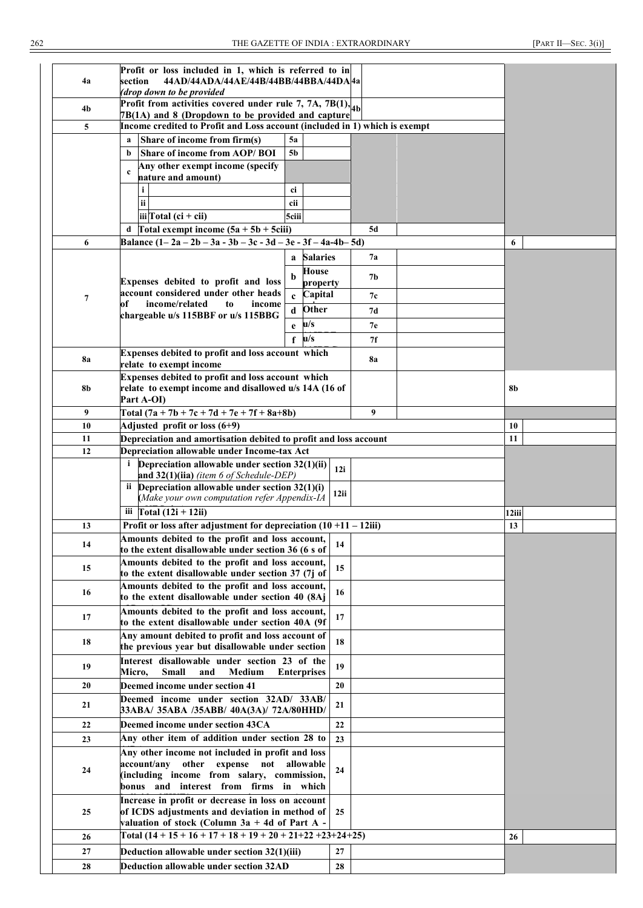| | | | | | | |
|---|---|---|---|---|---|---|
| 4a | **Profit or loss included in 1, which is referred to in section 44AD/44ADA/44AE/44B/44BB/44BBA/44DA** *(drop down to be provided* | 4a | | | | |
| 4b | **Profit from activities covered under rule 7, 7A, 7B(1), 7B(1A) and 8 (Dropdown to be provided and capture** | 4b | | | | |
| 5 | **Income credited to Profit and Loss account (included in 1) which is exempt** | | | | | |
| | **a** Share of income from firm(s) | 5a | | | | |
| | **b** Share of income from AOP/ BOI | 5b | | | | |
| | **c** Any other exempt income (specify nature and amount) | | | | | |
| | i | ci | | | | |
| | ii | cii | | | | |
| | iii Total (ci + cii) | 5ciii | | | | |
| | **d** Total exempt income (5a + 5b + 5ciii) | | | 5d | | |
| 6 | **Balance (1– 2a – 2b – 3a - 3b – 3c - 3d – 3e - 3f – 4a-4b– 5d)** | | | | 6 | |
| 7 | **Expenses debited to profit and loss account considered under other heads of income/related to income chargeable u/s 115BBF or u/s 115BBG** | a | Salaries | 7a | | |
| | | b | House property | 7b | | |
| | | c | Capital | 7c | | |
| | | d | Other | 7d | | |
| | | e | u/s | 7e | | |
| | | f | u/s | 7f | | |
| 8a | **Expenses debited to profit and loss account which relate to exempt income** | | | 8a | | |
| 8b | **Expenses debited to profit and loss account which relate to exempt income and disallowed u/s 14A (16 of Part A-OI)** | | | | 8b | |
| 9 | **Total (7a + 7b + 7c + 7d + 7e + 7f + 8a+8b)** | | | 9 | | |
| 10 | **Adjusted profit or loss (6+9)** | | | | 10 | |
| 11 | **Depreciation and amortisation debited to profit and loss account** | | | | 11 | |
| 12 | **Depreciation allowable under Income-tax Act** | | | | | |
| | **i** Depreciation allowable under section 32(1)(ii) and 32(1)(iia) *(item 6 of Schedule-DEP)* | 12i | | | | |
| | **ii** Depreciation allowable under section 32(1)(i) *(Make your own computation refer Appendix-IA* | 12ii | | | | |
| | **iii** Total (12i + 12ii) | | | | 12iii | |
| 13 | **Profit or loss after adjustment for depreciation (10 +11 – 12iii)** | | | | 13 | |
| 14 | **Amounts debited to the profit and loss account, to the extent disallowable under section 36 (6 s of** | 14 | | | | |
| 15 | **Amounts debited to the profit and loss account, to the extent disallowable under section 37 (7j of** | 15 | | | | |
| 16 | **Amounts debited to the profit and loss account, to the extent disallowable under section 40 (8Aj** | 16 | | | | |
| 17 | **Amounts debited to the profit and loss account, to the extent disallowable under section 40A (9f** | 17 | | | | |
| 18 | **Any amount debited to profit and loss account of the previous year but disallowable under section** | 18 | | | | |
| 19 | **Interest disallowable under section 23 of the Micro, Small and Medium Enterprises** | 19 | | | | |
| 20 | **Deemed income under section 41** | 20 | | | | |
| 21 | **Deemed income under section 32AD/ 33AB/ 33ABA/ 35ABA /35ABB/ 40A(3A)/ 72A/80HHD/** | 21 | | | | |
| 22 | **Deemed income under section 43CA** | 22 | | | | |
| 23 | **Any other item of addition under section 28 to** | 23 | | | | |
| 24 | **Any other income not included in profit and loss account/any other expense not allowable (including income from salary, commission, bonus and interest from firms in which** | 24 | | | | |
| 25 | **Increase in profit or decrease in loss on account of ICDS adjustments and deviation in method of valuation of stock (Column 3a + 4d of Part A -** | 25 | | | | |
| 26 | **Total (14 + 15 + 16 + 17 + 18 + 19 + 20 + 21+22 +23+24+25)** | | | | 26 | |
| 27 | **Deduction allowable under section 32(1)(iii)** | 27 | | | | |
| 28 | **Deduction allowable under section 32AD** | 28 | | | | |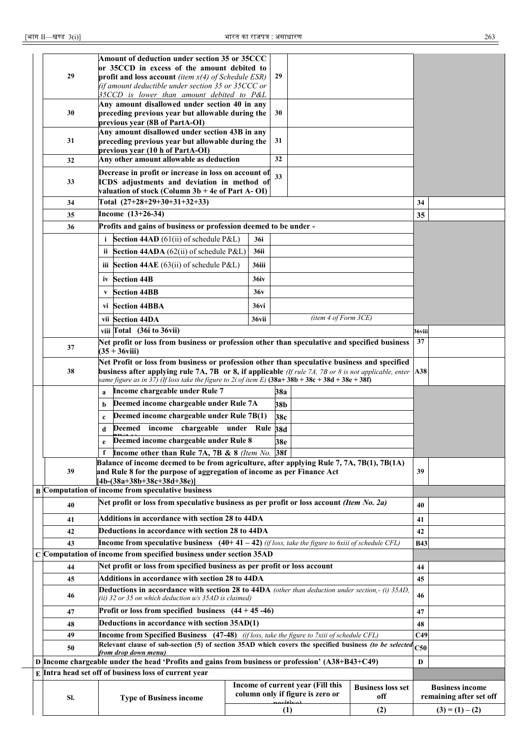| | | | | | |
|---|---|---|---|---|---|
| 29 | **Amount of deduction under section 35 or 35CCC or 35CCD in excess of the amount debited to profit and loss account** *(item x(4) of Schedule ESR) (if amount deductible under section 35 or 35CCC or 35CCD is lower than amount debited to P&L* | 29 | | | |
| 30 | **Any amount disallowed under section 40 in any preceding previous year but allowable during the previous year (8B of PartA-OI)** | 30 | | | |
| 31 | **Any amount disallowed under section 43B in any preceding previous year but allowable during the previous year (10 h of PartA-OI)** | 31 | | | |
| 32 | **Any other amount allowable as deduction** | 32 | | | |
| 33 | **Decrease in profit or increase in loss on account of ICDS adjustments and deviation in method of valuation of stock (Column 3b + 4e of Part A- OI)** | 33 | | | |
| 34 | **Total (27+28+29+30+31+32+33)** | | | 34 | |
| 35 | **Income (13+26-34)** | | | 35 | |
| 36 | **Profits and gains of business or profession deemed to be under -** | | | | |
| | i **Section 44AD** (61(ii) of schedule P&L) | 36i | | | |
| | ii **Section 44ADA** (62(ii) of schedule P&L) | 36ii | | | |
| | iii **Section 44AE** (63(ii) of schedule P&L) | 36iii | | | |
| | iv **Section 44B** | 36iv | | | |
| | v **Section 44BB** | 36v | | | |
| | vi **Section 44BBA** | 36vi | | | |
| | vii **Section 44DA** | 36vii | *(item 4 of Form 3CE)* | | |
| | viii **Total (36i to 36vii)** | | | 36viii | |
| 37 | **Net profit or loss from business or profession other than speculative and specified business (35 + 36viii)** | | | 37 | |
| 38 | **Net Profit or loss from business or profession other than speculative business and specified business after applying rule 7A, 7B or 8, if applicable** *(If rule 7A, 7B or 8 is not applicable, enter same figure as in 37) (If loss take the figure to 2i of item E)* **(38a+ 38b + 38c + 38d + 38e + 38f)** | | | A38 | |
| | a **Income chargeable under Rule 7** | 38a | | | |
| | b **Deemed income chargeable under Rule 7A** | 38b | | | |
| | c **Deemed income chargeable under Rule 7B(1)** | 38c | | | |
| | d **Deemed income chargeable under Rule 7B(1A)** | 38d | | | |
| | e **Deemed income chargeable under Rule 8** | 38e | | | |
| | f **Income other than Rule 7A, 7B & 8** *(Item No. 37)* | 38f | | | |
| 39 | **Balance of income deemed to be from agriculture, after applying Rule 7, 7A, 7B(1), 7B(1A) and Rule 8 for the purpose of aggregation of income as per Finance Act [4b-(38a+38b+38c+38d+38e)]** | | | 39 | |
| **B** | **Computation of income from speculative business** | | | | |
| 40 | **Net profit or loss from speculative business as per profit or loss account** *(Item No. 2a)* | | | 40 | |
| 41 | **Additions in accordance with section 28 to 44DA** | | | 41 | |
| 42 | **Deductions in accordance with section 28 to 44DA** | | | 42 | |
| 43 | **Income from speculative business (40+ 41 – 42)** *(if loss, take the figure to 6xiii of schedule CFL)* | | | B43 | |
| **C** | **Computation of income from specified business under section 35AD** | | | | |
| 44 | **Net profit or loss from specified business as per profit or loss account** | | | 44 | |
| 45 | **Additions in accordance with section 28 to 44DA** | | | 45 | |
| 46 | **Deductions in accordance with section 28 to 44DA** *(other than deduction under section,- (i) 35AD, (ii) 32 or 35 on which deduction u/s 35AD is claimed)* | | | 46 | |
| 47 | **Profit or loss from specified business (44 + 45 -46)** | | | 47 | |
| 48 | **Deductions in accordance with section 35AD(1)** | | | 48 | |
| 49 | **Income from Specified Business (47-48)** *(if loss, take the figure to 7xiii of schedule CFL)* | | | C49 | |
| 50 | **Relevant clause of sub-section (5) of section 35AD which covers the specified business** *(to be selected from drop down menu)* | | | C50 | |
| **D** | **Income chargeable under the head 'Profits and gains from business or profession' (A38+B43+C49)** | | | D | |
| **E** | **Intra head set off of business loss of current year** | | | | |
| **Sl.** | **Type of Business income** | | **Income of current year (Fill this column only if figure is zero or positive)** | **Business loss set off** | **Business income remaining after set off** |
| | | | **(1)** | **(2)** | **(3) = (1) – (2)** |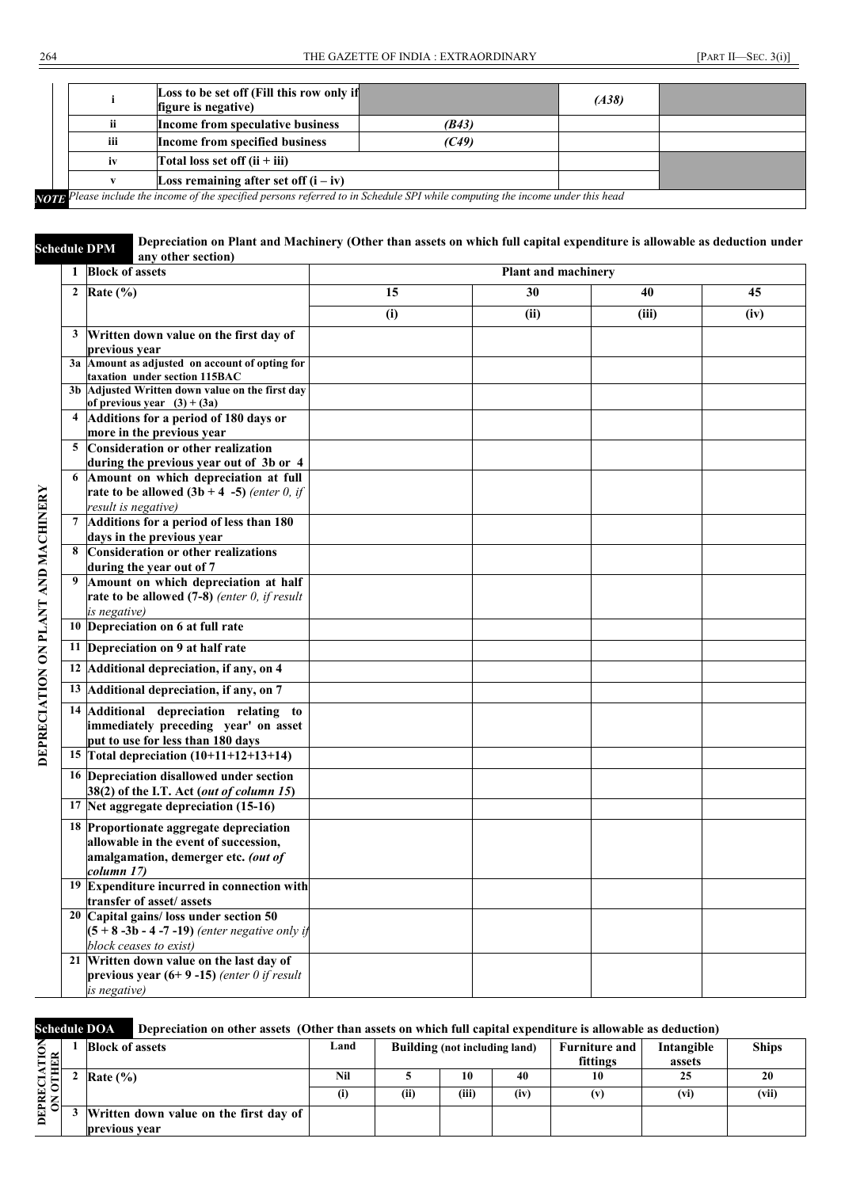| | | | | |
|---|---|---|---|---|
| i | **Loss to be set off (Fill this row only if figure is negative)** | | *(A38)* | |
| ii | **Income from speculative business** | *(B43)* | | |
| iii | **Income from specified business** | *(C49)* | | |
| iv | **Total loss set off (ii + iii)** | | | |
| v | **Loss remaining after set off (i – iv)** | | | |

***NOTE*** *Please include the income of the specified persons referred to in Schedule SPI while computing the income under this head*

## Schedule DPM — Depreciation on Plant and Machinery (Other than assets on which full capital expenditure is allowable as deduction under any other section)

**DEPRECIATION ON PLANT AND MACHINERY**

| | | | | | |
|---|---|---|---|---|---|
| 1 | **Block of assets** | **Plant and machinery** | | | |
| 2 | **Rate (%)** | **15** | **30** | **40** | **45** |
| | | **(i)** | **(ii)** | **(iii)** | **(iv)** |
| 3 | **Written down value on the first day of previous year** | | | | |
| 3a | **Amount as adjusted on account of opting for taxation under section 115BAC** | | | | |
| 3b | **Adjusted Written down value on the first day of previous year (3) + (3a)** | | | | |
| 4 | **Additions for a period of 180 days or more in the previous year** | | | | |
| 5 | **Consideration or other realization during the previous year out of 3b or 4** | | | | |
| 6 | **Amount on which depreciation at full rate to be allowed (3b + 4 -5)** *(enter 0, if result is negative)* | | | | |
| 7 | **Additions for a period of less than 180 days in the previous year** | | | | |
| 8 | **Consideration or other realizations during the year out of 7** | | | | |
| 9 | **Amount on which depreciation at half rate to be allowed (7-8)** *(enter 0, if result is negative)* | | | | |
| 10 | **Depreciation on 6 at full rate** | | | | |
| 11 | **Depreciation on 9 at half rate** | | | | |
| 12 | **Additional depreciation, if any, on 4** | | | | |
| 13 | **Additional depreciation, if any, on 7** | | | | |
| 14 | **Additional depreciation relating to immediately preceding year' on asset put to use for less than 180 days** | | | | |
| 15 | **Total depreciation (10+11+12+13+14)** | | | | |
| 16 | **Depreciation disallowed under section 38(2) of the I.T. Act (*out of column 15*)** | | | | |
| 17 | **Net aggregate depreciation (15-16)** | | | | |
| 18 | **Proportionate aggregate depreciation allowable in the event of succession, amalgamation, demerger etc. *(out of column 17)*** | | | | |
| 19 | **Expenditure incurred in connection with transfer of asset/ assets** | | | | |
| 20 | **Capital gains/ loss under section 50 (5 + 8 -3b - 4 -7 -19)** *(enter negative only if block ceases to exist)* | | | | |
| 21 | **Written down value on the last day of previous year (6+ 9 -15)** *(enter 0 if result is negative)* | | | | |

## Schedule DOA — Depreciation on other assets (Other than assets on which full capital expenditure is allowable as deduction)

**DEPRECIATION ON OTHER**

| | | | | | | | | |
|---|---|---|---|---|---|---|---|---|
| 1 | **Block of assets** | **Land** | **Building (not including land)** | | | **Furniture and fittings** | **Intangible assets** | **Ships** |
| 2 | **Rate (%)** | **Nil** | **5** | **10** | **40** | **10** | **25** | **20** |
| | | **(i)** | **(ii)** | **(iii)** | **(iv)** | **(v)** | **(vi)** | **(vii)** |
| 3 | **Written down value on the first day of previous year** | | | | | | | |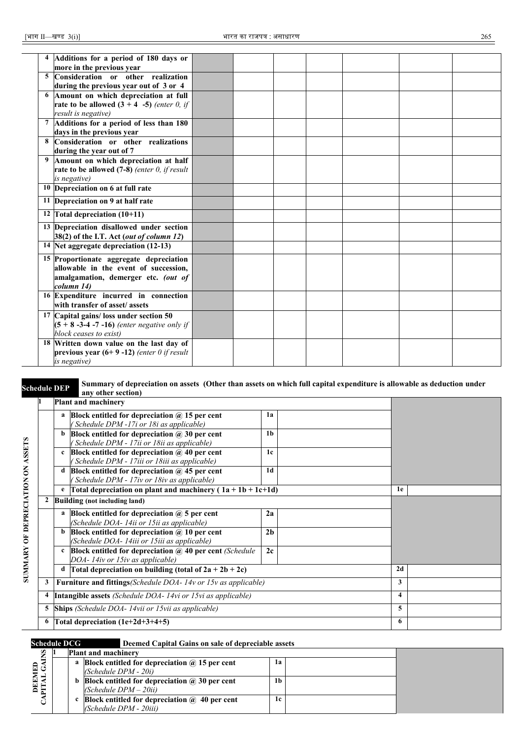| | | | | | | | | |
|---|---|---|---|---|---|---|---|---|
| 4 | **Additions for a period of 180 days or more in the previous year** | | | | | | | |
| 5 | **Consideration or other realization during the previous year out of 3 or 4** | | | | | | | |
| 6 | **Amount on which depreciation at full rate to be allowed (3 + 4 -5)** *(enter 0, if result is negative)* | | | | | | | |
| 7 | **Additions for a period of less than 180 days in the previous year** | | | | | | | |
| 8 | **Consideration or other realizations during the year out of 7** | | | | | | | |
| 9 | **Amount on which depreciation at half rate to be allowed (7-8)** *(enter 0, if result is negative)* | | | | | | | |
| 10 | **Depreciation on 6 at full rate** | | | | | | | |
| 11 | **Depreciation on 9 at half rate** | | | | | | | |
| 12 | **Total depreciation (10+11)** | | | | | | | |
| 13 | **Depreciation disallowed under section 38(2) of the I.T. Act (*out of column 12*)** | | | | | | | |
| 14 | **Net aggregate depreciation (12-13)** | | | | | | | |
| 15 | **Proportionate aggregate depreciation allowable in the event of succession, amalgamation, demerger etc. *(out of column 14)*** | | | | | | | |
| 16 | **Expenditure incurred in connection with transfer of asset/ assets** | | | | | | | |
| 17 | **Capital gains/ loss under section 50 (5 + 8 -3-4 -7 -16)** *(enter negative only if block ceases to exist)* | | | | | | | |
| 18 | **Written down value on the last day of previous year (6+ 9 -12)** *(enter 0 if result is negative)* | | | | | | | |

**Schedule DEP** — **Summary of depreciation on assets (Other than assets on which full capital expenditure is allowable as deduction under any other section)**

**SUMMARY OF DEPRECIATION ON ASSETS**

| | | | | | | |
|---|---|---|---|---|---|---|
| 1 | | **Plant and machinery** | | | | |
| | a | **Block entitled for depreciation @ 15 per cent** *( Schedule DPM -17i or 18i as applicable)* | 1a | | | |
| | b | **Block entitled for depreciation @ 30 per cent** *( Schedule DPM - 17ii or 18ii as applicable)* | 1b | | | |
| | c | **Block entitled for depreciation @ 40 per cent** *( Schedule DPM - 17iii or 18iii as applicable)* | 1c | | | |
| | d | **Block entitled for depreciation @ 45 per cent** *( Schedule DPM - 17iv or 18iv as applicable)* | 1d | | | |
| | e | **Total depreciation on plant and machinery ( 1a + 1b + 1c+1d)** | | | 1e | |
| 2 | | **Building (not including land)** | | | | |
| | a | **Block entitled for depreciation @ 5 per cent** *(Schedule DOA- 14ii or 15ii as applicable)* | 2a | | | |
| | b | **Block entitled for depreciation @ 10 per cent** *(Schedule DOA- 14iii or 15iii as applicable)* | 2b | | | |
| | c | **Block entitled for depreciation @ 40 per cent** *(Schedule DOA- 14iv or 15iv as applicable)* | 2c | | | |
| | d | **Total depreciation on building (total of 2a + 2b + 2c)** | | | 2d | |
| 3 | | **Furniture and fittings***(Schedule DOA- 14v or 15v as applicable)* | | | 3 | |
| 4 | | **Intangible assets** *(Schedule DOA- 14vi or 15vi as applicable)* | | | 4 | |
| 5 | | **Ships** *(Schedule DOA- 14vii or 15vii as applicable)* | | | 5 | |
| 6 | | **Total depreciation (1e+2d+3+4+5)** | | | 6 | |

**Schedule DCG** — **Deemed Capital Gains on sale of depreciable assets**

**DEEMED CAPITAL GAINS**

| | | | | | |
|---|---|---|---|---|---|
| 1 | | **Plant and machinery** | | | |
| | a | **Block entitled for depreciation @ 15 per cent** *(Schedule DPM - 20i)* | 1a | | |
| | b | **Block entitled for depreciation @ 30 per cent** *(Schedule DPM – 20ii)* | 1b | | |
| | c | **Block entitled for depreciation @ 40 per cent** *(Schedule DPM - 20iii)* | 1c | | |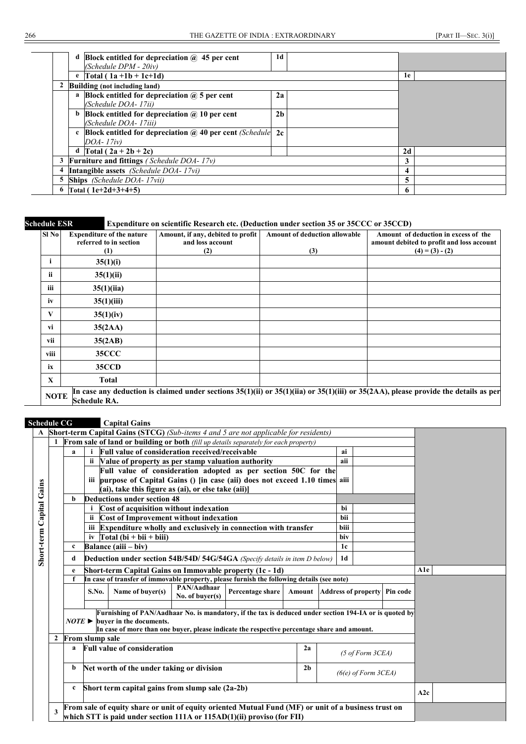| | | | | | |
|---|---|---|---|---|---|
| | d | Block entitled for depreciation @ 45 per cent *(Schedule DPM - 20iv)* | 1d | | |
| | e | Total ( 1a +1b + 1c+1d) | | 1e | |
| 2 | | Building (not including land) | | | |
| | a | Block entitled for depreciation @ 5 per cent *(Schedule DOA- 17ii)* | 2a | | |
| | b | Block entitled for depreciation @ 10 per cent *(Schedule DOA- 17iii)* | 2b | | |
| | c | Block entitled for depreciation @ 40 per cent *(Schedule DOA- 17iv)* | 2c | | |
| | d | Total ( 2a + 2b + 2c) | | 2d | |
| 3 | | Furniture and fittings *( Schedule DOA- 17v)* | | 3 | |
| 4 | | Intangible assets *(Schedule DOA- 17vi)* | | 4 | |
| 5 | | Ships *(Schedule DOA- 17vii)* | | 5 | |
| 6 | | Total ( 1e+2d+3+4+5) | | 6 | |

**Schedule ESR** **Expenditure on scientific Research etc. (Deduction under section 35 or 35CCC or 35CCD)**

| Sl No | Expenditure of the nature referred to in section (1) | Amount, if any, debited to profit and loss account (2) | Amount of deduction allowable (3) | Amount of deduction in excess of the amount debited to profit and loss account (4) = (3) - (2) |
|---|---|---|---|---|
| i | 35(1)(i) | | | |
| ii | 35(1)(ii) | | | |
| iii | 35(1)(iia) | | | |
| iv | 35(1)(iii) | | | |
| V | 35(1)(iv) | | | |
| vi | 35(2AA) | | | |
| vii | 35(2AB) | | | |
| viii | 35CCC | | | |
| ix | 35CCD | | | |
| X | Total | | | |
| NOTE | In case any deduction is claimed under sections 35(1)(ii) or 35(1)(iia) or 35(1)(iii) or 35(2AA), please provide the details as per Schedule RA. | | | |

**Schedule CG** **Capital Gains**

**Short-term Capital Gains**

| | | | | | | |
|---|---|---|---|---|---|---|
| A | | | Short-term Capital Gains (STCG) *(Sub-items 4 and 5 are not applicable for residents)* | | | |
| | 1 | | From sale of land or building or both *(fill up details separately for each property)* | | | |
| | | a | i Full value of consideration received/receivable | ai | | |
| | | | ii Value of property as per stamp valuation authority | aii | | |
| | | | iii Full value of consideration adopted as per section 50C for the purpose of Capital Gains () [in case (aii) does not exceed 1.10 times (ai), take this figure as (ai), or else take (aii)] | aiii | | |
| | | b | Deductions under section 48 | | | |
| | | | i Cost of acquisition without indexation | bi | | |
| | | | ii Cost of Improvement without indexation | bii | | |
| | | | iii Expenditure wholly and exclusively in connection with transfer | biii | | |
| | | | iv Total (bi + bii + biii) | biv | | |
| | | c | Balance (aiii – biv) | 1c | | |
| | | d | Deduction under section 54B/54D/ 54G/54GA *(Specify details in item D below)* | 1d | | |
| | | e | Short-term Capital Gains on Immovable property (1c - 1d) | | A1e | |
| | | f | In case of transfer of immovable property, please furnish the following details (see note) | | | |

| S.No. | Name of buyer(s) | PAN/Aadhaar No. of buyer(s) | Percentage share | Amount | Address of property | Pin code |
|---|---|---|---|---|---|---|
| | | | | | | |

*NOTE* ► Furnishing of PAN/Aadhaar No. is mandatory, if the tax is deduced under section 194-IA or is quoted by buyer in the documents.
In case of more than one buyer, please indicate the respective percentage share and amount.

| | | | | | |
|---|---|---|---|---|---|
| 2 | | From slump sale | | | |
| | a | Full value of consideration | 2a | *(5 of Form 3CEA)* | |
| | b | Net worth of the under taking or division | 2b | *(6(e) of Form 3CEA)* | |
| | c | Short term capital gains from slump sale (2a-2b) | | | A2c |
| 3 | | From sale of equity share or unit of equity oriented Mutual Fund (MF) or unit of a business trust on which STT is paid under section 111A or 115AD(1)(ii) proviso (for FII) | | | |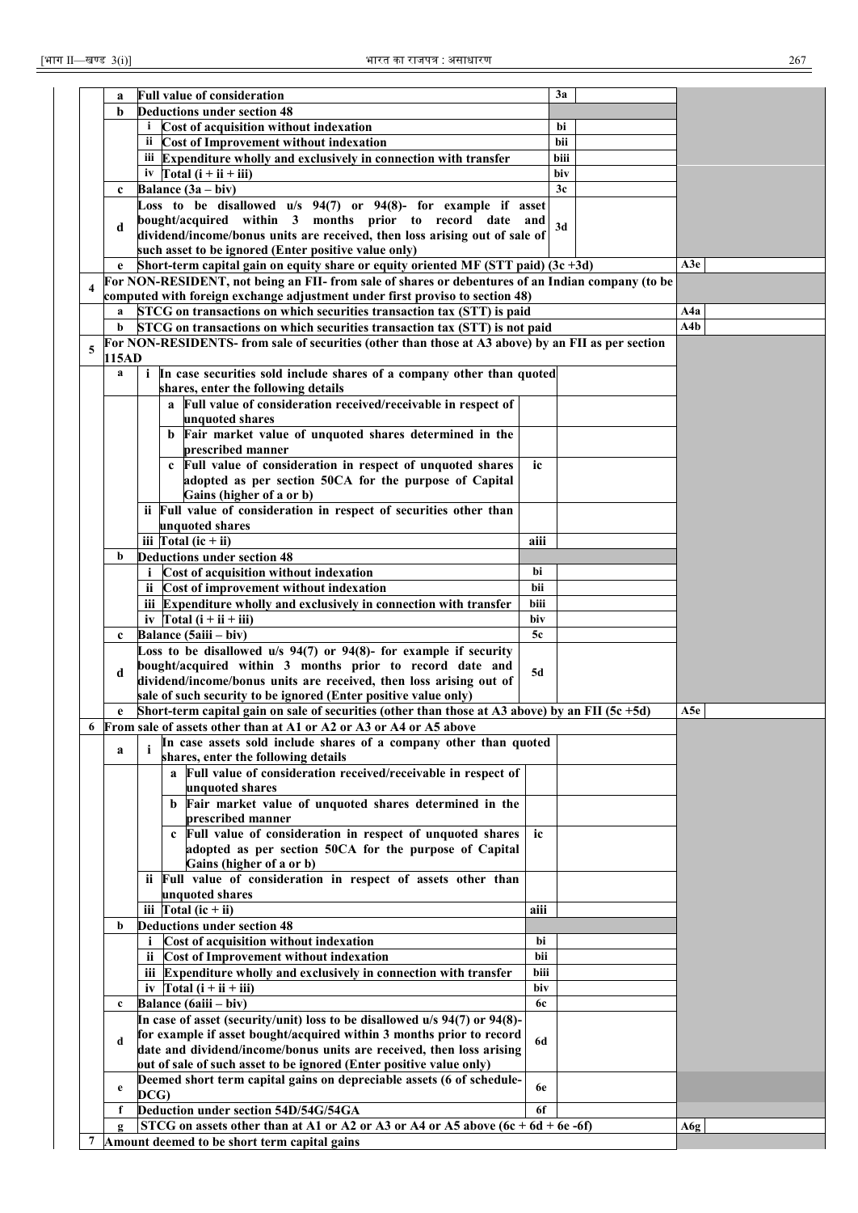| | | | | | | |
|---|---|---|---|---|---|---|
| | a | Full value of consideration | | 3a | | |
| | b | Deductions under section 48 | | | | |
| | | i Cost of acquisition without indexation | | bi | | |
| | | ii Cost of Improvement without indexation | | bii | | |
| | | iii Expenditure wholly and exclusively in connection with transfer | | biii | | |
| | | iv Total (i + ii + iii) | | biv | | |
| | c | Balance (3a – biv) | | 3c | | |
| | d | Loss to be disallowed u/s 94(7) or 94(8)- for example if asset bought/acquired within 3 months prior to record date and dividend/income/bonus units are received, then loss arising out of sale of such asset to be ignored (Enter positive value only) | | 3d | | |
| | e | Short-term capital gain on equity share or equity oriented MF (STT paid) (3c +3d) | | | A3e | |
| 4 | | For NON-RESIDENT, not being an FII- from sale of shares or debentures of an Indian company (to be computed with foreign exchange adjustment under first proviso to section 48) | | | | |
| | a | STCG on transactions on which securities transaction tax (STT) is paid | | | A4a | |
| | b | STCG on transactions on which securities transaction tax (STT) is not paid | | | A4b | |
| 5 | | For NON-RESIDENTS- from sale of securities (other than those at A3 above) by an FII as per section 115AD | | | | |
| | a | i In case securities sold include shares of a company other than quoted shares, enter the following details | | | | |
| | | a Full value of consideration received/receivable in respect of unquoted shares | | | | |
| | | b Fair market value of unquoted shares determined in the prescribed manner | | | | |
| | | c Full value of consideration in respect of unquoted shares adopted as per section 50CA for the purpose of Capital Gains (higher of a or b) | ic | | | |
| | | ii Full value of consideration in respect of securities other than unquoted shares | | | | |
| | | iii Total (ic + ii) | aiii | | | |
| | b | Deductions under section 48 | | | | |
| | | i Cost of acquisition without indexation | bi | | | |
| | | ii Cost of improvement without indexation | bii | | | |
| | | iii Expenditure wholly and exclusively in connection with transfer | biii | | | |
| | | iv Total (i + ii + iii) | biv | | | |
| | c | Balance (5aiii – biv) | 5c | | | |
| | d | Loss to be disallowed u/s 94(7) or 94(8)- for example if security bought/acquired within 3 months prior to record date and dividend/income/bonus units are received, then loss arising out of sale of such security to be ignored (Enter positive value only) | 5d | | | |
| | e | Short-term capital gain on sale of securities (other than those at A3 above) by an FII (5c +5d) | | | A5e | |
| 6 | | From sale of assets other than at A1 or A2 or A3 or A4 or A5 above | | | | |
| | a | i In case assets sold include shares of a company other than quoted shares, enter the following details | | | | |
| | | a Full value of consideration received/receivable in respect of unquoted shares | | | | |
| | | b Fair market value of unquoted shares determined in the prescribed manner | | | | |
| | | c Full value of consideration in respect of unquoted shares adopted as per section 50CA for the purpose of Capital Gains (higher of a or b) | ic | | | |
| | | ii Full value of consideration in respect of assets other than unquoted shares | | | | |
| | | iii Total (ic + ii) | aiii | | | |
| | b | Deductions under section 48 | | | | |
| | | i Cost of acquisition without indexation | bi | | | |
| | | ii Cost of Improvement without indexation | bii | | | |
| | | iii Expenditure wholly and exclusively in connection with transfer | biii | | | |
| | | iv Total (i + ii + iii) | biv | | | |
| | c | Balance (6aiii – biv) | 6c | | | |
| | d | In case of asset (security/unit) loss to be disallowed u/s 94(7) or 94(8)- for example if asset bought/acquired within 3 months prior to record date and dividend/income/bonus units are received, then loss arising out of sale of such asset to be ignored (Enter positive value only) | 6d | | | |
| | e | Deemed short term capital gains on depreciable assets (6 of schedule-DCG) | 6e | | | |
| | f | Deduction under section 54D/54G/54GA | 6f | | | |
| | g | STCG on assets other than at A1 or A2 or A3 or A4 or A5 above (6c + 6d + 6e -6f) | | | A6g | |
| 7 | | Amount deemed to be short term capital gains | | | | |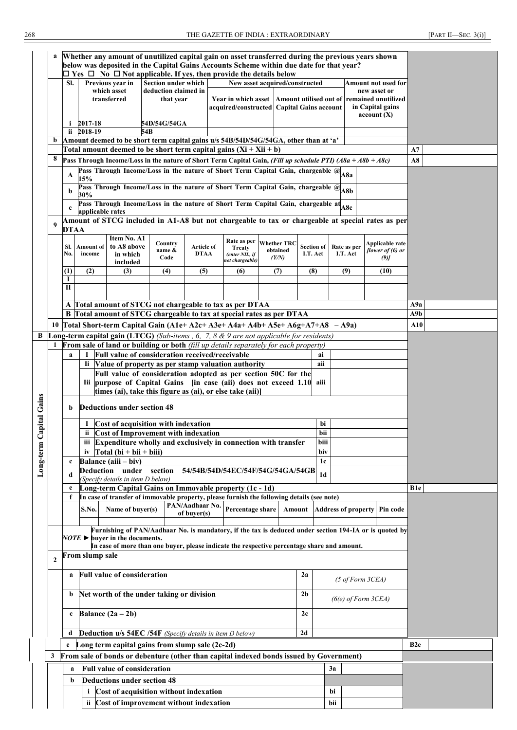| a | Whether any amount of unutilized capital gain on asset transferred during the previous years shown below was deposited in the Capital Gains Accounts Scheme within due date for that year? ☐ Yes ☐ No ☐ Not applicable. If yes, then provide the details below | | | | | |
|---|---|---|---|---|---|---|
| | Sl. | Previous year in which asset transferred | Section under which deduction claimed in that year | New asset acquired/constructed | | Amount not used for new asset or remained unutilized in Capital gains account (X) |
| | | | | Year in which asset acquired/constructed | Amount utilised out of Capital Gains account | |
| | i | 2017-18 | 54D/54G/54GA | | | |
| | ii | 2018-19 | 54B | | | |
| b | Amount deemed to be short term capital gains u/s 54B/54D/54G/54GA, other than at 'a' | | | | | |

| | | | |
|---|---|---|---|
| | Total amount deemed to be short term capital gains (Xi + Xii + b) | A7 | |
| 8 | Pass Through Income/Loss in the nature of Short Term Capital Gain, *(Fill up schedule PTI) (A8a + A8b + A8c)* | A8 | |
| A | Pass Through Income/Loss in the nature of Short Term Capital Gain, chargeable @ 15% | A8a | |
| b | Pass Through Income/Loss in the nature of Short Term Capital Gain, chargeable @ 30% | A8b | |
| c | Pass Through Income/Loss in the nature of Short Term Capital Gain, chargeable at applicable rates | A8c | |

**9** Amount of STCG included in A1-A8 but not chargeable to tax or chargeable at special rates as per DTAA

| Sl. No. | Amount of income | Item No. A1 to A8 above in which included | Country name & Code | Article of DTAA | Rate as per Treaty *(enter NIL, if not chargeable)* | Whether TRC obtained *(Y/N)* | Section of I.T. Act | Rate as per I.T. Act | Applicable rate *[lower of (6) or (9)]* |
|---|---|---|---|---|---|---|---|---|---|
| (1) | (2) | (3) | (4) | (5) | (6) | (7) | (8) | (9) | (10) |
| I | | | | | | | | | |
| II | | | | | | | | | |

| | | |
|---|---|---|
| A | Total amount of STCG not chargeable to tax as per DTAA | A9a |
| B | Total amount of STCG chargeable to tax at special rates as per DTAA | A9b |
| 10 | Total Short-term Capital Gain (A1e+ A2c+ A3e+ A4a+ A4b+ A5e+ A6g+A7+A8 – A9a) | A10 |

**Long-term Capital Gains**

**B** **Long-term capital gain (LTCG)** *(Sub-items , 6, 7, 8 & 9 are not applicable for residents)*

**1** **From sale of land or building or both** *(fill up details separately for each property)*

| | | | | |
|---|---|---|---|---|
| a | I | Full value of consideration received/receivable | ai | |
| | Ii | Value of property as per stamp valuation authority | aii | |
| | Iii | Full value of consideration adopted as per section 50C for the purpose of Capital Gains [in case (aii) does not exceed 1.10 times (ai), take this figure as (ai), or else take (aii)] | aiii | |
| b | | Deductions under section 48 | | |
| | I | Cost of acquisition with indexation | bi | |
| | ii | Cost of Improvement with indexation | bii | |
| | iii | Expenditure wholly and exclusively in connection with transfer | biii | |
| | iv | Total (bi + bii + biii) | biv | |
| c | | Balance (aiii – biv) | 1c | |
| d | | Deduction under section 54/54B/54D/54EC/54F/54G/54GA/54GB *(Specify details in item D below)* | 1d | |
| e | | Long-term Capital Gains on Immovable property (1c - 1d) | B1e | |
| f | | In case of transfer of immovable property, please furnish the following details (see note) | | |

| S.No. | Name of buyer(s) | PAN/Aadhaar No. of buyer(s) | Percentage share | Amount | Address of property | Pin code |
|---|---|---|---|---|---|---|
| | | | | | | |

*NOTE* ► Furnishing of PAN/Aadhaar No. is mandatory, if the tax is deducted under section 194-IA or is quoted by buyer in the documents.
In case of more than one buyer, please indicate the respective percentage share and amount.

**2** **From slump sale**

| | | | |
|---|---|---|---|
| a | Full value of consideration | 2a | *(5 of Form 3CEA)* |
| b | Net worth of the under taking or division | 2b | *(6(e) of Form 3CEA)* |
| c | Balance (2a – 2b) | 2c | |
| d | Deduction u/s 54EC /54F *(Specify details in item D below)* | 2d | |
| e | Long term capital gains from slump sale (2c-2d) | B2e | |

**3** **From sale of bonds or debenture (other than capital indexed bonds issued by Government)**

| | | | |
|---|---|---|---|
| a | | Full value of consideration | 3a |
| b | | Deductions under section 48 | |
| | i | Cost of acquisition without indexation | bi |
| | ii | Cost of improvement without indexation | bii |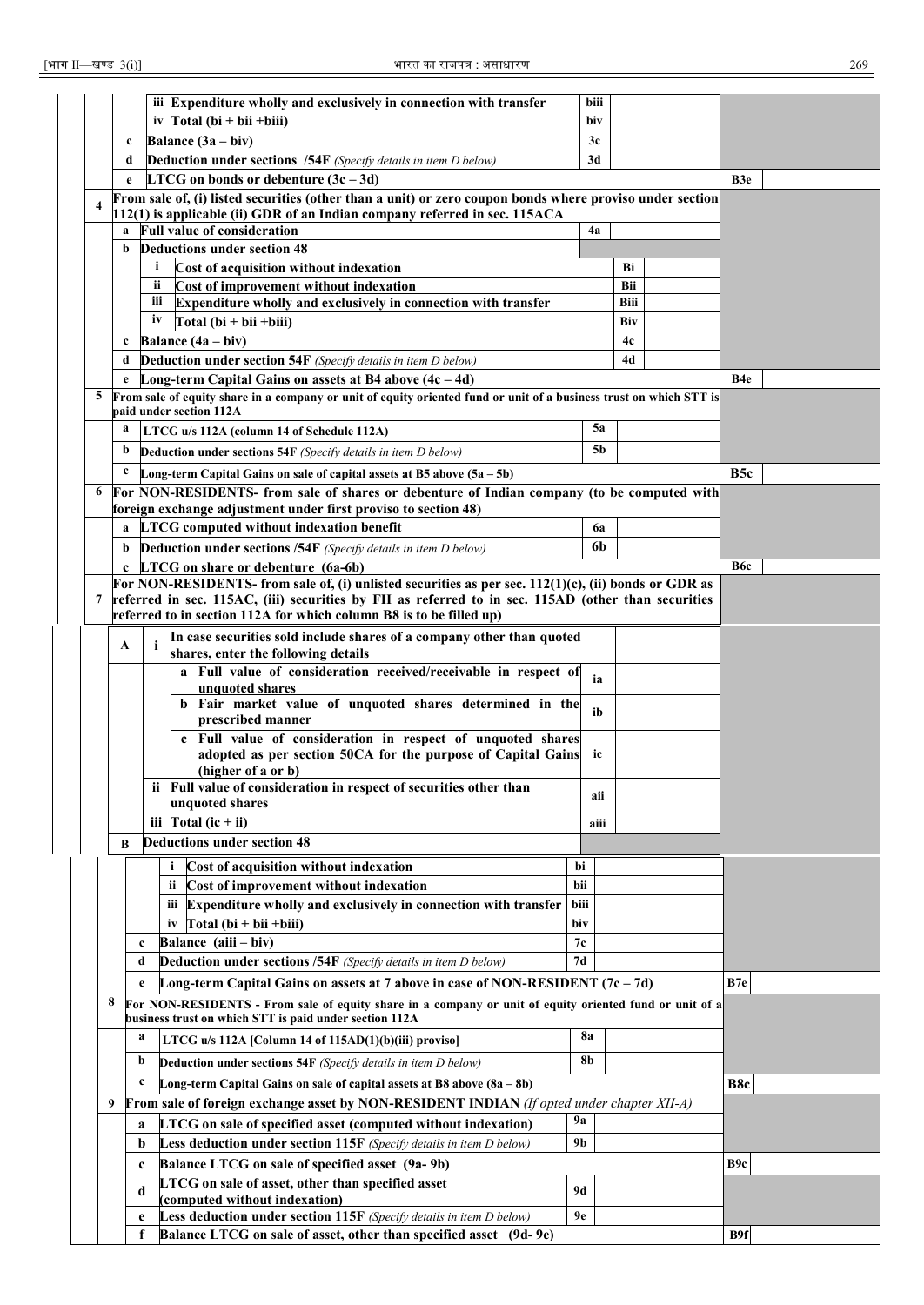| | | | | | | |
|---|---|---|---|---|---|---|
| | | iii | Expenditure wholly and exclusively in connection with transfer | biii | | |
| | | iv | Total (bi + bii +biii) | biv | | |
| | c | | Balance (3a – biv) | 3c | | |
| | d | | Deduction under sections /54F *(Specify details in item D below)* | 3d | | |
| | e | | LTCG on bonds or debenture (3c – 3d) | | B3e | |
| 4 | | | From sale of, (i) listed securities (other than a unit) or zero coupon bonds where proviso under section 112(1) is applicable (ii) GDR of an Indian company referred in sec. 115ACA | | | |
| | a | | Full value of consideration | 4a | | |
| | b | | Deductions under section 48 | | | |
| | | i | Cost of acquisition without indexation | Bi | | |
| | | ii | Cost of improvement without indexation | Bii | | |
| | | iii | Expenditure wholly and exclusively in connection with transfer | Biii | | |
| | | iv | Total (bi + bii +biii) | Biv | | |
| | c | | Balance (4a – biv) | 4c | | |
| | d | | Deduction under section 54F *(Specify details in item D below)* | 4d | | |
| | e | | Long-term Capital Gains on assets at B4 above (4c – 4d) | | B4e | |
| 5 | | | From sale of equity share in a company or unit of equity oriented fund or unit of a business trust on which STT is paid under section 112A | | | |
| | a | | LTCG u/s 112A (column 14 of Schedule 112A) | 5a | | |
| | b | | Deduction under sections 54F *(Specify details in item D below)* | 5b | | |
| | c | | Long-term Capital Gains on sale of capital assets at B5 above (5a – 5b) | | B5c | |
| 6 | | | For NON-RESIDENTS- from sale of shares or debenture of Indian company (to be computed with foreign exchange adjustment under first proviso to section 48) | | | |
| | a | | LTCG computed without indexation benefit | 6a | | |
| | b | | Deduction under sections /54F *(Specify details in item D below)* | 6b | | |
| | c | | LTCG on share or debenture (6a-6b) | | B6c | |
| 7 | | | For NON-RESIDENTS- from sale of, (i) unlisted securities as per sec. 112(1)(c), (ii) bonds or GDR as referred in sec. 115AC, (iii) securities by FII as referred to in sec. 115AD (other than securities referred to in section 112A for which column B8 is to be filled up) | | | |
| | A | i | In case securities sold include shares of a company other than quoted shares, enter the following details | | | |
| | | | a Full value of consideration received/receivable in respect of unquoted shares | ia | | |
| | | | b Fair market value of unquoted shares determined in the prescribed manner | ib | | |
| | | | c Full value of consideration in respect of unquoted shares adopted as per section 50CA for the purpose of Capital Gains (higher of a or b) | ic | | |
| | | ii | Full value of consideration in respect of securities other than unquoted shares | aii | | |
| | | iii | Total (ic + ii) | aiii | | |
| | B | | Deductions under section 48 | | | |
| | | i | Cost of acquisition without indexation | bi | | |
| | | ii | Cost of improvement without indexation | bii | | |
| | | iii | Expenditure wholly and exclusively in connection with transfer | biii | | |
| | | iv | Total (bi + bii +biii) | biv | | |
| | c | | Balance (aiii – biv) | 7c | | |
| | d | | Deduction under sections /54F *(Specify details in item D below)* | 7d | | |
| | e | | Long-term Capital Gains on assets at 7 above in case of NON-RESIDENT (7c – 7d) | | B7e | |
| 8 | | | For NON-RESIDENTS - From sale of equity share in a company or unit of equity oriented fund or unit of a business trust on which STT is paid under section 112A | | | |
| | a | | LTCG u/s 112A [Column 14 of 115AD(1)(b)(iii) proviso] | 8a | | |
| | b | | Deduction under sections 54F *(Specify details in item D below)* | 8b | | |
| | c | | Long-term Capital Gains on sale of capital assets at B8 above (8a – 8b) | | B8c | |
| 9 | | | From sale of foreign exchange asset by NON-RESIDENT INDIAN *(If opted under chapter XII-A)* | | | |
| | a | | LTCG on sale of specified asset (computed without indexation) | 9a | | |
| | b | | Less deduction under section 115F *(Specify details in item D below)* | 9b | | |
| | c | | Balance LTCG on sale of specified asset (9a- 9b) | | B9c | |
| | d | | LTCG on sale of asset, other than specified asset (computed without indexation) | 9d | | |
| | e | | Less deduction under section 115F *(Specify details in item D below)* | 9e | | |
| | f | | Balance LTCG on sale of asset, other than specified asset (9d- 9e) | | B9f | |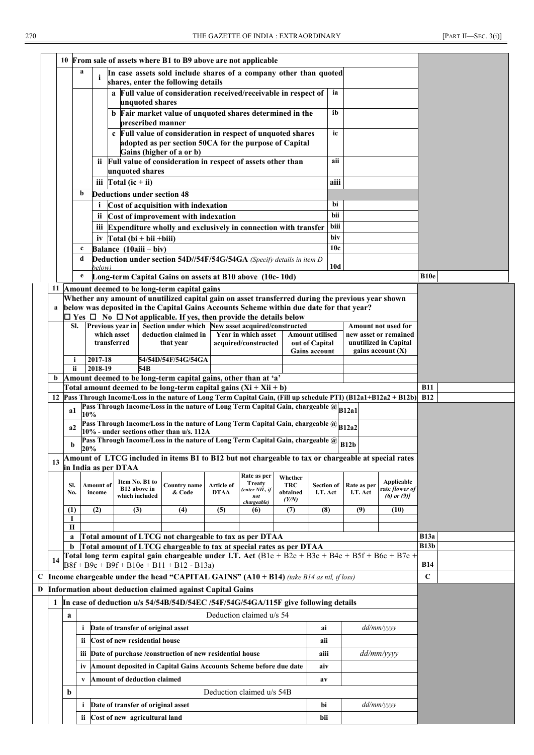| | | | | | | |
|---|---|---|---|---|---|---|
| **10** | **From sale of assets where B1 to B9 above are not applicable** | | | | | |
| | **a** | **i** | **In case assets sold include shares of a company other than quoted shares, enter the following details** | | | |
| | | | **a** Full value of consideration received/receivable in respect of unquoted shares | ia | | |
| | | | **b** Fair market value of unquoted shares determined in the prescribed manner | ib | | |
| | | | **c** Full value of consideration in respect of unquoted shares adopted as per section 50CA for the purpose of Capital Gains (higher of a or b) | ic | | |
| | | **ii** | **Full value of consideration in respect of assets other than unquoted shares** | aii | | |
| | | **iii** | **Total (ic + ii)** | aiii | | |
| | **b** | | **Deductions under section 48** | | | |
| | | **i** | **Cost of acquisition with indexation** | bi | | |
| | | **ii** | **Cost of improvement with indexation** | bii | | |
| | | **iii** | **Expenditure wholly and exclusively in connection with transfer** | biii | | |
| | | **iv** | **Total (bi + bii +biii)** | biv | | |
| | **c** | | **Balance (10aiii – biv)** | 10c | | |
| | **d** | | **Deduction under section 54D//54F/54G/54GA** *(Specify details in item D below)* | 10d | | |
| | **e** | | **Long-term Capital Gains on assets at B10 above (10c- 10d)** | | B10e | |

**11 Amount deemed to be long-term capital gains**

**a** **Whether any amount of unutilized capital gain on asset transferred during the previous year shown below was deposited in the Capital Gains Accounts Scheme within due date for that year?**
☐ Yes ☐ No ☐ Not applicable. If yes, then provide the details below

| Sl. | Previous year in which asset transferred | Section under which deduction claimed in that year | New asset acquired/constructed: Year in which asset acquired/constructed | New asset acquired/constructed: Amount utilised out of Capital Gains account | Amount not used for new asset or remained unutilized in Capital gains account (X) |
|---|---|---|---|---|---|
| i | 2017-18 | 54/54D/54F/54G/54GA | | | |
| ii | 2018-19 | 54B | | | |

| | | | | |
|---|---|---|---|---|
| **b** | **Amount deemed to be long-term capital gains, other than at 'a'** | | | |
| | **Total amount deemed to be long-term capital gains (Xi + Xii + b)** | | B11 | |
| **12** | **Pass Through Income/Loss in the nature of Long Term Capital Gain, (Fill up schedule PTI) (B12a1+B12a2 + B12b)** | | B12 | |
| a1 | **Pass Through Income/Loss in the nature of Long Term Capital Gain, chargeable @ 10%** | B12a1 | | |
| a2 | **Pass Through Income/Loss in the nature of Long Term Capital Gain, chargeable @ 10% - under sections other than u/s. 112A** | B12a2 | | |
| b | **Pass Through Income/Loss in the nature of Long Term Capital Gain, chargeable @ 20%** | B12b | | |

**13 Amount of LTCG included in items B1 to B12 but not chargeable to tax or chargeable at special rates in India as per DTAA**

| Sl. No. | Amount of income | Item No. B1 to B12 above in which included | Country name & Code | Article of DTAA | Rate as per Treaty *(enter NIL, if not chargeable)* | Whether TRC obtained *(Y/N)* | Section of I.T. Act | Rate as per I.T. Act | Applicable rate *[lower of (6) or (9)]* |
|---|---|---|---|---|---|---|---|---|---|
| (1) | (2) | (3) | (4) | (5) | (6) | (7) | (8) | (9) | (10) |
| I | | | | | | | | | |
| II | | | | | | | | | |

| | | | |
|---|---|---|---|
| a | **Total amount of LTCG not chargeable to tax as per DTAA** | B13a | |
| b | **Total amount of LTCG chargeable to tax at special rates as per DTAA** | B13b | |
| **14** | **Total long term capital gain chargeable under I.T. Act** (B1e + B2e + B3e + B4e + B5f + B6c + B7e + B8f + B9c + B9f + B10e + B11 + B12 - B13a) | B14 | |

| | | | |
|---|---|---|---|
| **C** | **Income chargeable under the head "CAPITAL GAINS" (A10 + B14)** *(take B14 as nil, if loss)* | C | |

**D Information about deduction claimed against Capital Gains**

**1 In case of deduction u/s 54/54B/54D/54EC /54F/54G/54GA/115F give following details**

| | | | |
|---|---|---|---|
| **a** | Deduction claimed u/s 54 | | |
| i | Date of transfer of original asset | ai | *dd/mm/yyyy* |
| ii | Cost of new residential house | aii | |
| iii | Date of purchase /construction of new residential house | aiii | *dd/mm/yyyy* |
| iv | Amount deposited in Capital Gains Accounts Scheme before due date | aiv | |
| v | Amount of deduction claimed | av | |
| **b** | Deduction claimed u/s 54B | | |
| i | Date of transfer of original asset | bi | *dd/mm/yyyy* |
| ii | Cost of new agricultural land | bii | |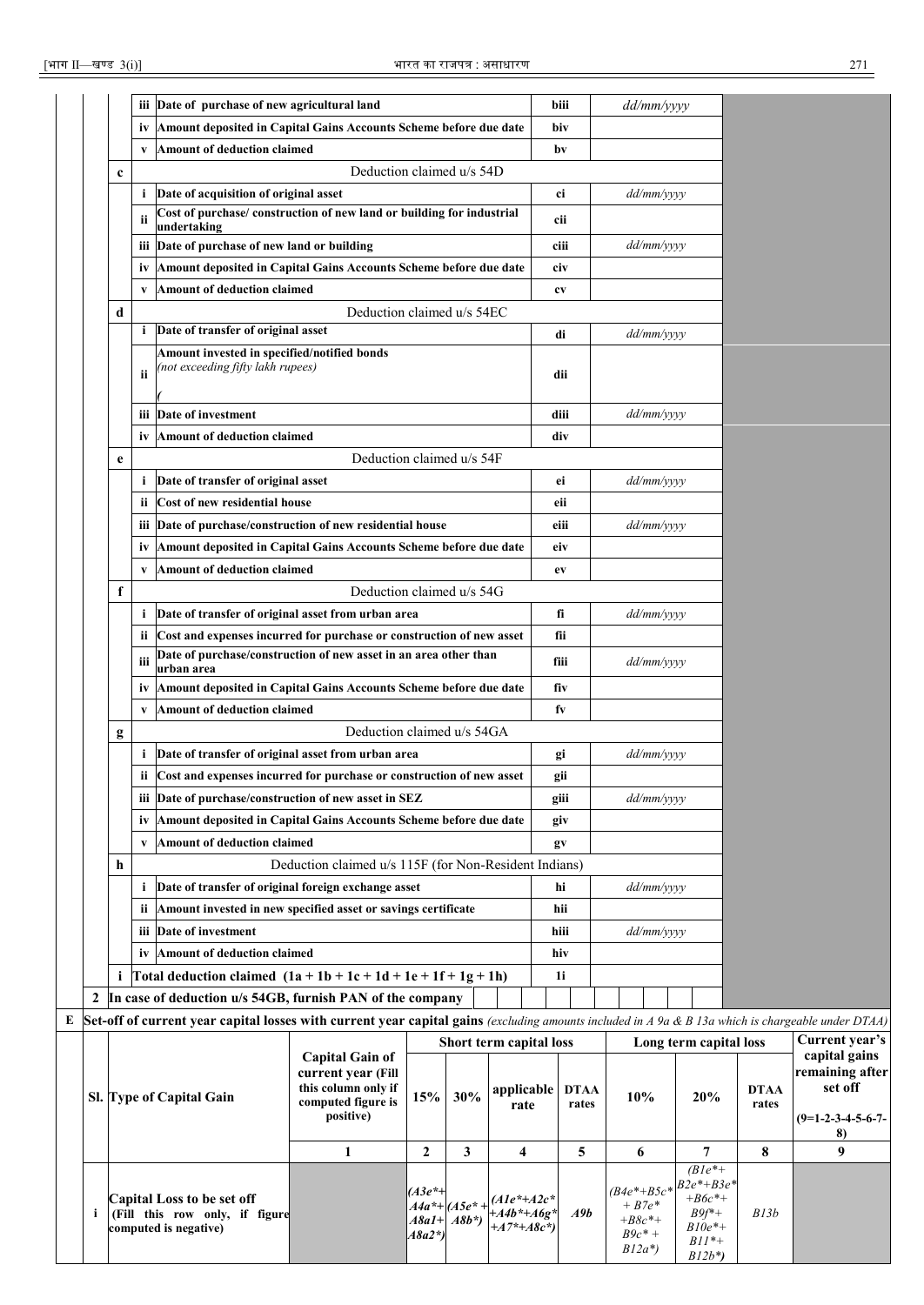| | | | | | | |
|---|---|---|---|---|---|---|
| | | iii | Date of purchase of new agricultural land | biii | dd/mm/yyyy | |
| | | iv | Amount deposited in Capital Gains Accounts Scheme before due date | biv | | |
| | | v | Amount of deduction claimed | bv | | |
| | c | | Deduction claimed u/s 54D | | | |
| | | i | Date of acquisition of original asset | ci | dd/mm/yyyy | |
| | | ii | Cost of purchase/ construction of new land or building for industrial undertaking | cii | | |
| | | iii | Date of purchase of new land or building | ciii | dd/mm/yyyy | |
| | | iv | Amount deposited in Capital Gains Accounts Scheme before due date | civ | | |
| | | v | Amount of deduction claimed | cv | | |
| | d | | Deduction claimed u/s 54EC | | | |
| | | i | Date of transfer of original asset | di | dd/mm/yyyy | |
| | | ii | Amount invested in specified/notified bonds *(not exceeding fifty lakh rupees)* ( | dii | | |
| | | iii | Date of investment | diii | dd/mm/yyyy | |
| | | iv | Amount of deduction claimed | div | | |
| | e | | Deduction claimed u/s 54F | | | |
| | | i | Date of transfer of original asset | ei | dd/mm/yyyy | |
| | | ii | Cost of new residential house | eii | | |
| | | iii | Date of purchase/construction of new residential house | eiii | dd/mm/yyyy | |
| | | iv | Amount deposited in Capital Gains Accounts Scheme before due date | eiv | | |
| | | v | Amount of deduction claimed | ev | | |
| | f | | Deduction claimed u/s 54G | | | |
| | | i | Date of transfer of original asset from urban area | fi | dd/mm/yyyy | |
| | | ii | Cost and expenses incurred for purchase or construction of new asset | fii | | |
| | | iii | Date of purchase/construction of new asset in an area other than urban area | fiii | dd/mm/yyyy | |
| | | iv | Amount deposited in Capital Gains Accounts Scheme before due date | fiv | | |
| | | v | Amount of deduction claimed | fv | | |
| | g | | Deduction claimed u/s 54GA | | | |
| | | i | Date of transfer of original asset from urban area | gi | dd/mm/yyyy | |
| | | ii | Cost and expenses incurred for purchase or construction of new asset | gii | | |
| | | iii | Date of purchase/construction of new asset in SEZ | giii | dd/mm/yyyy | |
| | | iv | Amount deposited in Capital Gains Accounts Scheme before due date | giv | | |
| | | v | Amount of deduction claimed | gv | | |
| | h | | Deduction claimed u/s 115F (for Non-Resident Indians) | | | |
| | | i | Date of transfer of original foreign exchange asset | hi | dd/mm/yyyy | |
| | | ii | Amount invested in new specified asset or savings certificate | hii | | |
| | | iii | Date of investment | hiii | dd/mm/yyyy | |
| | | iv | Amount of deduction claimed | hiv | | |
| | i | | Total deduction claimed (1a + 1b + 1c + 1d + 1e + 1f + 1g + 1h) | 1i | | |
| 2 | | | In case of deduction u/s 54GB, furnish PAN of the company | | | |

**E** Set-off of current year capital losses with current year capital gains *(excluding amounts included in A 9a & B 13a which is chargeable under DTAA)*

| Sl. | Type of Capital Gain | Capital Gain of current year (Fill this column only if computed figure is positive) | Short term capital loss | | | | Long term capital loss | | | Current year's capital gains remaining after set off (9=1-2-3-4-5-6-7-8) |
|---|---|---|---|---|---|---|---|---|---|---|
| | | | 15% | 30% | applicable rate | DTAA rates | 10% | 20% | DTAA rates | |
| | | 1 | 2 | 3 | 4 | 5 | 6 | 7 | 8 | 9 |
| i | Capital Loss to be set off (Fill this row only, if figure computed is negative) | | *(A3e*+A4a*+A8a1+A8a2*)* | *(A5e*+A8b*)* | *(A1e*+A2c*+A4b*+A6g*+A7*+A8c*)* | *A9b* | *(B4e*+B5c*+B7e*+B8c*+B9c*+B12a*)* | *(B1e*+B2e*+B3e*+B6c*+B9f*+B10e*+B11*+B12b*)* | *B13b* | |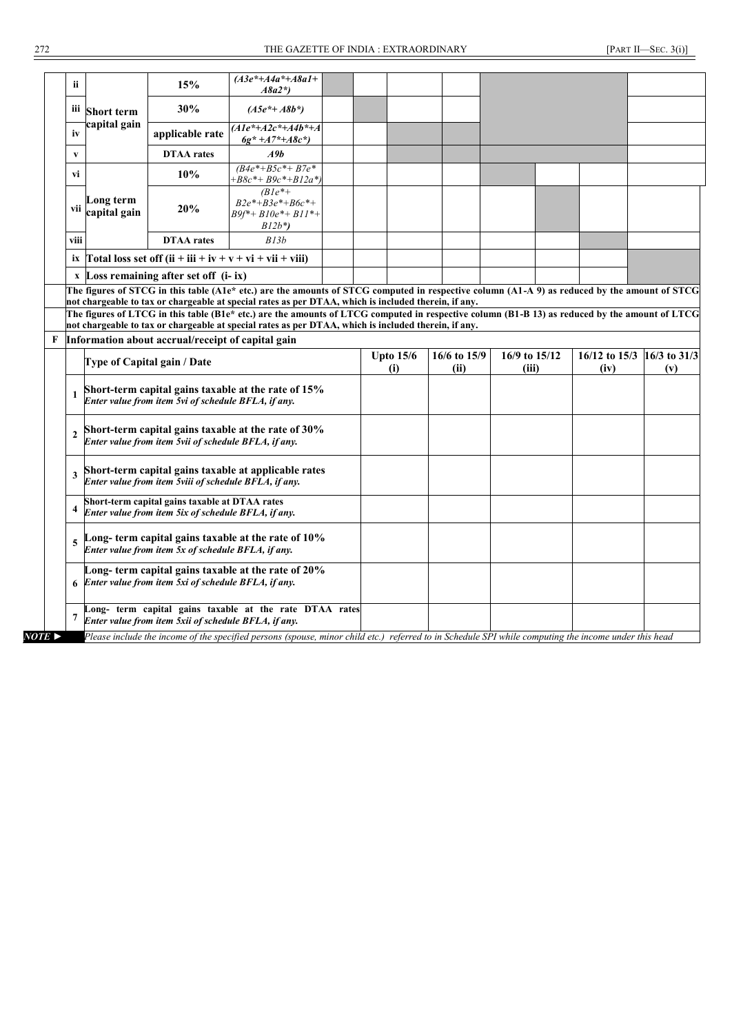| | | | | | | | | | | | |
|---|---|---|---|---|---|---|---|---|---|---|---|
| ii | Short term capital gain | 15% | *(A3e*+A4a*+A8a1+ A8a2*)* | | | | | | | | |
| iii | | 30% | *(A5e*+ A8b*)* | | | | | | | | |
| iv | | applicable rate | *(A1e*+A2c*+A4b*+A6g* +A7*+A8c*)* | | | | | | | | |
| v | | DTAA rates | *A9b* | | | | | | | | |
| vi | Long term capital gain | 10% | *(B4e*+B5c*+ B7e* +B8c*+ B9c*+B12a*)* | | | | | | | | |
| vii | | 20% | *(B1e*+ B2e*+B3e*+B6c*+ B9f*+ B10e*+ B11*+ B12b*)* | | | | | | | | |
| viii | | DTAA rates | *B13b* | | | | | | | | |
| ix | Total loss set off (ii + iii + iv + v + vi + vii + viii) | | | | | | | | | | |
| x | Loss remaining after set off (i- ix) | | | | | | | | | | |

**The figures of STCG in this table (A1e* etc.) are the amounts of STCG computed in respective column (A1-A 9) as reduced by the amount of STCG not chargeable to tax or chargeable at special rates as per DTAA, which is included therein, if any.**

**The figures of LTCG in this table (B1e* etc.) are the amounts of LTCG computed in respective column (B1-B 13) as reduced by the amount of LTCG not chargeable to tax or chargeable at special rates as per DTAA, which is included therein, if any.**

**F Information about accrual/receipt of capital gain**

| | Type of Capital gain / Date | Upto 15/6 (i) | 16/6 to 15/9 (ii) | 16/9 to 15/12 (iii) | 16/12 to 15/3 (iv) | 16/3 to 31/3 (v) |
|---|---|---|---|---|---|---|
| 1 | **Short-term capital gains taxable at the rate of 15%** *Enter value from item 5vi of schedule BFLA, if any.* | | | | | |
| 2 | **Short-term capital gains taxable at the rate of 30%** *Enter value from item 5vii of schedule BFLA, if any.* | | | | | |
| 3 | **Short-term capital gains taxable at applicable rates** *Enter value from item 5viii of schedule BFLA, if any.* | | | | | |
| 4 | **Short-term capital gains taxable at DTAA rates** *Enter value from item 5ix of schedule BFLA, if any.* | | | | | |
| 5 | **Long- term capital gains taxable at the rate of 10%** *Enter value from item 5x of schedule BFLA, if any.* | | | | | |
| 6 | **Long- term capital gains taxable at the rate of 20%** *Enter value from item 5xi of schedule BFLA, if any.* | | | | | |
| 7 | **Long- term capital gains taxable at the rate DTAA rates** *Enter value from item 5xii of schedule BFLA, if any.* | | | | | |

***NOTE ►*** *Please include the income of the specified persons (spouse, minor child etc.) referred to in Schedule SPI while computing the income under this head*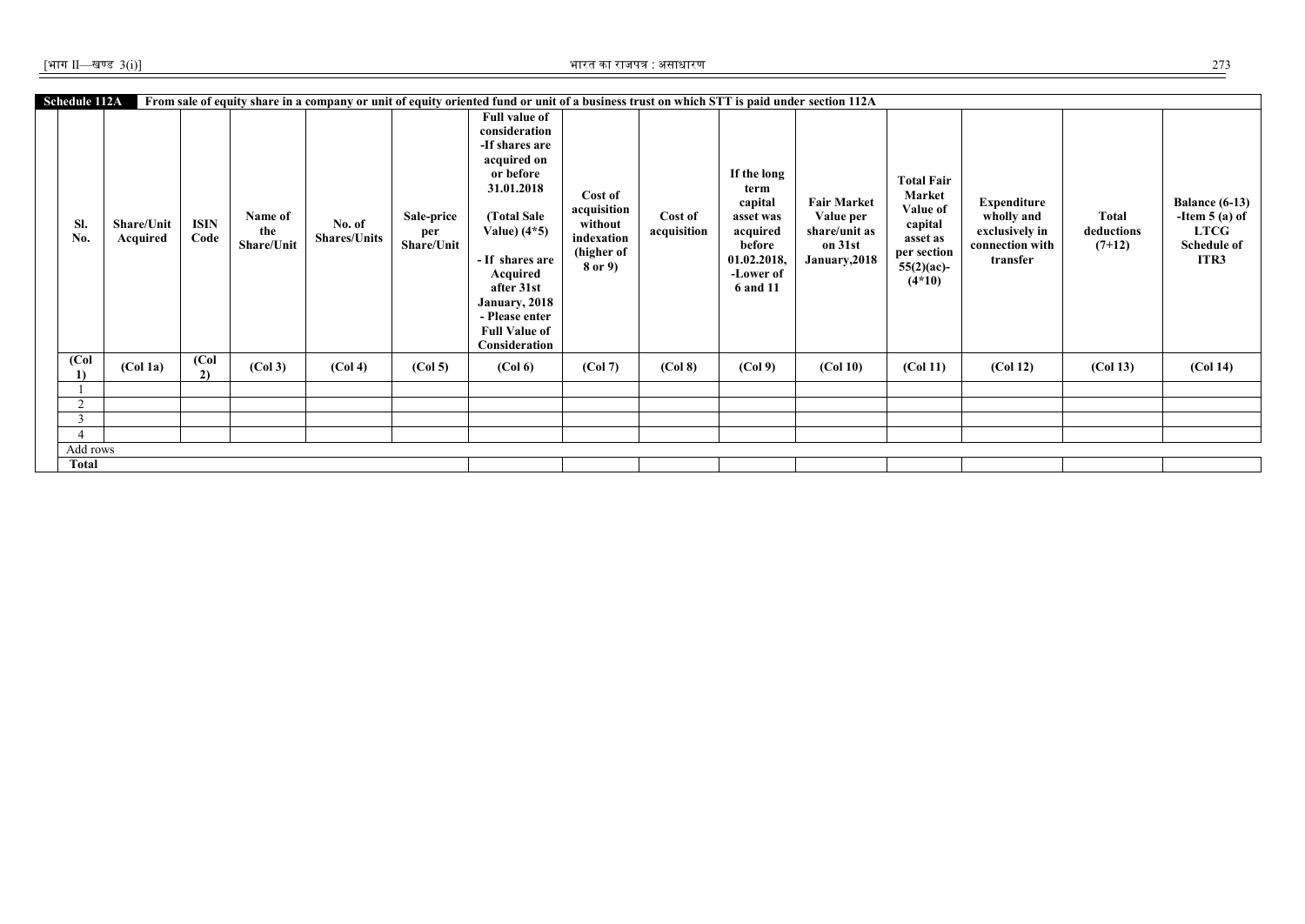**Schedule 112A** From sale of equity share in a company or unit of equity oriented fund or unit of a business trust on which STT is paid under section 112A

| Sl. No. | Share/Unit Acquired | ISIN Code | Name of the Share/Unit | No. of Shares/Units | Sale-price per Share/Unit | Full value of consideration -If shares are acquired on or before 31.01.2018 (Total Sale Value) (4*5) - If shares are Acquired after 31st January, 2018 - Please enter Full Value of Consideration | Cost of acquisition without indexation (higher of 8 or 9) | Cost of acquisition | If the long term capital asset was acquired before 01.02.2018, -Lower of 6 and 11 | Fair Market Value per share/unit as on 31st January,2018 | Total Fair Market Value of capital asset as per section 55(2)(ac)- (4*10) | Expenditure wholly and exclusively in connection with transfer | Total deductions (7+12) | Balance (6-13) -Item 5 (a) of LTCG Schedule of ITR3 |
|---|---|---|---|---|---|---|---|---|---|---|---|---|---|---|
| (Col 1) | (Col 1a) | (Col 2) | (Col 3) | (Col 4) | (Col 5) | (Col 6) | (Col 7) | (Col 8) | (Col 9) | (Col 10) | (Col 11) | (Col 12) | (Col 13) | (Col 14) |
| 1 | | | | | | | | | | | | | | |
| 2 | | | | | | | | | | | | | | |
| 3 | | | | | | | | | | | | | | |
| 4 | | | | | | | | | | | | | | |
| Add rows | | | | | | | | | | | | | | |
| Total | | | | | | | | | | | | | | |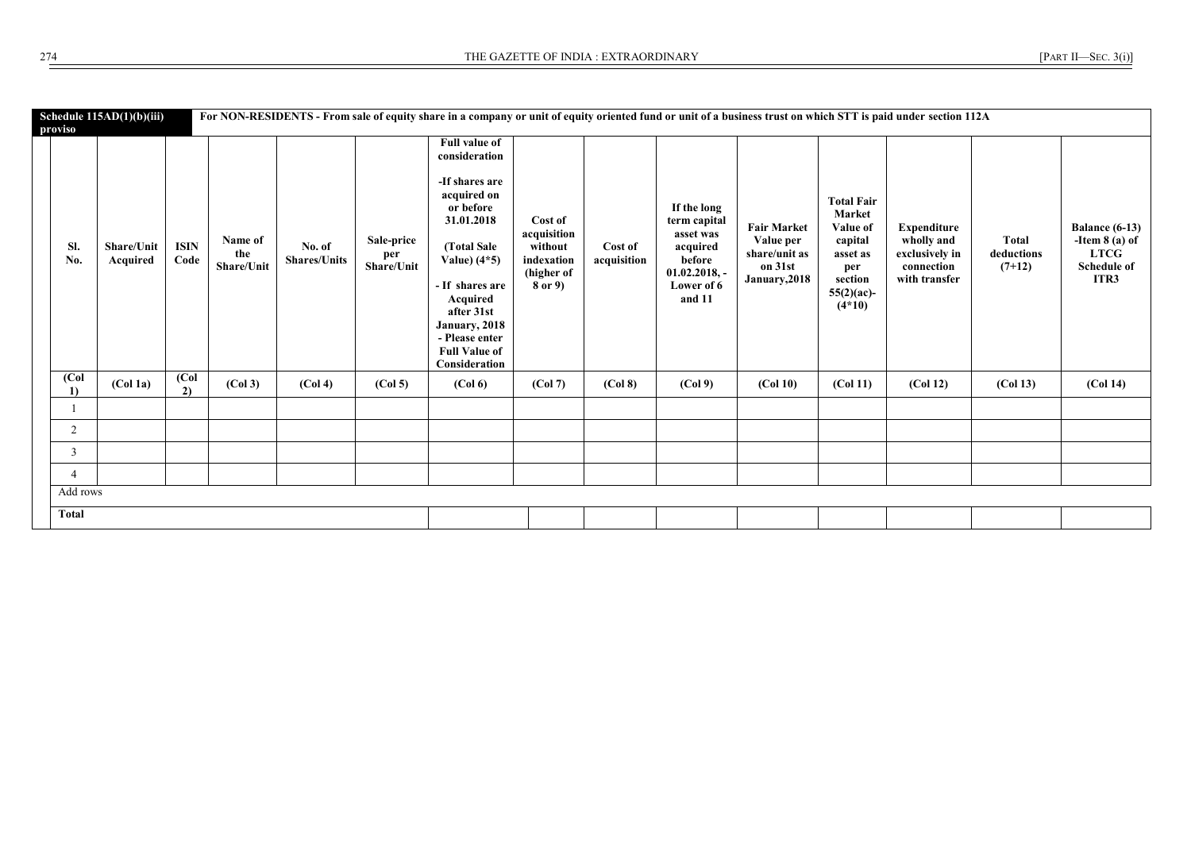| Schedule 115AD(1)(b)(iii) proviso | For NON-RESIDENTS - From sale of equity share in a company or unit of equity oriented fund or unit of a business trust on which STT is paid under section 112A | | | | | | | | | | | | | |
|---|---|---|---|---|---|---|---|---|---|---|---|---|---|---|
| Sl. No. | Share/Unit Acquired | ISIN Code | Name of the Share/Unit | No. of Shares/Units | Sale-price per Share/Unit | Full value of consideration -If shares are acquired on or before 31.01.2018 (Total Sale Value) (4*5) - If shares are Acquired after 31st January, 2018 - Please enter Full Value of Consideration | Cost of acquisition without indexation (higher of 8 or 9) | Cost of acquisition | If the long term capital asset was acquired before 01.02.2018, - Lower of 6 and 11 | Fair Market Value per share/unit as on 31st January,2018 | Total Fair Market Value of capital asset as per section 55(2)(ac)- (4*10) | Expenditure wholly and exclusively in connection with transfer | Total deductions (7+12) | Balance (6-13) -Item 8 (a) of LTCG Schedule of ITR3 |
| (Col 1) | (Col 1a) | (Col 2) | (Col 3) | (Col 4) | (Col 5) | (Col 6) | (Col 7) | (Col 8) | (Col 9) | (Col 10) | (Col 11) | (Col 12) | (Col 13) | (Col 14) |
| 1 | | | | | | | | | | | | | | |
| 2 | | | | | | | | | | | | | | |
| 3 | | | | | | | | | | | | | | |
| 4 | | | | | | | | | | | | | | |
| Add rows | | | | | | | | | | | | | | |
| Total | | | | | | | | | | | | | | |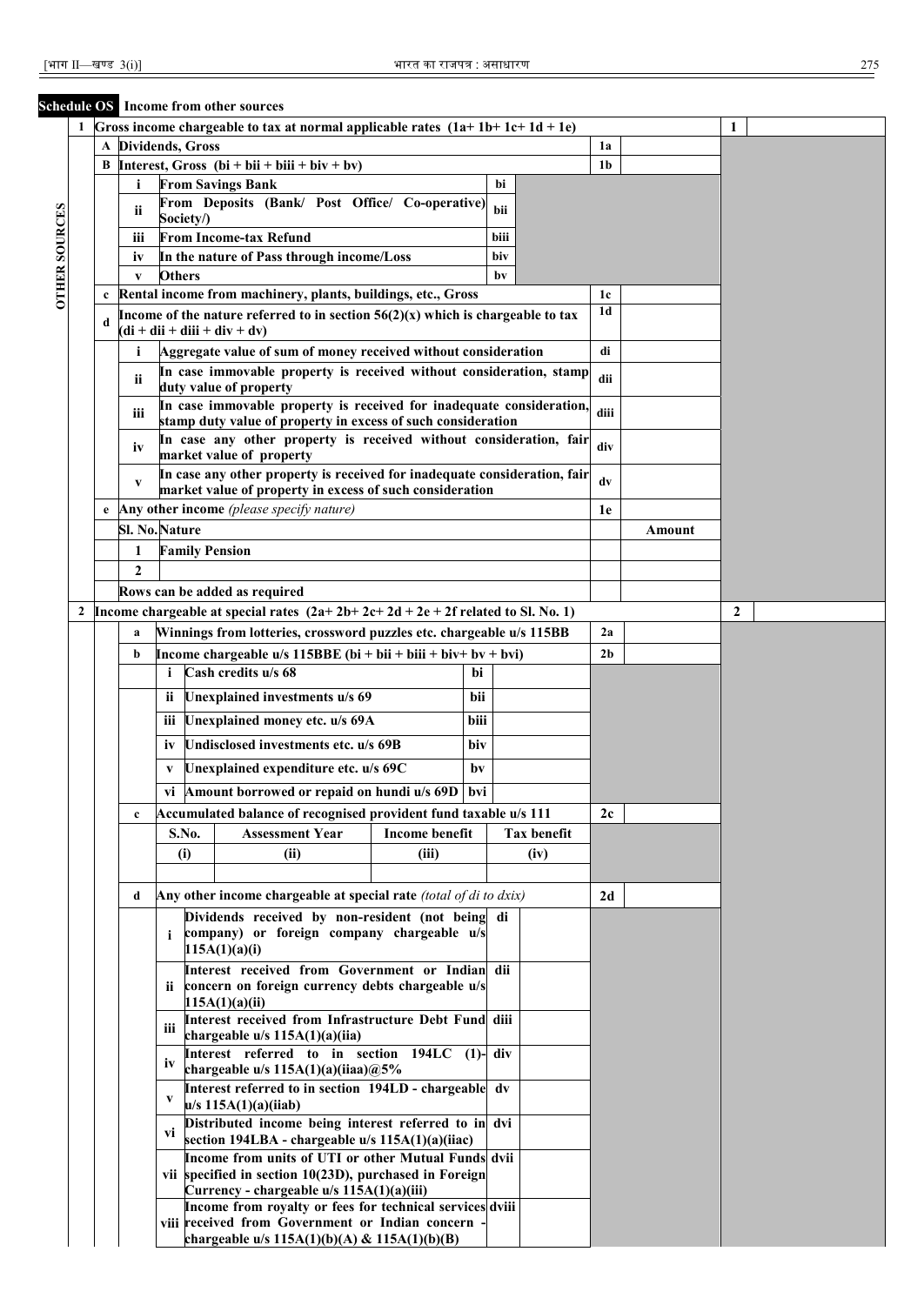**Schedule OS** **Income from other sources**

| | | | | | | | | |
|---|---|---|---|---|---|---|---|---|
| OTHER SOURCES | **1** | **Gross income chargeable to tax at normal applicable rates (1a+ 1b+ 1c+ 1d + 1e)** | | | | | **1** | |
| | **A** | **Dividends, Gross** | | | | **1a** | | |
| | **B** | **Interest, Gross (bi + bii + biii + biv + bv)** | | | | **1b** | | |
| | | **i** | **From Savings Bank** | **bi** | | | | |
| | | **ii** | **From Deposits (Bank/ Post Office/ Co-operative) Society/)** | **bii** | | | | |
| | | **iii** | **From Income-tax Refund** | **biii** | | | | |
| | | **iv** | **In the nature of Pass through income/Loss** | **biv** | | | | |
| | | **v** | **Others** | **bv** | | | | |
| | **c** | **Rental income from machinery, plants, buildings, etc., Gross** | | | | **1c** | | |
| | **d** | **Income of the nature referred to in section 56(2)(x) which is chargeable to tax (di + dii + diii + div + dv)** | | | | **1d** | | |
| | | **i** | **Aggregate value of sum of money received without consideration** | | | **di** | | |
| | | **ii** | **In case immovable property is received without consideration, stamp duty value of property** | | | **dii** | | |
| | | **iii** | **In case immovable property is received for inadequate consideration, stamp duty value of property in excess of such consideration** | | | **diii** | | |
| | | **iv** | **In case any other property is received without consideration, fair market value of property** | | | **div** | | |
| | | **v** | **In case any other property is received for inadequate consideration, fair market value of property in excess of such consideration** | | | **dv** | | |
| | **e** | **Any other income** *(please specify nature)* | | | | **1e** | | |
| | | **Sl. No.** | **Nature** | | | | **Amount** | |
| | | **1** | **Family Pension** | | | | | |
| | | **2** | | | | | | |
| | | **Rows can be added as required** | | | | | | |
| | **2** | **Income chargeable at special rates (2a+ 2b+ 2c+ 2d + 2e + 2f related to Sl. No. 1)** | | | | | **2** | |
| | | **a** | **Winnings from lotteries, crossword puzzles etc. chargeable u/s 115BB** | | | **2a** | | |
| | | **b** | **Income chargeable u/s 115BBE (bi + bii + biii + biv+ bv + bvi)** | | | **2b** | | |
| | | | **i** Cash credits u/s 68 | **bi** | | | | |
| | | | **ii** Unexplained investments u/s 69 | **bii** | | | | |
| | | | **iii** Unexplained money etc. u/s 69A | **biii** | | | | |
| | | | **iv** Undisclosed investments etc. u/s 69B | **biv** | | | | |
| | | | **v** Unexplained expenditure etc. u/s 69C | **bv** | | | | |
| | | | **vi** Amount borrowed or repaid on hundi u/s 69D | **bvi** | | | | |
| | | **c** | **Accumulated balance of recognised provident fund taxable u/s 111** | | | **2c** | | |
| | | | **S.No.** (i) \| **Assessment Year** (ii) \| **Income benefit** (iii) \| **Tax benefit** (iv) | | | | | |
| | | | | | | | | |
| | | **d** | **Any other income chargeable at special rate** *(total of di to dxix)* | | | **2d** | | |
| | | | **i** Dividends received by non-resident (not being company) or foreign company chargeable u/s 115A(1)(a)(i) | **di** | | | | |
| | | | **ii** Interest received from Government or Indian concern on foreign currency debts chargeable u/s 115A(1)(a)(ii) | **dii** | | | | |
| | | | **iii** Interest received from Infrastructure Debt Fund chargeable u/s 115A(1)(a)(iia) | **diii** | | | | |
| | | | **iv** Interest referred to in section 194LC (1)- chargeable u/s 115A(1)(a)(iiaa)@5% | **div** | | | | |
| | | | **v** Interest referred to in section 194LD - chargeable u/s 115A(1)(a)(iiab) | **dv** | | | | |
| | | | **vi** Distributed income being interest referred to in section 194LBA - chargeable u/s 115A(1)(a)(iiac) | **dvi** | | | | |
| | | | **vii** Income from units of UTI or other Mutual Funds specified in section 10(23D), purchased in Foreign Currency - chargeable u/s 115A(1)(a)(iii) | **dvii** | | | | |
| | | | **viii** Income from royalty or fees for technical services received from Government or Indian concern - chargeable u/s 115A(1)(b)(A) & 115A(1)(b)(B) | **dviii** | | | | |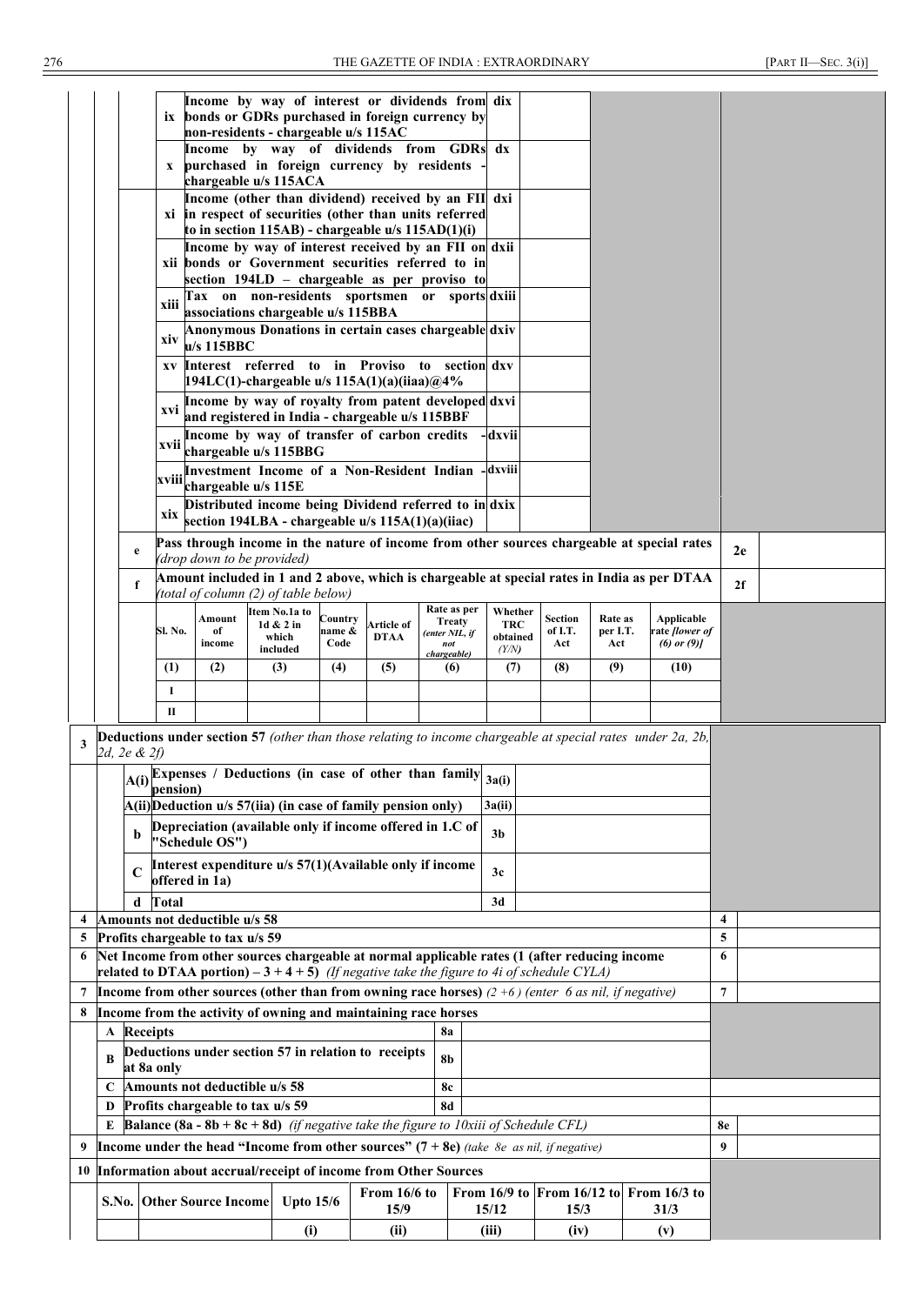| | | | | |
|---|---|---|---|---|
| ix | Income by way of interest or dividends from bonds or GDRs purchased in foreign currency by non-residents - chargeable u/s 115AC | dix | | |
| x | Income by way of dividends from GDRs purchased in foreign currency by residents - chargeable u/s 115ACA | dx | | |
| xi | Income (other than dividend) received by an FII in respect of securities (other than units referred to in section 115AB) - chargeable u/s 115AD(1)(i) | dxi | | |
| xii | Income by way of interest received by an FII on bonds or Government securities referred to in section 194LD – chargeable as per proviso to | dxii | | |
| xiii | Tax on non-residents sportsmen or sports associations chargeable u/s 115BBA | dxiii | | |
| xiv | Anonymous Donations in certain cases chargeable u/s 115BBC | dxiv | | |
| xv | Interest referred to in Proviso to section 194LC(1)-chargeable u/s 115A(1)(a)(iiaa)@4% | dxv | | |
| xvi | Income by way of royalty from patent developed and registered in India - chargeable u/s 115BBF | dxvi | | |
| xvii | Income by way of transfer of carbon credits - chargeable u/s 115BBG | dxvii | | |
| xviii | Investment Income of a Non-Resident Indian - chargeable u/s 115E | dxviii | | |
| xix | Distributed income being Dividend referred to in section 194LBA - chargeable u/s 115A(1)(a)(iiac) | dxix | | |

| | | |
|---|---|---|
| e | Pass through income in the nature of income from other sources chargeable at special rates *(drop down to be provided)* | 2e | |
| f | Amount included in 1 and 2 above, which is chargeable at special rates in India as per DTAA *(total of column (2) of table below)* | 2f | |

| Sl. No. | Amount of income | Item No.1a to 1d & 2 in which included | Country name & Code | Article of DTAA | Rate as per Treaty *(enter NIL, if not chargeable)* | Whether TRC obtained *(Y/N)* | Section of I.T. Act | Rate as per I.T. Act | Applicable rate *[lower of (6) or (9)]* |
|---|---|---|---|---|---|---|---|---|---|
| (1) | (2) | (3) | (4) | (5) | (6) | (7) | (8) | (9) | (10) |
| I | | | | | | | | | |
| II | | | | | | | | | |

| | | | | |
|---|---|---|---|---|
| 3 | **Deductions under section 57** *(other than those relating to income chargeable at special rates under 2a, 2b, 2d, 2e & 2f)* | | | |
| | A(i) | Expenses / Deductions (in case of other than family pension) | 3a(i) | |
| | A(ii) | Deduction u/s 57(iia) (in case of family pension only) | 3a(ii) | |
| | b | Depreciation (available only if income offered in 1.C of "Schedule OS") | 3b | |
| | C | Interest expenditure u/s 57(1)(Available only if income offered in 1a) | 3c | |
| | d | Total | 3d | |
| 4 | Amounts not deductible u/s 58 | | 4 | |
| 5 | Profits chargeable to tax u/s 59 | | 5 | |
| 6 | Net Income from other sources chargeable at normal applicable rates (1 (after reducing income related to DTAA portion) – 3 + 4 + 5) *(If negative take the figure to 4i of schedule CYLA)* | | 6 | |
| 7 | Income from other sources (other than from owning race horses) *(2 +6 ) (enter 6 as nil, if negative)* | | 7 | |
| 8 | Income from the activity of owning and maintaining race horses | | | |
| | A | Receipts | 8a | |
| | B | Deductions under section 57 in relation to receipts at 8a only | 8b | |
| | C | Amounts not deductible u/s 58 | 8c | |
| | D | Profits chargeable to tax u/s 59 | 8d | |
| | E | Balance (8a - 8b + 8c + 8d) *(if negative take the figure to 10xiii of Schedule CFL)* | 8e | |
| 9 | Income under the head "Income from other sources" (7 + 8e) *(take 8e as nil, if negative)* | | 9 | |
| 10 | Information about accrual/receipt of income from Other Sources | | | |

| S.No. | Other Source Income | Upto 15/6 | From 16/6 to 15/9 | From 16/9 to 15/12 | From 16/12 to 15/3 | From 16/3 to 31/3 |
|---|---|---|---|---|---|---|
| | | (i) | (ii) | (iii) | (iv) | (v) |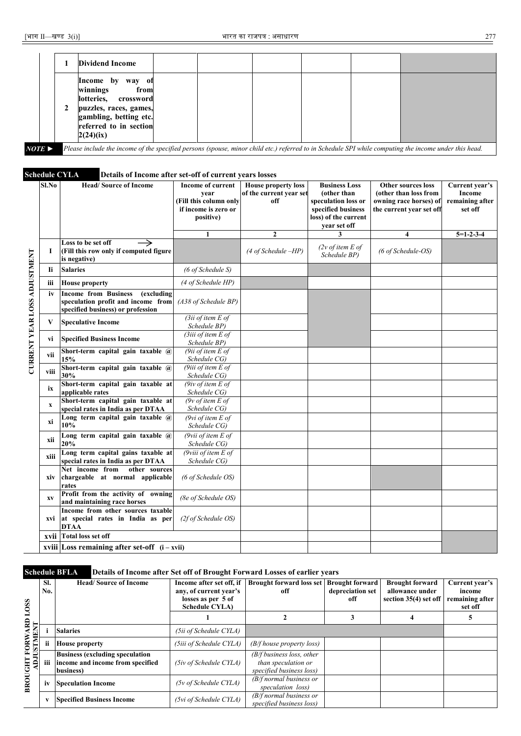| | Sl. No. | Head | | | | | | |
|---|---|---|---|---|---|---|---|---|
| | 1 | **Dividend Income** | | | | | | |
| | 2 | **Income by way of winnings from lotteries, crossword puzzles, races, games, gambling, betting etc. referred to in section 2(24)(ix)** | | | | | | |

***NOTE ►*** *Please include the income of the specified persons (spouse, minor child etc.) referred to in Schedule SPI while computing the income under this head.*

**Schedule CYLA Details of Income after set-off of current years losses**

**CURRENT YEAR LOSS ADJUSTMENT**

| Sl.No | Head/ Source of Income | Income of current year (Fill this column only if income is zero or positive) | House property loss of the current year set off | Business Loss (other than speculation loss or specified business loss) of the current year set off | Other sources loss (other than loss from owning race horses) of the current year set off | Current year's Income remaining after set off |
|---|---|---|---|---|---|---|
| | | 1 | 2 | 3 | 4 | 5=1-2-3-4 |
| I | **Loss to be set off → (Fill this row only if computed figure is negative)** | | *(4 of Schedule –HP)* | *(2v of item E of Schedule BP)* | *(6 of Schedule-OS)* | |
| Ii | **Salaries** | *(6 of Schedule S)* | | | | |
| iii | **House property** | *(4 of Schedule HP)* | | | | |
| iv | **Income from Business (excluding speculation profit and income from specified business) or profession** | *(A38 of Schedule BP)* | | | | |
| V | **Speculative Income** | *(3ii of item E of Schedule BP)* | | | | |
| vi | **Specified Business Income** | *(3iii of item E of Schedule BP)* | | | | |
| vii | **Short-term capital gain taxable @ 15%** | *(9ii of item E of Schedule CG)* | | | | |
| viii | **Short-term capital gain taxable @ 30%** | *(9iii of item E of Schedule CG)* | | | | |
| ix | **Short-term capital gain taxable at applicable rates** | *(9iv of item E of Schedule CG)* | | | | |
| x | **Short-term capital gain taxable at special rates in India as per DTAA** | *(9v of item E of Schedule CG)* | | | | |
| xi | **Long term capital gain taxable @ 10%** | *(9vi of item E of Schedule CG)* | | | | |
| xii | **Long term capital gain taxable @ 20%** | *(9vii of item E of Schedule CG)* | | | | |
| xiii | **Long term capital gains taxable at special rates in India as per DTAA** | *(9viii of item E of Schedule CG)* | | | | |
| xiv | **Net income from other sources chargeable at normal applicable rates** | *(6 of Schedule OS)* | | | | |
| xv | **Profit from the activity of owning and maintaining race horses** | *(8e of Schedule OS)* | | | | |
| xvi | **Income from other sources taxable at special rates in India as per DTAA** | *(2f of Schedule OS)* | | | | |
| xvii | **Total loss set off** | | | | | |
| xviii | **Loss remaining after set-off (i – xvii)** | | | | | |

**Schedule BFLA Details of Income after Set off of Brought Forward Losses of earlier years**

**BROUGHT FORWARD LOSS ADJUSTMENT**

| Sl. No. | Head/ Source of Income | Income after set off, if any, of current year's losses as per 5 of Schedule CYLA) | Brought forward loss set off | Brought forward depreciation set off | Brought forward allowance under section 35(4) set off | Current year's income remaining after set off |
|---|---|---|---|---|---|---|
| | | 1 | 2 | 3 | 4 | 5 |
| i | **Salaries** | *(5ii of Schedule CYLA)* | | | | |
| ii | **House property** | *(5iii of Schedule CYLA)* | *(B/f house property loss)* | | | |
| iii | **Business (excluding speculation income and income from specified business)** | *(5iv of Schedule CYLA)* | *(B/f business loss, other than speculation or specified business loss)* | | | |
| iv | **Speculation Income** | *(5v of Schedule CYLA)* | *(B/f normal business or speculation loss)* | | | |
| v | **Specified Business Income** | *(5vi of Schedule CYLA)* | *(B/f normal business or specified business loss)* | | | |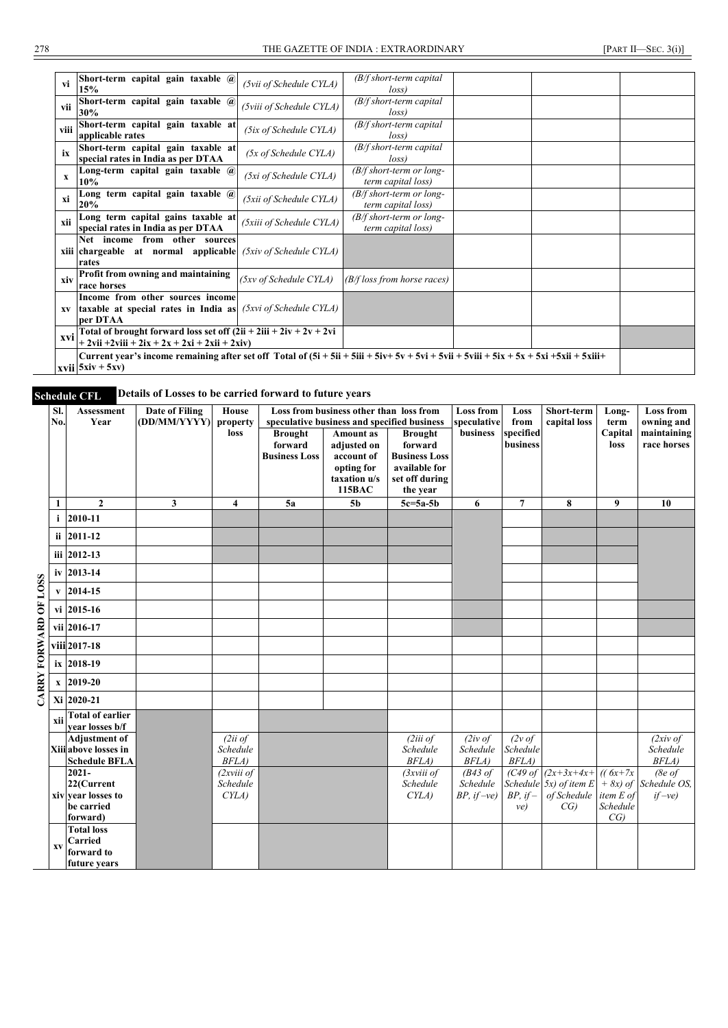| | | | | | | |
|---|---|---|---|---|---|---|
| vi | Short-term capital gain taxable @ 15% | *(5vii of Schedule CYLA)* | *(B/f short-term capital loss)* | | | |
| vii | Short-term capital gain taxable @ 30% | *(5viii of Schedule CYLA)* | *(B/f short-term capital loss)* | | | |
| viii | Short-term capital gain taxable at applicable rates | *(5ix of Schedule CYLA)* | *(B/f short-term capital loss)* | | | |
| ix | Short-term capital gain taxable at special rates in India as per DTAA | *(5x of Schedule CYLA)* | *(B/f short-term capital loss)* | | | |
| x | Long-term capital gain taxable @ 10% | *(5xi of Schedule CYLA)* | *(B/f short-term or long-term capital loss)* | | | |
| xi | Long term capital gain taxable @ 20% | *(5xii of Schedule CYLA)* | *(B/f short-term or long-term capital loss)* | | | |
| xii | Long term capital gains taxable at special rates in India as per DTAA | *(5xiii of Schedule CYLA)* | *(B/f short-term or long-term capital loss)* | | | |
| xiii | Net income from other sources chargeable at normal applicable rates | *(5xiv of Schedule CYLA)* | | | | |
| xiv | Profit from owning and maintaining race horses | *(5xv of Schedule CYLA)* | *(B/f loss from horse races)* | | | |
| xv | Income from other sources income taxable at special rates in India as per DTAA | *(5xvi of Schedule CYLA)* | | | | |
| xvi | Total of brought forward loss set off (2ii + 2iii + 2iv + 2v + 2vi + 2vii +2viii + 2ix + 2x + 2xi + 2xii + 2xiv) | | | | | |
| xvii | Current year's income remaining after set off Total of (5i + 5ii + 5iii + 5iv+ 5v + 5vi + 5vii + 5viii + 5ix + 5x + 5xi +5xii + 5xiii+ 5xiv + 5xv) | | | | | |

**Schedule CFL** **Details of Losses to be carried forward to future years**

**CARRY FORWARD OF LOSS**

| Sl. No. | Assessment Year | Date of Filing (DD/MM/YYYY) | House property loss | Loss from business other than loss from speculative business and specified business | | | Loss from speculative business | Loss from specified business | Short-term capital loss | Long-term Capital loss | Loss from owning and maintaining race horses |
|---|---|---|---|---|---|---|---|---|---|---|---|
| | | | | Brought forward Business Loss | Amount as adjusted on account of opting for taxation u/s 115BAC | Brought forward Business Loss available for set off during the year | | | | | |
| 1 | 2 | 3 | 4 | 5a | 5b | 5c=5a-5b | 6 | 7 | 8 | 9 | 10 |
| i | 2010-11 | | | | | | | | | | |
| ii | 2011-12 | | | | | | | | | | |
| iii | 2012-13 | | | | | | | | | | |
| iv | 2013-14 | | | | | | | | | | |
| v | 2014-15 | | | | | | | | | | |
| vi | 2015-16 | | | | | | | | | | |
| vii | 2016-17 | | | | | | | | | | |
| viii | 2017-18 | | | | | | | | | | |
| ix | 2018-19 | | | | | | | | | | |
| x | 2019-20 | | | | | | | | | | |
| Xi | 2020-21 | | | | | | | | | | |
| xii | Total of earlier year losses b/f | | | | | | | | | | |
| Xiii | Adjustment of above losses in Schedule BFLA | | *(2ii of Schedule BFLA)* | | | *(2iii of Schedule BFLA)* | *(2iv of Schedule BFLA)* | *(2v of Schedule BFLA)* | | | *(2xiv of Schedule BFLA)* |
| xiv | 2021-22(Current year losses to be carried forward) | | *(2xviii of Schedule CYLA)* | | | *(3xviii of Schedule CYLA)* | *(B43 of Schedule BP, if –ve)* | *(C49 of Schedule BP, if –ve)* | *(2x+3x+4x+5x) of item E of Schedule CG)* | *((6x+7x + 8x) of item E of Schedule CG)* | *(8e of Schedule OS, if –ve)* |
| xv | Total loss Carried forward to future years | | | | | | | | | | |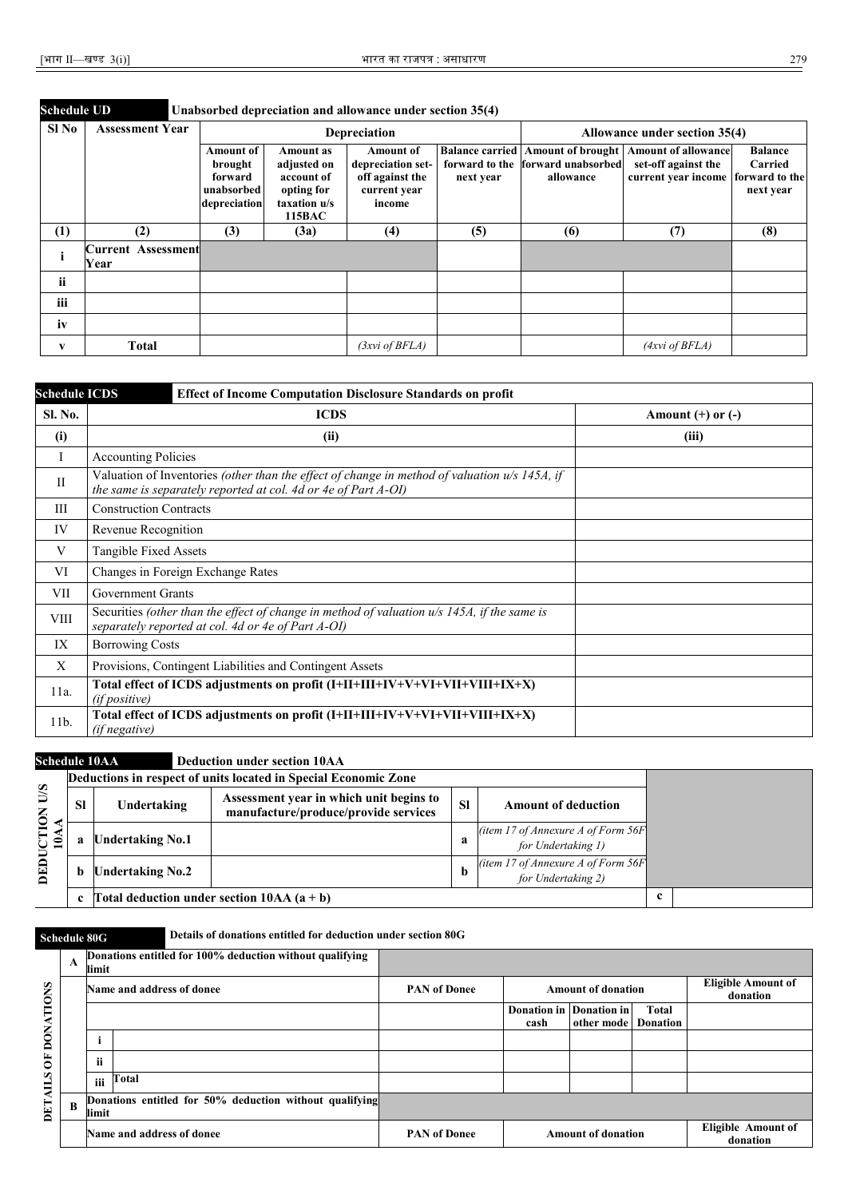**Schedule UD** Unabsorbed depreciation and allowance under section 35(4)

| Sl No | Assessment Year | Depreciation | | | | Allowance under section 35(4) | | |
|---|---|---|---|---|---|---|---|---|
| | | Amount of brought forward unabsorbed depreciation | Amount as adjusted on account of opting for taxation u/s 115BAC | Amount of depreciation set-off against the current year income | Balance carried forward to the next year | Amount of brought forward unabsorbed allowance | Amount of allowance set-off against the current year income | Balance Carried forward to the next year |
| (1) | (2) | (3) | (3a) | (4) | (5) | (6) | (7) | (8) |
| i | Current Assessment Year | | | | | | | |
| ii | | | | | | | | |
| iii | | | | | | | | |
| iv | | | | | | | | |
| v | Total | | | *(3xvi of BFLA)* | | | *(4xvi of BFLA)* | |

**Schedule ICDS** Effect of Income Computation Disclosure Standards on profit

| Sl. No. | ICDS | Amount (+) or (-) |
|---|---|---|
| (i) | (ii) | (iii) |
| I | Accounting Policies | |
| II | Valuation of Inventories *(other than the effect of change in method of valuation u/s 145A, if the same is separately reported at col. 4d or 4e of Part A-OI)* | |
| III | Construction Contracts | |
| IV | Revenue Recognition | |
| V | Tangible Fixed Assets | |
| VI | Changes in Foreign Exchange Rates | |
| VII | Government Grants | |
| VIII | Securities *(other than the effect of change in method of valuation u/s 145A, if the same is separately reported at col. 4d or 4e of Part A-OI)* | |
| IX | Borrowing Costs | |
| X | Provisions, Contingent Liabilities and Contingent Assets | |
| 11a. | **Total effect of ICDS adjustments on profit (I+II+III+IV+V+VI+VII+VIII+IX+X)** *(if positive)* | |
| 11b. | **Total effect of ICDS adjustments on profit (I+II+III+IV+V+VI+VII+VIII+IX+X)** *(if negative)* | |

**Schedule 10AA** Deduction under section 10AA

| DEDUCTION U/S 10AA | Deductions in respect of units located in Special Economic Zone | | | | | | |
|---|---|---|---|---|---|---|---|
| | Sl | Undertaking | Assessment year in which unit begins to manufacture/produce/provide services | Sl | Amount of deduction | | |
| | a | Undertaking No.1 | | a | *(item 17 of Annexure A of Form 56F for Undertaking 1)* | | |
| | b | Undertaking No.2 | | b | *(item 17 of Annexure A of Form 56F for Undertaking 2)* | | |
| | c | Total deduction under section 10AA (a + b) | | | | c | |

**Schedule 80G** Details of donations entitled for deduction under section 80G

| DETAILS OF DONATIONS | | | | | | | |
|---|---|---|---|---|---|---|---|
| A | Donations entitled for 100% deduction without qualifying limit | | | | | | |
| | Name and address of donee | | PAN of Donee | Amount of donation | | | Eligible Amount of donation |
| | | | | Donation in cash | Donation in other mode | Total Donation | |
| | i | | | | | | |
| | ii | | | | | | |
| | iii | Total | | | | | |
| B | Donations entitled for 50% deduction without qualifying limit | | | | | | |
| | Name and address of donee | | PAN of Donee | Amount of donation | | | Eligible Amount of donation |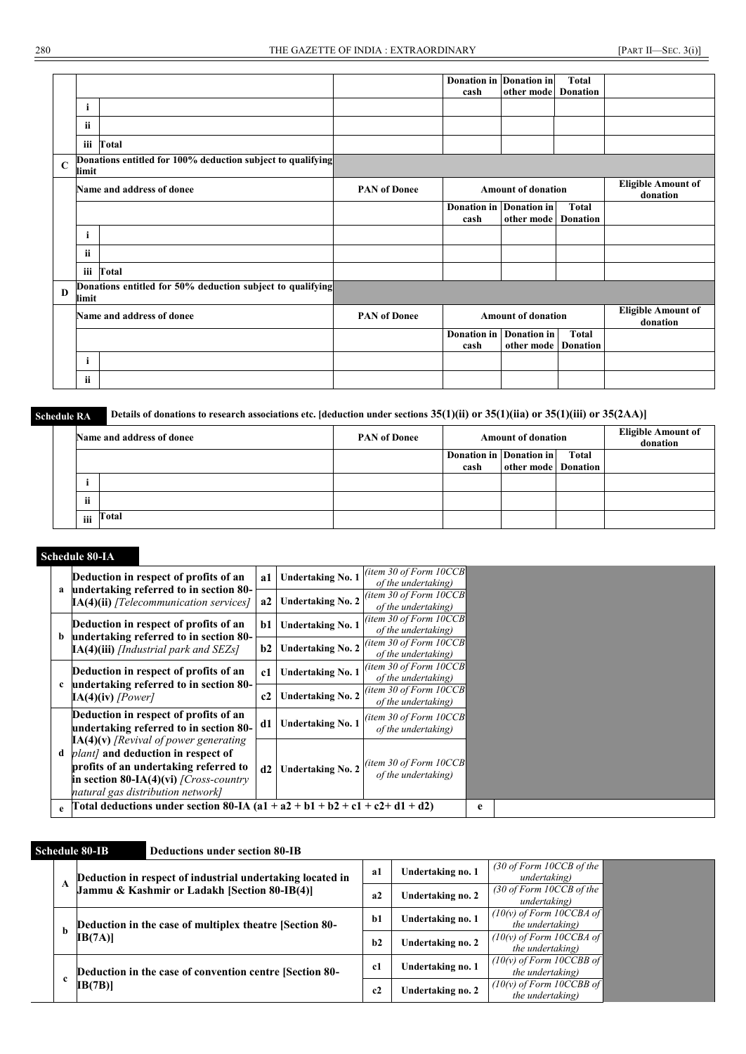| | | | Donation in cash | Donation in other mode | Total Donation | |
|---|---|---|---|---|---|---|
| | i | | | | | |
| | ii | | | | | |
| | iii | Total | | | | |
| **C** | **Donations entitled for 100% deduction subject to qualifying limit** | | | | | |
| | **Name and address of donee** | **PAN of Donee** | **Amount of donation** | | | **Eligible Amount of donation** |
| | | | **Donation in cash** | **Donation in other mode** | **Total Donation** | |
| | i | | | | | |
| | ii | | | | | |
| | iii Total | | | | | |
| **D** | **Donations entitled for 50% deduction subject to qualifying limit** | | | | | |
| | **Name and address of donee** | **PAN of Donee** | **Amount of donation** | | | **Eligible Amount of donation** |
| | | | **Donation in cash** | **Donation in other mode** | **Total Donation** | |
| | i | | | | | |
| | ii | | | | | |

**Schedule RA** **Details of donations to research associations etc. [deduction under sections 35(1)(ii) or 35(1)(iia) or 35(1)(iii) or 35(2AA)]**

| | Name and address of donee | PAN of Donee | Amount of donation | | | Eligible Amount of donation |
|---|---|---|---|---|---|---|
| | | | Donation in cash | Donation in other mode | Total Donation | |
| i | | | | | | |
| ii | | | | | | |
| iii | Total | | | | | |

**Schedule 80-IA**

| | | | | | |
|---|---|---|---|---|---|
| a | **Deduction in respect of profits of an undertaking referred to in section 80-IA(4)(ii)** *[Telecommunication services]* | a1 | Undertaking No. 1 | *(item 30 of Form 10CCB of the undertaking)* | |
| | | a2 | Undertaking No. 2 | *(item 30 of Form 10CCB of the undertaking)* | |
| b | **Deduction in respect of profits of an undertaking referred to in section 80-IA(4)(iii)** *[Industrial park and SEZs]* | b1 | Undertaking No. 1 | *(item 30 of Form 10CCB of the undertaking)* | |
| | | b2 | Undertaking No. 2 | *(item 30 of Form 10CCB of the undertaking)* | |
| c | **Deduction in respect of profits of an undertaking referred to in section 80-IA(4)(iv)** *[Power]* | c1 | Undertaking No. 1 | *(item 30 of Form 10CCB of the undertaking)* | |
| | | c2 | Undertaking No. 2 | *(item 30 of Form 10CCB of the undertaking)* | |
| d | **Deduction in respect of profits of an undertaking referred to in section 80-IA(4)(v)** *[Revival of power generating plant]* **and deduction in respect of profits of an undertaking referred to in section 80-IA(4)(vi)** *[Cross-country natural gas distribution network]* | d1 | Undertaking No. 1 | *(item 30 of Form 10CCB of the undertaking)* | |
| | | d2 | Undertaking No. 2 | *(item 30 of Form 10CCB of the undertaking)* | |
| e | **Total deductions under section 80-IA (a1 + a2 + b1 + b2 + c1 + c2+ d1 + d2)** | | | e | |

**Schedule 80-IB** **Deductions under section 80-IB**

| | | | | | |
|---|---|---|---|---|---|
| A | **Deduction in respect of industrial undertaking located in Jammu & Kashmir or Ladakh [Section 80-IB(4)]** | a1 | Undertaking no. 1 | *(30 of Form 10CCB of the undertaking)* | |
| | | a2 | Undertaking no. 2 | *(30 of Form 10CCB of the undertaking)* | |
| b | **Deduction in the case of multiplex theatre [Section 80-IB(7A)]** | b1 | Undertaking no. 1 | *(10(v) of Form 10CCBA of the undertaking)* | |
| | | b2 | Undertaking no. 2 | *(10(v) of Form 10CCBA of the undertaking)* | |
| c | **Deduction in the case of convention centre [Section 80-IB(7B)]** | c1 | Undertaking no. 1 | *(10(v) of Form 10CCBB of the undertaking)* | |
| | | c2 | Undertaking no. 2 | *(10(v) of Form 10CCBB of the undertaking)* | |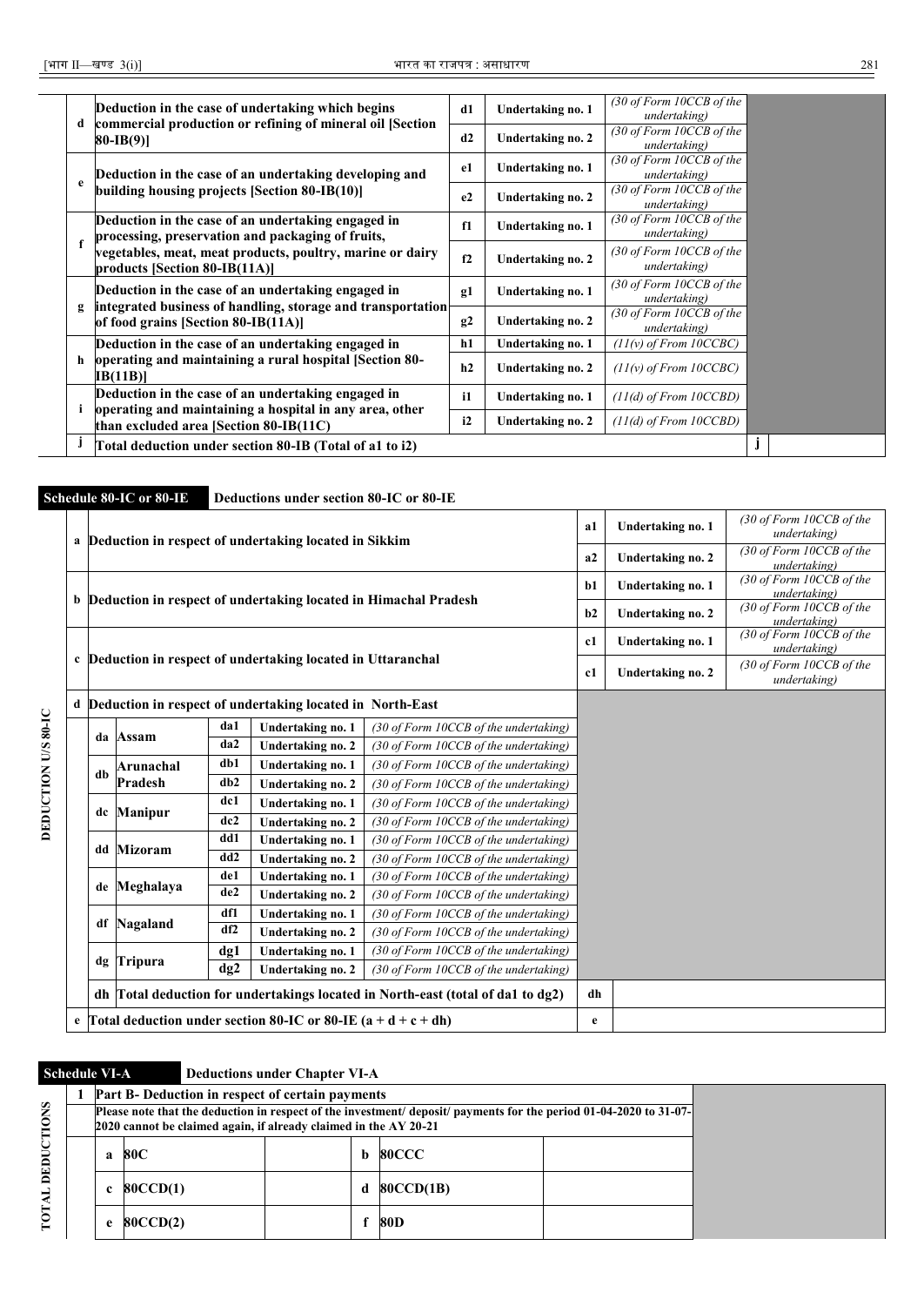| | | | | | | |
|---|---|---|---|---|---|---|
| d | **Deduction in the case of undertaking which begins commercial production or refining of mineral oil [Section 80-IB(9)]** | **d1** | **Undertaking no. 1** | *(30 of Form 10CCB of the undertaking)* | | |
| | | **d2** | **Undertaking no. 2** | *(30 of Form 10CCB of the undertaking)* | | |
| e | **Deduction in the case of an undertaking developing and building housing projects [Section 80-IB(10)]** | **e1** | **Undertaking no. 1** | *(30 of Form 10CCB of the undertaking)* | | |
| | | **e2** | **Undertaking no. 2** | *(30 of Form 10CCB of the undertaking)* | | |
| f | **Deduction in the case of an undertaking engaged in processing, preservation and packaging of fruits, vegetables, meat, meat products, poultry, marine or dairy products [Section 80-IB(11A)]** | **f1** | **Undertaking no. 1** | *(30 of Form 10CCB of the undertaking)* | | |
| | | **f2** | **Undertaking no. 2** | *(30 of Form 10CCB of the undertaking)* | | |
| g | **Deduction in the case of an undertaking engaged in integrated business of handling, storage and transportation of food grains [Section 80-IB(11A)]** | **g1** | **Undertaking no. 1** | *(30 of Form 10CCB of the undertaking)* | | |
| | | **g2** | **Undertaking no. 2** | *(30 of Form 10CCB of the undertaking)* | | |
| h | **Deduction in the case of an undertaking engaged in operating and maintaining a rural hospital [Section 80-IB(11B)]** | **h1** | **Undertaking no. 1** | *(11(v) of From 10CCBC)* | | |
| | | **h2** | **Undertaking no. 2** | *(11(v) of From 10CCBC)* | | |
| i | **Deduction in the case of an undertaking engaged in operating and maintaining a hospital in any area, other than excluded area [Section 80-IB(11C)** | **i1** | **Undertaking no. 1** | *(11(d) of From 10CCBD)* | | |
| | | **i2** | **Undertaking no. 2** | *(11(d) of From 10CCBD)* | | |
| j | **Total deduction under section 80-IB (Total of a1 to i2)** | | | | **j** | |

**Schedule 80-IC or 80-IE** **Deductions under section 80-IC or 80-IE**

DEDUCTION U/S 80-IC

| | | | | | | | |
|---|---|---|---|---|---|---|---|
| a | **Deduction in respect of undertaking located in Sikkim** | | | | **a1** | **Undertaking no. 1** | *(30 of Form 10CCB of the undertaking)* |
| | | | | | **a2** | **Undertaking no. 2** | *(30 of Form 10CCB of the undertaking)* |
| b | **Deduction in respect of undertaking located in Himachal Pradesh** | | | | **b1** | **Undertaking no. 1** | *(30 of Form 10CCB of the undertaking)* |
| | | | | | **b2** | **Undertaking no. 2** | *(30 of Form 10CCB of the undertaking)* |
| c | **Deduction in respect of undertaking located in Uttaranchal** | | | | **c1** | **Undertaking no. 1** | *(30 of Form 10CCB of the undertaking)* |
| | | | | | **c1** | **Undertaking no. 2** | *(30 of Form 10CCB of the undertaking)* |
| d | **Deduction in respect of undertaking located in North-East** | | | | | | |
| | **da** | **Assam** | **da1** | **Undertaking no. 1** | *(30 of Form 10CCB of the undertaking)* | | |
| | | | **da2** | **Undertaking no. 2** | *(30 of Form 10CCB of the undertaking)* | | |
| | **db** | **Arunachal Pradesh** | **db1** | **Undertaking no. 1** | *(30 of Form 10CCB of the undertaking)* | | |
| | | | **db2** | **Undertaking no. 2** | *(30 of Form 10CCB of the undertaking)* | | |
| | **dc** | **Manipur** | **dc1** | **Undertaking no. 1** | *(30 of Form 10CCB of the undertaking)* | | |
| | | | **dc2** | **Undertaking no. 2** | *(30 of Form 10CCB of the undertaking)* | | |
| | **dd** | **Mizoram** | **dd1** | **Undertaking no. 1** | *(30 of Form 10CCB of the undertaking)* | | |
| | | | **dd2** | **Undertaking no. 2** | *(30 of Form 10CCB of the undertaking)* | | |
| | **de** | **Meghalaya** | **de1** | **Undertaking no. 1** | *(30 of Form 10CCB of the undertaking)* | | |
| | | | **de2** | **Undertaking no. 2** | *(30 of Form 10CCB of the undertaking)* | | |
| | **df** | **Nagaland** | **df1** | **Undertaking no. 1** | *(30 of Form 10CCB of the undertaking)* | | |
| | | | **df2** | **Undertaking no. 2** | *(30 of Form 10CCB of the undertaking)* | | |
| | **dg** | **Tripura** | **dg1** | **Undertaking no. 1** | *(30 of Form 10CCB of the undertaking)* | | |
| | | | **dg2** | **Undertaking no. 2** | *(30 of Form 10CCB of the undertaking)* | | |
| | **dh** | **Total deduction for undertakings located in North-east (total of da1 to dg2)** | | | **dh** | | |
| e | **Total deduction under section 80-IC or 80-IE (a + d + c + dh)** | | | | **e** | | |

**Schedule VI-A** **Deductions under Chapter VI-A**

TOTAL DEDUCTIONS

| | | | | | | | |
|---|---|---|---|---|---|---|---|
| **1** | **Part B- Deduction in respect of certain payments** | | | | | | |
| | **Please note that the deduction in respect of the investment/ deposit/ payments for the period 01-04-2020 to 31-07-2020 cannot be claimed again, if already claimed in the AY 20-21** | | | | | | |
| | **a** | **80C** | | **b** | **80CCC** | | |
| | **c** | **80CCD(1)** | | **d** | **80CCD(1B)** | | |
| | **e** | **80CCD(2)** | | **f** | **80D** | | |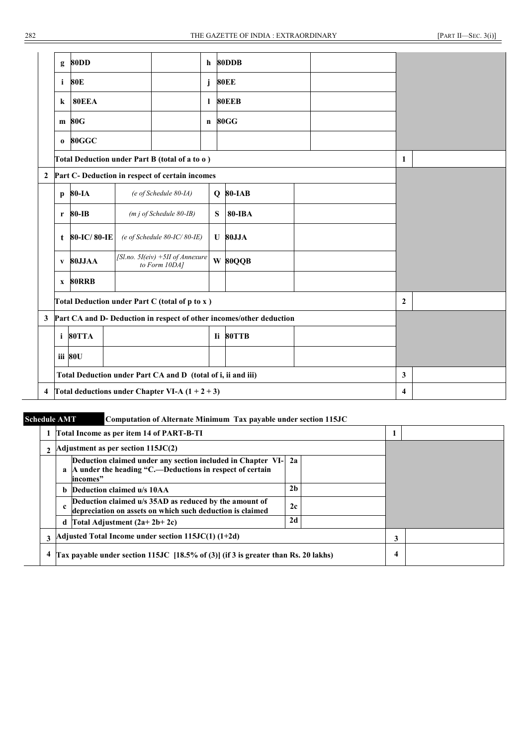| | | | | | | | | |
|---|---|---|---|---|---|---|---|---|
| | g | 80DD | | h | 80DDB | | | |
| | i | 80E | | j | 80EE | | | |
| | k | 80EEA | | l | 80EEB | | | |
| | m | 80G | | n | 80GG | | | |
| | o | 80GGC | | | | | | |
| | Total Deduction under Part B (total of a to o ) | | | | | | 1 | |
| 2 | Part C- Deduction in respect of certain incomes | | | | | | | |
| | p | 80-IA | *(e of Schedule 80-IA)* | Q | 80-IAB | | | |
| | r | 80-IB | *(m j of Schedule 80-IB)* | S | 80-IBA | | | |
| | t | 80-IC/ 80-IE | *(e of Schedule 80-IC/ 80-IE)* | U | 80JJA | | | |
| | v | 80JJAA | *[Sl.no. 5I(eiv) +5II of Annexure to Form 10DA]* | W | 80QQB | | | |
| | x | 80RRB | | | | | | |
| | Total Deduction under Part C (total of p to x ) | | | | | | 2 | |
| 3 | Part CA and D- Deduction in respect of other incomes/other deduction | | | | | | | |
| | i | 80TTA | | Ii | 80TTB | | | |
| | iii | 80U | | | | | | |
| | Total Deduction under Part CA and D (total of i, ii and iii) | | | | | | 3 | |
| 4 | Total deductions under Chapter VI-A (1 + 2 + 3) | | | | | | 4 | |

**Schedule AMT** **Computation of Alternate Minimum Tax payable under section 115JC**

| | | | | | | |
|---|---|---|---|---|---|---|
| 1 | Total Income as per item 14 of PART-B-TI | | | | 1 | |
| 2 | Adjustment as per section 115JC(2) | | | | | |
| | a | Deduction claimed under any section included in Chapter VI-A under the heading "C.—Deductions in respect of certain incomes" | 2a | | | |
| | b | Deduction claimed u/s 10AA | 2b | | | |
| | c | Deduction claimed u/s 35AD as reduced by the amount of depreciation on assets on which such deduction is claimed | 2c | | | |
| | d | Total Adjustment (2a+ 2b+ 2c) | 2d | | | |
| 3 | Adjusted Total Income under section 115JC(1) (1+2d) | | | | 3 | |
| 4 | Tax payable under section 115JC [18.5% of (3)] (if 3 is greater than Rs. 20 lakhs) | | | | 4 | |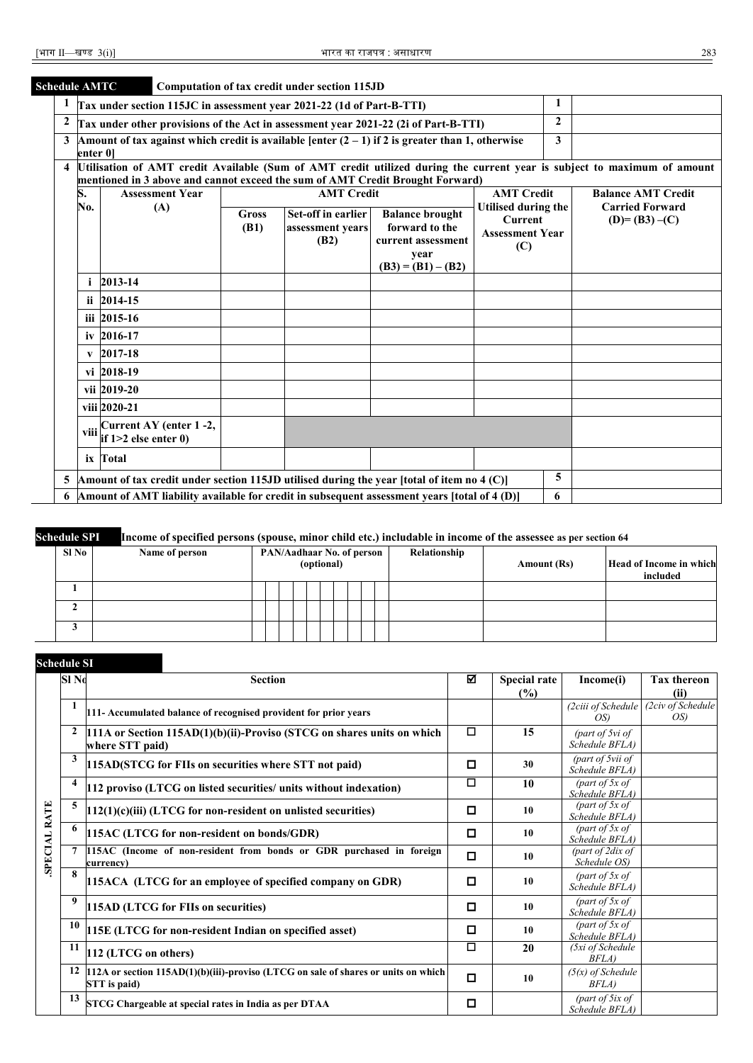## Schedule AMTC — Computation of tax credit under section 115JD

| | | |
|---|---|---|
| 1 | Tax under section 115JC in assessment year 2021-22 (1d of Part-B-TTI) | 1 | |
| 2 | Tax under other provisions of the Act in assessment year 2021-22 (2i of Part-B-TTI) | 2 | |
| 3 | Amount of tax against which credit is available [enter (2 – 1) if 2 is greater than 1, otherwise enter 0] | 3 | |

4 Utilisation of AMT credit Available (Sum of AMT credit utilized during the current year is subject to maximum of amount mentioned in 3 above and cannot exceed the sum of AMT Credit Brought Forward)

| S. No. | Assessment Year (A) | AMT Credit | | | AMT Credit Utilised during the Current Assessment Year (C) | Balance AMT Credit Carried Forward (D)= (B3) –(C) |
|---|---|---|---|---|---|---|
| | | Gross (B1) | Set-off in earlier assessment years (B2) | Balance brought forward to the current assessment year (B3) = (B1) – (B2) | | |
| i | 2013-14 | | | | | |
| ii | 2014-15 | | | | | |
| iii | 2015-16 | | | | | |
| iv | 2016-17 | | | | | |
| v | 2017-18 | | | | | |
| vi | 2018-19 | | | | | |
| vii | 2019-20 | | | | | |
| viii | 2020-21 | | | | | |
| viii | Current AY (enter 1 -2, if 1>2 else enter 0) | | | | | |
| ix | Total | | | | | |

| | | | |
|---|---|---|---|
| 5 | Amount of tax credit under section 115JD utilised during the year [total of item no 4 (C)] | 5 | |
| 6 | Amount of AMT liability available for credit in subsequent assessment years [total of 4 (D)] | 6 | |

## Schedule SPI — Income of specified persons (spouse, minor child etc.) includable in income of the assessee as per section 64

| Sl No | Name of person | PAN/Aadhaar No. of person (optional) | Relationship | Amount (Rs) | Head of Income in which included |
|---|---|---|---|---|---|
| 1 | | | | | |
| 2 | | | | | |
| 3 | | | | | |

## Schedule SI

**SPECIAL RATE**

| Sl No | Section | ☑ | Special rate (%) | Income(i) | Tax thereon (ii) |
|---|---|---|---|---|---|
| 1 | 111- Accumulated balance of recognised provident for prior years | | | *(2ciii of Schedule OS)* | *(2civ of Schedule OS)* |
| 2 | 111A or Section 115AD(1)(b)(ii)-Proviso (STCG on shares units on which where STT paid) | ☐ | 15 | *(part of 5vi of Schedule BFLA)* | |
| 3 | 115AD(STCG for FIIs on securities where STT not paid) | ☐ | 30 | *(part of 5vii of Schedule BFLA)* | |
| 4 | 112 proviso (LTCG on listed securities/ units without indexation) | ☐ | 10 | *(part of 5x of Schedule BFLA)* | |
| 5 | 112(1)(c)(iii) (LTCG for non-resident on unlisted securities) | ☐ | 10 | *(part of 5x of Schedule BFLA)* | |
| 6 | 115AC (LTCG for non-resident on bonds/GDR) | ☐ | 10 | *(part of 5x of Schedule BFLA)* | |
| 7 | 115AC (Income of non-resident from bonds or GDR purchased in foreign currency) | ☐ | 10 | *(part of 2dix of Schedule OS)* | |
| 8 | 115ACA (LTCG for an employee of specified company on GDR) | ☐ | 10 | *(part of 5x of Schedule BFLA)* | |
| 9 | 115AD (LTCG for FIIs on securities) | ☐ | 10 | *(part of 5x of Schedule BFLA)* | |
| 10 | 115E (LTCG for non-resident Indian on specified asset) | ☐ | 10 | *(part of 5x of Schedule BFLA)* | |
| 11 | 112 (LTCG on others) | ☐ | 20 | *(5xi of Schedule BFLA)* | |
| 12 | 112A or section 115AD(1)(b)(iii)-proviso (LTCG on sale of shares or units on which STT is paid) | ☐ | 10 | *(5(x) of Schedule BFLA)* | |
| 13 | STCG Chargeable at special rates in India as per DTAA | ☐ | | *(part of 5ix of Schedule BFLA)* | |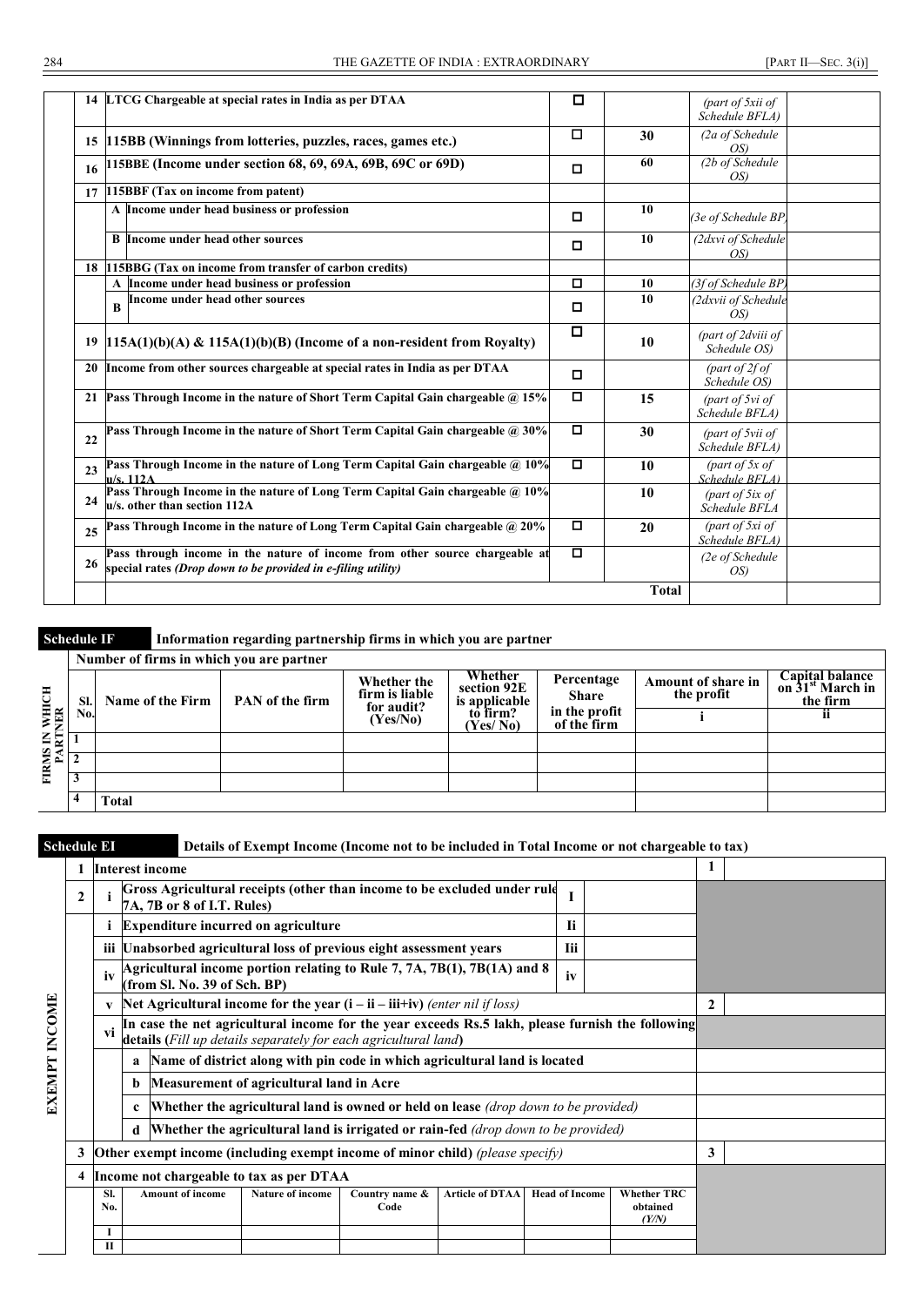| | | | | | | |
|---|---|---|---|---|---|---|
| 14 | LTCG Chargeable at special rates in India as per DTAA | | ☐ | | *(part of 5xii of Schedule BFLA)* | |
| 15 | 115BB (Winnings from lotteries, puzzles, races, games etc.) | | ☐ | 30 | *(2a of Schedule OS)* | |
| 16 | 115BBE (Income under section 68, 69, 69A, 69B, 69C or 69D) | | ☐ | 60 | *(2b of Schedule OS)* | |
| 17 | 115BBF (Tax on income from patent) | | | | | |
| | A | Income under head business or profession | ☐ | 10 | *(3e of Schedule BP)* | |
| | B | Income under head other sources | ☐ | 10 | *(2dxvi of Schedule OS)* | |
| 18 | 115BBG (Tax on income from transfer of carbon credits) | | | | | |
| | A | Income under head business or profession | ☐ | 10 | *(3f of Schedule BP)* | |
| | B | Income under head other sources | ☐ | 10 | *(2dxvii of Schedule OS)* | |
| 19 | 115A(1)(b)(A) & 115A(1)(b)(B) (Income of a non-resident from Royalty) | | ☐ | 10 | *(part of 2dviii of Schedule OS)* | |
| 20 | Income from other sources chargeable at special rates in India as per DTAA | | ☐ | | *(part of 2f of Schedule OS)* | |
| 21 | Pass Through Income in the nature of Short Term Capital Gain chargeable @ 15% | | ☐ | 15 | *(part of 5vi of Schedule BFLA)* | |
| 22 | Pass Through Income in the nature of Short Term Capital Gain chargeable @ 30% | | ☐ | 30 | *(part of 5vii of Schedule BFLA)* | |
| 23 | Pass Through Income in the nature of Long Term Capital Gain chargeable @ 10% u/s. 112A | | ☐ | 10 | *(part of 5x of Schedule BFLA)* | |
| 24 | Pass Through Income in the nature of Long Term Capital Gain chargeable @ 10% u/s. other than section 112A | | | 10 | *(part of 5ix of Schedule BFLA* | |
| 25 | Pass Through Income in the nature of Long Term Capital Gain chargeable @ 20% | | ☐ | 20 | *(part of 5xi of Schedule BFLA)* | |
| 26 | Pass through income in the nature of income from other source chargeable at special rates *(Drop down to be provided in e-filing utility)* | | ☐ | | *(2e of Schedule OS)* | |
| | | | | **Total** | | |

## Schedule IF — Information regarding partnership firms in which you are partner

**FIRMS IN WHICH PARTNER**

Number of firms in which you are partner

| Sl. No. | Name of the Firm | PAN of the firm | Whether the firm is liable for audit? (Yes/No) | Whether section 92E is applicable to firm? (Yes/ No) | Percentage Share in the profit of the firm | Amount of share in the profit | Capital balance on 31st March in the firm |
|---|---|---|---|---|---|---|---|
| | | | | | | i | ii |
| 1 | | | | | | | |
| 2 | | | | | | | |
| 3 | | | | | | | |
| 4 | Total | | | | | | |

## Schedule EI — Details of Exempt Income (Income not to be included in Total Income or not chargeable to tax)

**EXEMPT INCOME**

| | | | | | |
|---|---|---|---|---|---|
| 1 | Interest income | | | 1 | |
| 2 | i | Gross Agricultural receipts (other than income to be excluded under rule 7A, 7B or 8 of I.T. Rules) | I | | |
| | i | Expenditure incurred on agriculture | Ii | | |
| | iii | Unabsorbed agricultural loss of previous eight assessment years | Iii | | |
| | iv | Agricultural income portion relating to Rule 7, 7A, 7B(1), 7B(1A) and 8 (from Sl. No. 39 of Sch. BP) | iv | | |
| | v | Net Agricultural income for the year (i – ii – iii+iv) *(enter nil if loss)* | | 2 | |
| | vi | In case the net agricultural income for the year exceeds Rs.5 lakh, please furnish the following details (*Fill up details separately for each agricultural land*) | | | |
| | | a. Name of district along with pin code in which agricultural land is located | | | |
| | | b. Measurement of agricultural land in Acre | | | |
| | | c. Whether the agricultural land is owned or held on lease *(drop down to be provided)* | | | |
| | | d. Whether the agricultural land is irrigated or rain-fed *(drop down to be provided)* | | | |
| 3 | Other exempt income (including exempt income of minor child) *(please specify)* | | | 3 | |
| 4 | Income not chargeable to tax as per DTAA | | | | |

| Sl. No. | Amount of income | Nature of income | Country name & Code | Article of DTAA | Head of Income | Whether TRC obtained (Y/N) |
|---|---|---|---|---|---|---|
| I | | | | | | |
| II | | | | | | |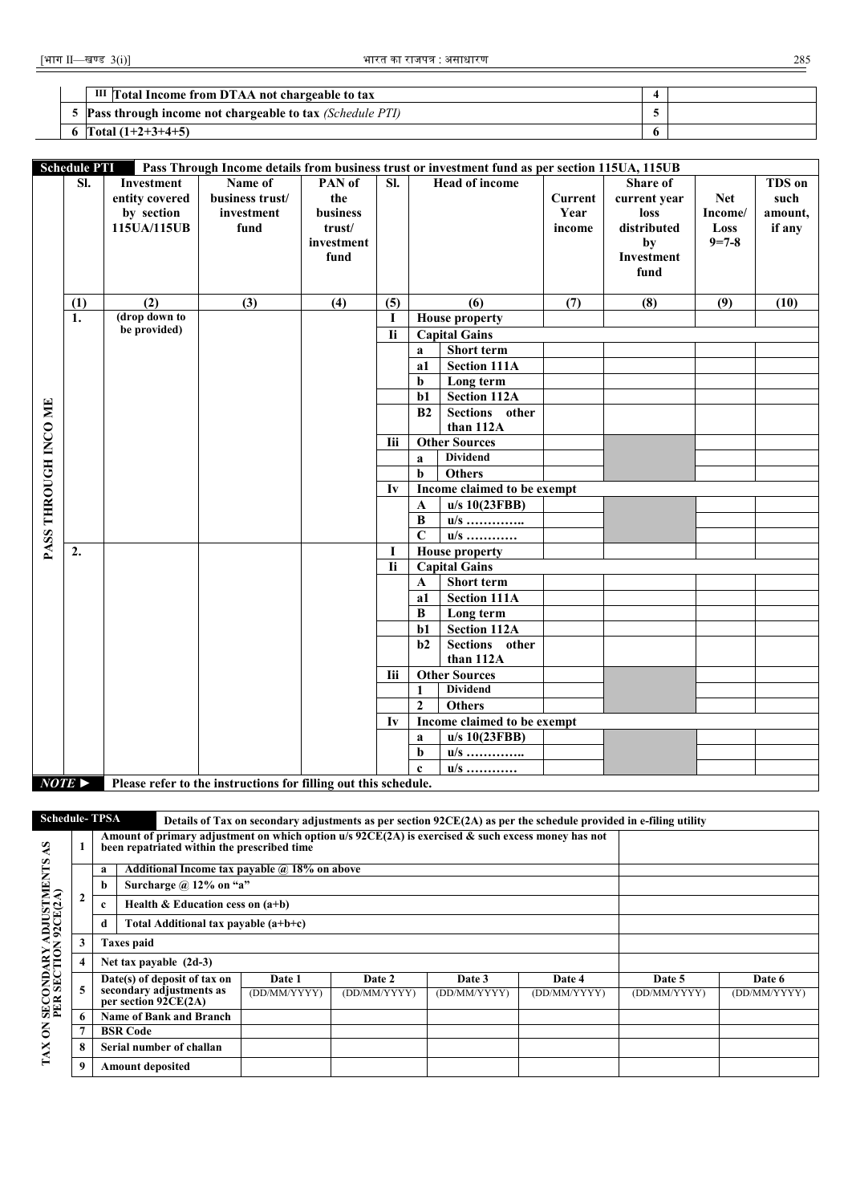| | | | | |
|---|---|---|---|---|
| | III | Total Income from DTAA not chargeable to tax | 4 | |
| 5 | | Pass through income not chargeable to tax *(Schedule PTI)* | 5 | |
| 6 | | Total (1+2+3+4+5) | 6 | |

**Schedule PTI** — Pass Through Income details from business trust or investment fund as per section 115UA, 115UB

PASS THROUGH INCOME

| Sl. | Investment entity covered by section 115UA/115UB | Name of business trust/ investment fund | PAN of the business trust/ investment fund | Sl. | Head of income | | Current Year income | Share of current year loss distributed by Investment fund | Net Income/ Loss 9=7-8 | TDS on such amount, if any |
|---|---|---|---|---|---|---|---|---|---|---|
| (1) | (2) | (3) | (4) | (5) | (6) | | (7) | (8) | (9) | (10) |
| 1. | (drop down to be provided) | | | I | House property | | | | | |
| | | | | Ii | Capital Gains | | | | | |
| | | | | | a | Short term | | | | |
| | | | | | a1 | Section 111A | | | | |
| | | | | | b | Long term | | | | |
| | | | | | b1 | Section 112A | | | | |
| | | | | | B2 | Sections other than 112A | | | | |
| | | | | Iii | Other Sources | | | | | |
| | | | | | a | Dividend | | | | |
| | | | | | b | Others | | | | |
| | | | | Iv | Income claimed to be exempt | | | | | |
| | | | | | A | u/s 10(23FBB) | | | | |
| | | | | | B | u/s ………….. | | | | |
| | | | | | C | u/s ………… | | | | |
| 2. | | | | I | House property | | | | | |
| | | | | Ii | Capital Gains | | | | | |
| | | | | | A | Short term | | | | |
| | | | | | a1 | Section 111A | | | | |
| | | | | | B | Long term | | | | |
| | | | | | b1 | Section 112A | | | | |
| | | | | | b2 | Sections other than 112A | | | | |
| | | | | Iii | Other Sources | | | | | |
| | | | | | 1 | Dividend | | | | |
| | | | | | 2 | Others | | | | |
| | | | | Iv | Income claimed to be exempt | | | | | |
| | | | | | a | u/s 10(23FBB) | | | | |
| | | | | | b | u/s ………….. | | | | |
| | | | | | c | u/s ………… | | | | |

*NOTE* ► Please refer to the instructions for filling out this schedule.

**Schedule- TPSA** — Details of Tax on secondary adjustments as per section 92CE(2A) as per the schedule provided in e-filing utility

TAX ON SECONDARY ADJUSTMENTS AS PER SECTION 92CE(2A)

| | | | | | | | | |
|---|---|---|---|---|---|---|---|---|
| 1 | Amount of primary adjustment on which option u/s 92CE(2A) is exercised & such excess money has not been repatriated within the prescribed time | | | | | | | |
| 2 | a | Additional Income tax payable @ 18% on above | | | | | | |
| | b | Surcharge @ 12% on "a" | | | | | | |
| | c | Health & Education cess on (a+b) | | | | | | |
| | d | Total Additional tax payable (a+b+c) | | | | | | |
| 3 | Taxes paid | | | | | | | |
| 4 | Net tax payable (2d-3) | | | | | | | |
| 5 | Date(s) of deposit of tax on secondary adjustments as per section 92CE(2A) | | Date 1 (DD/MM/YYYY) | Date 2 (DD/MM/YYYY) | Date 3 (DD/MM/YYYY) | Date 4 (DD/MM/YYYY) | Date 5 (DD/MM/YYYY) | Date 6 (DD/MM/YYYY) |
| 6 | Name of Bank and Branch | | | | | | | |
| 7 | BSR Code | | | | | | | |
| 8 | Serial number of challan | | | | | | | |
| 9 | Amount deposited | | | | | | | |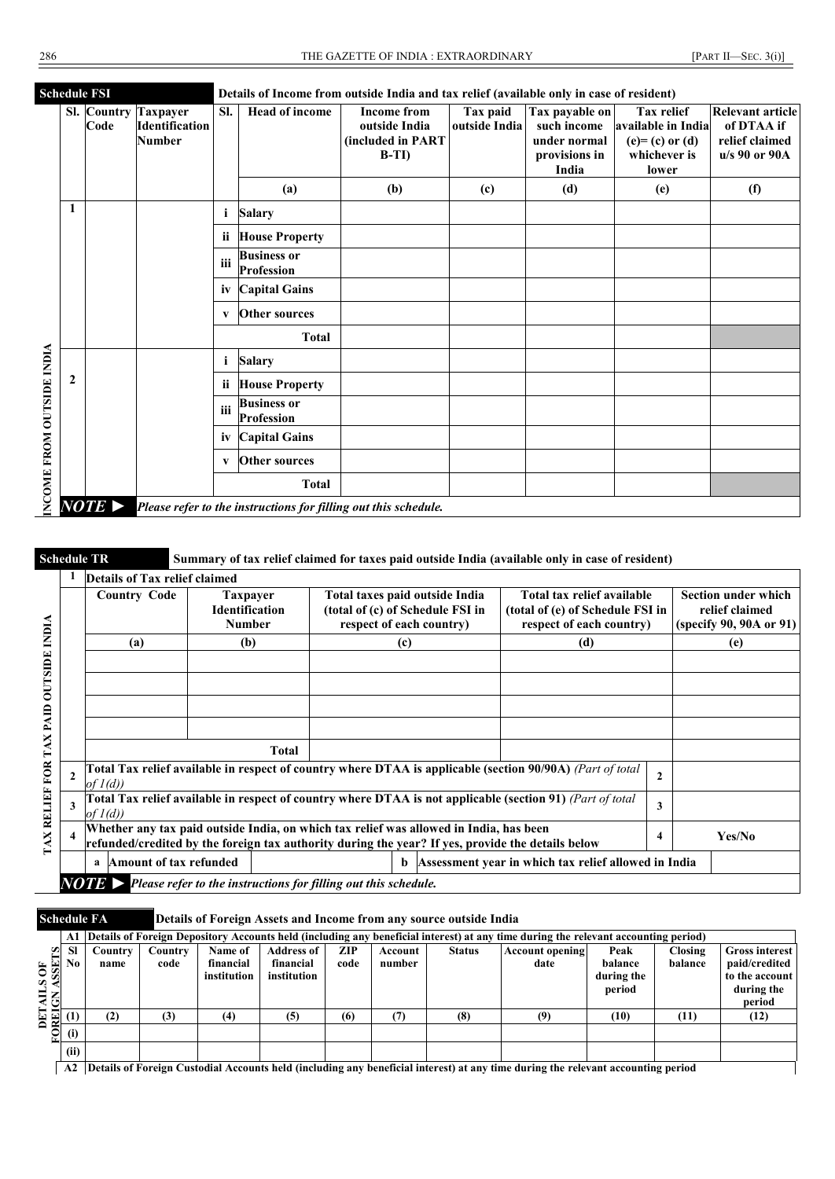## Schedule FSI — Details of Income from outside India and tax relief (available only in case of resident)

INCOME FROM OUTSIDE INDIA

| Sl. | Country Code | Taxpayer Identification Number | Sl. | Head of income | Income from outside India (included in PART B-TI) | Tax paid outside India | Tax payable on such income under normal provisions in India | Tax relief available in India (e)= (c) or (d) whichever is lower | Relevant article of DTAA if relief claimed u/s 90 or 90A |
|---|---|---|---|---|---|---|---|---|---|
| | | | | (a) | (b) | (c) | (d) | (e) | (f) |
| 1 | | | i | Salary | | | | | |
| | | | ii | House Property | | | | | |
| | | | iii | Business or Profession | | | | | |
| | | | iv | Capital Gains | | | | | |
| | | | v | Other sources | | | | | |
| | | | | Total | | | | | |
| 2 | | | i | Salary | | | | | |
| | | | ii | House Property | | | | | |
| | | | iii | Business or Profession | | | | | |
| | | | iv | Capital Gains | | | | | |
| | | | v | Other sources | | | | | |
| | | | | Total | | | | | |

***NOTE ►*** *Please refer to the instructions for filling out this schedule.*

## Schedule TR — Summary of tax relief claimed for taxes paid outside India (available only in case of resident)

TAX RELIEF FOR TAX PAID OUTSIDE INDIA

**1 Details of Tax relief claimed**

| Country Code | Taxpayer Identification Number | Total taxes paid outside India (total of (c) of Schedule FSI in respect of each country) | Total tax relief available (total of (e) of Schedule FSI in respect of each country) | Section under which relief claimed (specify 90, 90A or 91) |
|---|---|---|---|---|
| (a) | (b) | (c) | (d) | (e) |
| | | | | |
| | | | | |
| | | | | |
| | | | | |
| | Total | | | |

| | | | |
|---|---|---|---|
| 2 | Total Tax relief available in respect of country where DTAA is applicable (section 90/90A) *(Part of total of 1(d))* | 2 | |
| 3 | Total Tax relief available in respect of country where DTAA is not applicable (section 91) *(Part of total of 1(d))* | 3 | |
| 4 | Whether any tax paid outside India, on which tax relief was allowed in India, has been refunded/credited by the foreign tax authority during the year? If yes, provide the details below | 4 | Yes/No |
| | a Amount of tax refunded | b Assessment year in which tax relief allowed in India | |

***NOTE ►*** *Please refer to the instructions for filling out this schedule.*

## Schedule FA — Details of Foreign Assets and Income from any source outside India

DETAILS OF FOREIGN ASSETS

**A1 Details of Foreign Depository Accounts held (including any beneficial interest) at any time during the relevant accounting period)**

| Sl No | Country name | Country code | Name of financial institution | Address of financial institution | ZIP code | Account number | Status | Account opening date | Peak balance during the period | Closing balance | Gross interest paid/credited to the account during the period |
|---|---|---|---|---|---|---|---|---|---|---|---|
| (1) | (2) | (3) | (4) | (5) | (6) | (7) | (8) | (9) | (10) | (11) | (12) |
| (i) | | | | | | | | | | | |
| (ii) | | | | | | | | | | | |

**A2 Details of Foreign Custodial Accounts held (including any beneficial interest) at any time during the relevant accounting period**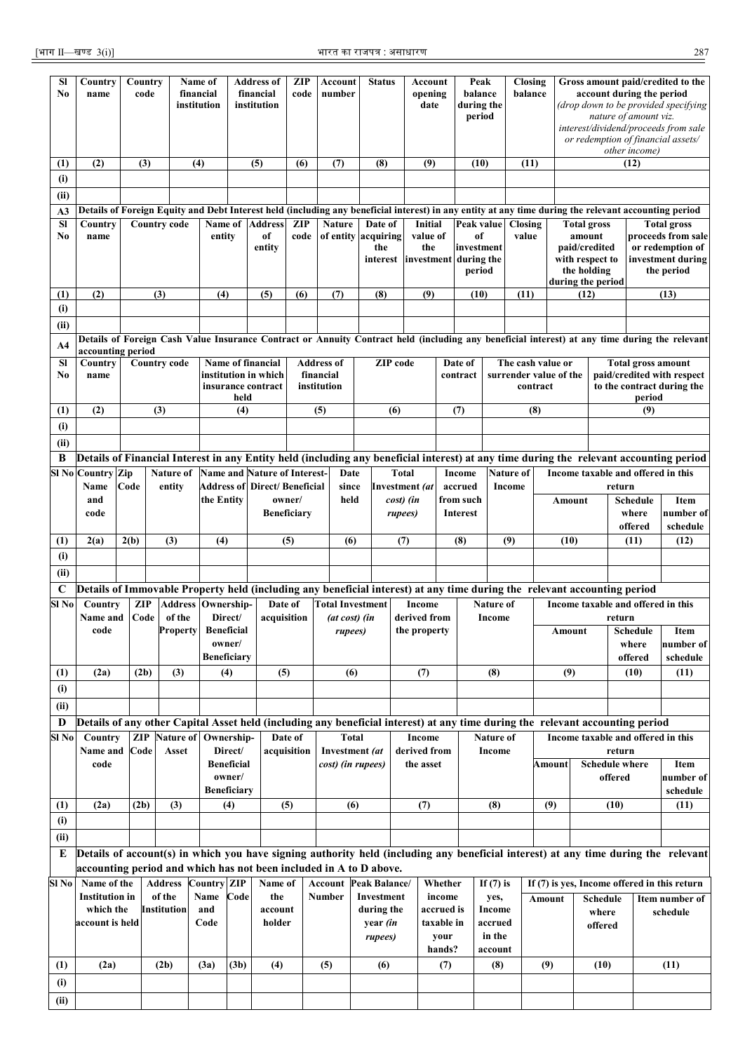| Sl No | Country name | Country code | Name of financial institution | Address of financial institution | ZIP code | Account number | Status | Account opening date | Peak balance during the period | Closing balance | Gross amount paid/credited to the account during the period *(drop down to be provided specifying nature of amount viz. interest/dividend/proceeds from sale or redemption of financial assets/ other income)* |
|---|---|---|---|---|---|---|---|---|---|---|---|
| (1) | (2) | (3) | (4) | (5) | (6) | (7) | (8) | (9) | (10) | (11) | (12) |
| (i) | | | | | | | | | | | |
| (ii) | | | | | | | | | | | |

**A3 Details of Foreign Equity and Debt Interest held (including any beneficial interest) in any entity at any time during the relevant accounting period**

| Sl No | Country name | Country code | Name of entity | Address of entity | ZIP code | Nature of entity | Date of acquiring the interest | Initial value of the investment | Peak value of investment during the period | Closing value | Total gross amount paid/credited with respect to the holding during the period | Total gross proceeds from sale or redemption of investment during the period |
|---|---|---|---|---|---|---|---|---|---|---|---|---|
| (1) | (2) | (3) | (4) | (5) | (6) | (7) | (8) | (9) | (10) | (11) | (12) | (13) |
| (i) | | | | | | | | | | | | |
| (ii) | | | | | | | | | | | | |

**A4 Details of Foreign Cash Value Insurance Contract or Annuity Contract held (including any beneficial interest) at any time during the relevant accounting period**

| Sl No | Country name | Country code | Name of financial institution in which insurance contract held | Address of financial institution | ZIP code | Date of contract | The cash value or surrender value of the contract | Total gross amount paid/credited with respect to the contract during the period |
|---|---|---|---|---|---|---|---|---|
| (1) | (2) | (3) | (4) | (5) | (6) | (7) | (8) | (9) |
| (i) | | | | | | | | |
| (ii) | | | | | | | | |

**B Details of Financial Interest in any Entity held (including any beneficial interest) at any time during the relevant accounting period**

| Sl No | Country Name and code | Zip Code | Nature of entity | Name and Address of the Entity | Nature of Interest-Direct/ Beneficial owner/ Beneficiary | Date since held | Total Investment *(at cost) (in rupees)* | Income accrued from such Interest | Nature of Income | Income taxable and offered in this return | | |
|---|---|---|---|---|---|---|---|---|---|---|---|---|
| | | | | | | | | | | Amount | Schedule where offered | Item number of schedule |
| (1) | 2(a) | 2(b) | (3) | (4) | (5) | (6) | (7) | (8) | (9) | (10) | (11) | (12) |
| (i) | | | | | | | | | | | | |
| (ii) | | | | | | | | | | | | |

**C Details of Immovable Property held (including any beneficial interest) at any time during the relevant accounting period**

| Sl No | Country Name and code | ZIP Code | Address of the Property | Ownership-Direct/ Beneficial owner/ Beneficiary | Date of acquisition | Total Investment *(at cost) (in rupees)* | Income derived from the property | Nature of Income | Income taxable and offered in this return | | |
|---|---|---|---|---|---|---|---|---|---|---|---|
| | | | | | | | | | Amount | Schedule where offered | Item number of schedule |
| (1) | (2a) | (2b) | (3) | (4) | (5) | (6) | (7) | (8) | (9) | (10) | (11) |
| (i) | | | | | | | | | | | |
| (ii) | | | | | | | | | | | |

**D Details of any other Capital Asset held (including any beneficial interest) at any time during the relevant accounting period**

| Sl No | Country Name and code | ZIP Code | Nature of Asset | Ownership-Direct/ Beneficial owner/ Beneficiary | Date of acquisition | Total Investment *(at cost) (in rupees)* | Income derived from the asset | Nature of Income | Income taxable and offered in this return | | |
|---|---|---|---|---|---|---|---|---|---|---|---|
| | | | | | | | | | Amount | Schedule where offered | Item number of schedule |
| (1) | (2a) | (2b) | (3) | (4) | (5) | (6) | (7) | (8) | (9) | (10) | (11) |
| (i) | | | | | | | | | | | |
| (ii) | | | | | | | | | | | |

**E Details of account(s) in which you have signing authority held (including any beneficial interest) at any time during the relevant accounting period and which has not been included in A to D above.**

| Sl No | Name of the Institution in which the account is held | Address of the Institution | Country Name and Code | ZIP Code | Name of the account holder | Account Number | Peak Balance/ Investment during the year *(in rupees)* | Whether income accrued is taxable in your hands? | If (7) is yes, Income accrued in the account | If (7) is yes, Income offered in this return | | |
|---|---|---|---|---|---|---|---|---|---|---|---|---|
| | | | | | | | | | | Amount | Schedule where offered | Item number of schedule |
| (1) | (2a) | (2b) | (3a) | (3b) | (4) | (5) | (6) | (7) | (8) | (9) | (10) | (11) |
| (i) | | | | | | | | | | | | |
| (ii) | | | | | | | | | | | | |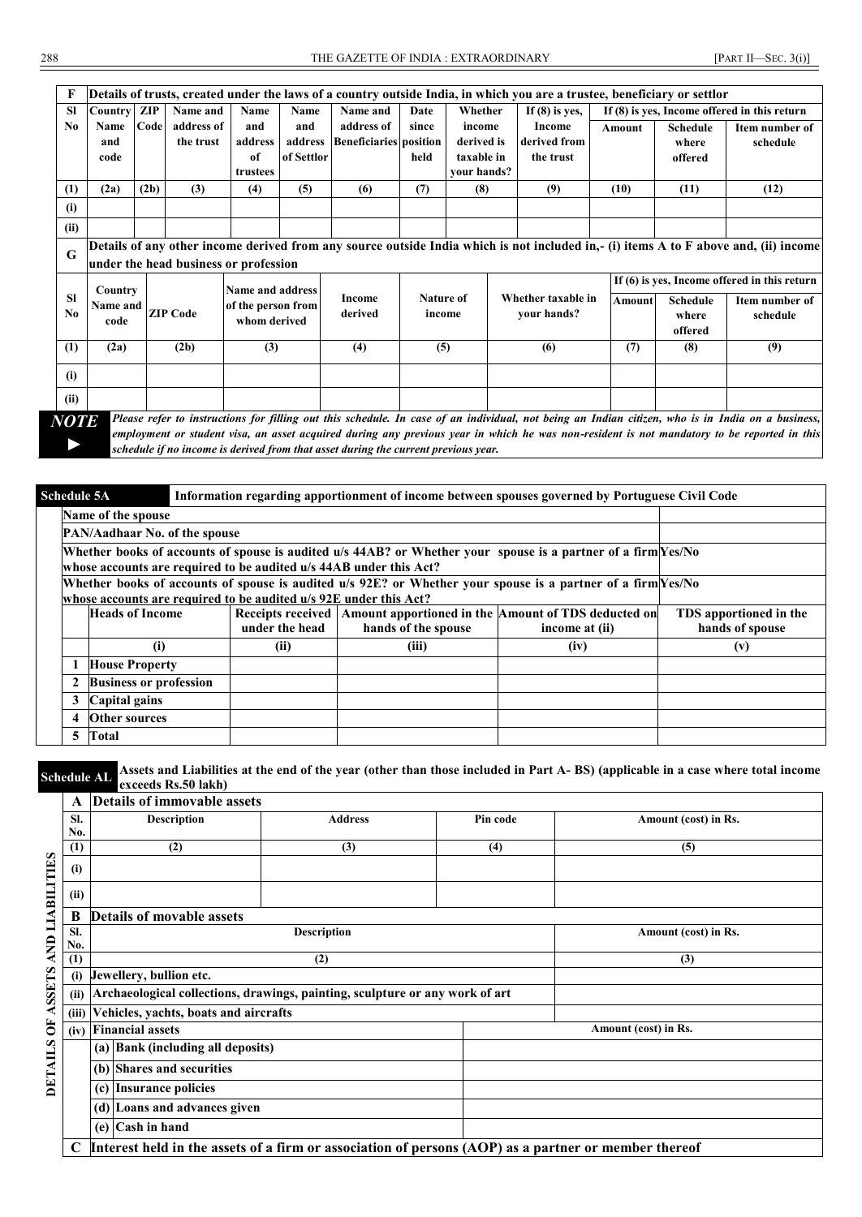| F | Details of trusts, created under the laws of a country outside India, in which you are a trustee, beneficiary or settlor | | | | | | | | | | | | |
|---|---|---|---|---|---|---|---|---|---|---|---|---|---|
| Sl No | Country Name and code | ZIP Code | Name and address of the trust | Name and address of trustees | Name and address of Settlor | Name and address of Beneficiaries | Date since position held | Whether income derived is taxable in your hands? | If (8) is yes, Income derived from the trust | If (8) is yes, Income offered in this return | | |
| | | | | | | | | | | Amount | Schedule where offered | Item number of schedule |
| (1) | (2a) | (2b) | (3) | (4) | (5) | (6) | (7) | (8) | (9) | (10) | (11) | (12) |
| (i) | | | | | | | | | | | | |
| (ii) | | | | | | | | | | | | |

| G | Details of any other income derived from any source outside India which is not included in,- (i) items A to F above and, (ii) income under the head business or profession | | | | | | | | |
|---|---|---|---|---|---|---|---|---|---|
| Sl No | Country Name and code | ZIP Code | Name and address of the person from whom derived | Income derived | Nature of income | Whether taxable in your hands? | If (6) is yes, Income offered in this return | | |
| | | | | | | | Amount | Schedule where offered | Item number of schedule |
| (1) | (2a) | (2b) | (3) | (4) | (5) | (6) | (7) | (8) | (9) |
| (i) | | | | | | | | | |
| (ii) | | | | | | | | | |

**NOTE ►** *Please refer to instructions for filling out this schedule. In case of an individual, not being an Indian citizen, who is in India on a business, employment or student visa, an asset acquired during any previous year in which he was non-resident is not mandatory to be reported in this schedule if no income is derived from that asset during the current previous year.*

**Schedule 5A** — **Information regarding apportionment of income between spouses governed by Portuguese Civil Code**

| | | | | | |
|---|---|---|---|---|---|
| **Name of the spouse** | | | | | |
| **PAN/Aadhaar No. of the spouse** | | | | | |
| **Whether books of accounts of spouse is audited u/s 44AB? or Whether your spouse is a partner of a firm whose accounts are required to be audited u/s 44AB under this Act?** | | | | Yes/No | |
| **Whether books of accounts of spouse is audited u/s 92E? or Whether your spouse is a partner of a firm whose accounts are required to be audited u/s 92E under this Act?** | | | | Yes/No | |
| | **Heads of Income** | **Receipts received under the head** | **Amount apportioned in the hands of the spouse** | **Amount of TDS deducted on income at (ii)** | **TDS apportioned in the hands of spouse** |
| | **(i)** | **(ii)** | **(iii)** | **(iv)** | **(v)** |
| 1 | **House Property** | | | | |
| 2 | **Business or profession** | | | | |
| 3 | **Capital gains** | | | | |
| 4 | **Other sources** | | | | |
| 5 | **Total** | | | | |

**Schedule AL** — **Assets and Liabilities at the end of the year (other than those included in Part A- BS) (applicable in a case where total income exceeds Rs.50 lakh)**

**DETAILS OF ASSETS AND LIABILITIES**

| A | Details of immovable assets | | | |
|---|---|---|---|---|
| Sl. No. | Description | Address | Pin code | Amount (cost) in Rs. |
| (1) | (2) | (3) | (4) | (5) |
| (i) | | | | |
| (ii) | | | | |

| B | Details of movable assets | |
|---|---|---|
| Sl. No. | Description | Amount (cost) in Rs. |
| (1) | (2) | (3) |
| (i) | Jewellery, bullion etc. | |
| (ii) | Archaeological collections, drawings, painting, sculpture or any work of art | |
| (iii) | Vehicles, yachts, boats and aircrafts | |
| (iv) | Financial assets | Amount (cost) in Rs. |
| | (a) Bank (including all deposits) | |
| | (b) Shares and securities | |
| | (c) Insurance policies | |
| | (d) Loans and advances given | |
| | (e) Cash in hand | |

**C** **Interest held in the assets of a firm or association of persons (AOP) as a partner or member thereof**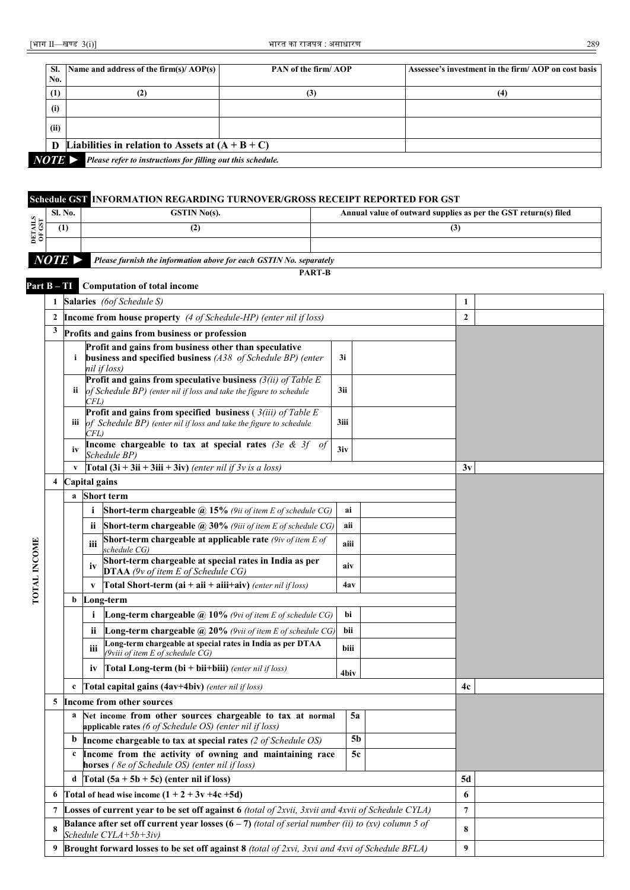| Sl. No. | Name and address of the firm(s)/ AOP(s) | PAN of the firm/ AOP | Assessee's investment in the firm/ AOP on cost basis |
|---|---|---|---|
| (1) | (2) | (3) | (4) |
| (i) | | | |
| (ii) | | | |
| **D** | **Liabilities in relation to Assets at (A + B + C)** | | |

***NOTE ►*** *Please refer to instructions for filling out this schedule.*

**Schedule GST INFORMATION REGARDING TURNOVER/GROSS RECEIPT REPORTED FOR GST**

| DETAILS OF GST | Sl. No. | GSTIN No(s). | Annual value of outward supplies as per the GST return(s) filed |
|---|---|---|---|
| | (1) | (2) | (3) |
| | | | |

***NOTE ►*** *Please furnish the information above for each GSTIN No. separately*

**PART-B**

**Part B – TI Computation of total income**

| | | | | | | | |
|---|---|---|---|---|---|---|---|
| TOTAL INCOME | **1** | **Salaries** *(6of Schedule S)* | | | | **1** | |
| | **2** | **Income from house property** *(4 of Schedule-HP) (enter nil if loss)* | | | | **2** | |
| | **3** | **Profits and gains from business or profession** | | | | | |
| | | **i** | **Profit and gains from business other than speculative business and specified business** *(A38 of Schedule BP) (enter nil if loss)* | **3i** | | | |
| | | **ii** | **Profit and gains from speculative business** *(3(ii) of Table E of Schedule BP) (enter nil if loss and take the figure to schedule CFL)* | **3ii** | | | |
| | | **iii** | **Profit and gains from specified business** *( 3(iii) of Table E of Schedule BP) (enter nil if loss and take the figure to schedule CFL)* | **3iii** | | | |
| | | **iv** | **Income chargeable to tax at special rates** *(3e & 3f of Schedule BP)* | **3iv** | | | |
| | | **v** | **Total (3i + 3ii + 3iii + 3iv)** *(enter nil if 3v is a loss)* | | | **3v** | |
| | **4** | **Capital gains** | | | | | |
| | | **a** | **Short term** | | | | |
| | | | **i** **Short-term chargeable @ 15%** *(9ii of item E of schedule CG)* | **ai** | | | |
| | | | **ii** **Short-term chargeable @ 30%** *(9iii of item E of schedule CG)* | **aii** | | | |
| | | | **iii** **Short-term chargeable at applicable rate** *(9iv of item E of schedule CG)* | **aiii** | | | |
| | | | **iv** **Short-term chargeable at special rates in India as per DTAA** *(9v of item E of Schedule CG)* | **aiv** | | | |
| | | | **v** **Total Short-term (ai + aii + aiii+aiv)** *(enter nil if loss)* | **4av** | | | |
| | | **b** | **Long-term** | | | | |
| | | | **i** **Long-term chargeable @ 10%** *(9vi of item E of schedule CG)* | **bi** | | | |
| | | | **ii** **Long-term chargeable @ 20%** *(9vii of item E of schedule CG)* | **bii** | | | |
| | | | **iii** **Long-term chargeable at special rates in India as per DTAA** *(9viii of item E of schedule CG)* | **biii** | | | |
| | | | **iv** **Total Long-term (bi + bii+biii)** *(enter nil if loss)* | **4biv** | | | |
| | | **c** | **Total capital gains (4av+4biv)** *(enter nil if loss)* | | | **4c** | |
| | **5** | **Income from other sources** | | | | | |
| | | **a** | **Net income from other sources chargeable to tax at normal applicable rates** *(6 of Schedule OS) (enter nil if loss)* | **5a** | | | |
| | | **b** | **Income chargeable to tax at special rates** *(2 of Schedule OS)* | **5b** | | | |
| | | **c** | **Income from the activity of owning and maintaining race horses** *( 8e of Schedule OS) (enter nil if loss)* | **5c** | | | |
| | | **d** | **Total (5a + 5b + 5c) (enter nil if loss)** | | | **5d** | |
| | **6** | **Total of head wise income (1 + 2 + 3v +4c +5d)** | | | | **6** | |
| | **7** | **Losses of current year to be set off against 6** *(total of 2xvii, 3xvii and 4xvii of Schedule CYLA)* | | | | **7** | |
| | **8** | **Balance after set off current year losses (6 – 7)** *(total of serial number (ii) to (xv) column 5 of Schedule CYLA+5b+3iv)* | | | | **8** | |
| | **9** | **Brought forward losses to be set off against 8** *(total of 2xvi, 3xvi and 4xvi of Schedule BFLA)* | | | | **9** | |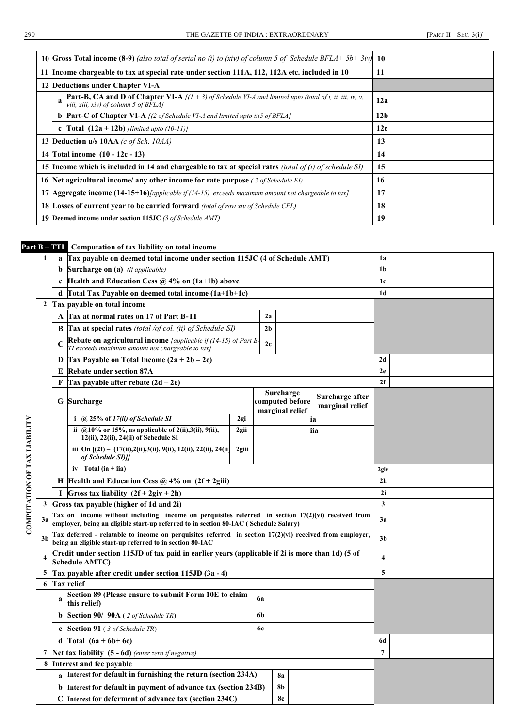| | | | |
|---|---|---|---|
| **10** | **Gross Total income (8-9)** *(also total of serial no (i) to (xiv) of column 5 of Schedule BFLA+ 5b+ 3iv)* | **10** | |
| **11** | **Income chargeable to tax at special rate under section 111A, 112, 112A etc. included in 10** | **11** | |
| **12** | **Deductions under Chapter VI-A** | | |
| | **a** **Part-B, CA and D of Chapter VI-A** *[(1 + 3) of Schedule VI-A and limited upto (total of i, ii, iii, iv, v, viii, xiii, xiv) of column 5 of BFLA]* | **12a** | |
| | **b** **Part-C of Chapter VI-A** *[(2 of Schedule VI-A and limited upto iii5 of BFLA]* | **12b** | |
| | **c** **Total (12a + 12b)** *[limited upto (10-11)]* | **12c** | |
| **13** | **Deduction u/s 10AA** *(c of Sch. 10AA)* | **13** | |
| **14** | **Total income (10 - 12c - 13)** | **14** | |
| **15** | **Income which is included in 14 and chargeable to tax at special rates** *(total of (i) of schedule SI)* | **15** | |
| **16** | **Net agricultural income/ any other income for rate purpose** *( 3 of Schedule EI)* | **16** | |
| **17** | **Aggregate income (14-15+16)***[applicable if (14-15) exceeds maximum amount not chargeable to tax]* | **17** | |
| **18** | **Losses of current year to be carried forward** *(total of row xiv of Schedule CFL)* | **18** | |
| **19** | **Deemed income under section 115JC** *(3 of Schedule AMT)* | **19** | |

**Part B – TTI** **Computation of tax liability on total income**

**COMPUTATION OF TAX LIABILITY**

| | | | | | | |
|---|---|---|---|---|---|---|
| **1** | **a** | **Tax payable on deemed total income under section 115JC (4 of Schedule AMT)** | | | **1a** | |
| | **b** | **Surcharge on (a)** *(if applicable)* | | | **1b** | |
| | **c** | **Health and Education Cess @ 4% on (1a+1b) above** | | | **1c** | |
| | **d** | **Total Tax Payable on deemed total income (1a+1b+1c)** | | | **1d** | |
| **2** | | **Tax payable on total income** | | | | |
| | **A** | **Tax at normal rates on 17 of Part B-TI** | **2a** | | | |
| | **B** | **Tax at special rates** *(total /of col. (ii) of Schedule-SI)* | **2b** | | | |
| | **C** | **Rebate on agricultural income** *[applicable if (14-15) of Part B-TI exceeds maximum amount not chargeable to tax]* | **2c** | | | |
| | **D** | **Tax Payable on Total Income (2a + 2b – 2c)** | | | **2d** | |
| | **E** | **Rebate under section 87A** | | | **2e** | |
| | **F** | **Tax payable after rebate (2d – 2e)** | | | **2f** | |
| | **G** | **Surcharge** | **Surcharge computed before marginal relief** | **Surcharge after marginal relief** | | |
| | | **i** **@ 25% of** ***17(ii) of Schedule SI*** — **2gi** | | **ia** | | |
| | | **ii** **@10% or 15%, as applicable of 2(ii),3(ii), 9(ii), 12(ii), 22(ii), 24(ii) of Schedule SI** — **2gii** | | **iia** | | |
| | | **iii** **On [(2f) – (17(ii),2(ii),3(ii), 9(ii), 12(ii), 22(ii), 24(ii) *of Schedule SI)]*** — **2giii** | | | | |
| | | **iv** **Total (ia + iia)** | | | **2giv** | |
| | **H** | **Health and Education Cess @ 4% on (2f + 2giii)** | | | **2h** | |
| | **I** | **Gross tax liability (2f + 2giv + 2h)** | | | **2i** | |
| **3** | | **Gross tax payable (higher of 1d and 2i)** | | | **3** | |
| **3a** | | **Tax on income without including income on perquisites referred in section 17(2)(vi) received from employer, being an eligible start-up referred to in section 80-IAC ( Schedule Salary)** | | | **3a** | |
| **3b** | | **Tax deferred - relatable to income on perquisites referred in section 17(2)(vi) received from employer, being an eligible start-up referred to in section 80-IAC** | | | **3b** | |
| **4** | | **Credit under section 115JD of tax paid in earlier years (applicable if 2i is more than 1d) (5 of Schedule AMTC)** | | | **4** | |
| **5** | | **Tax payable after credit under section 115JD (3a - 4)** | | | **5** | |
| **6** | | **Tax relief** | | | | |
| | **a** | **Section 89 (Please ensure to submit Form 10E to claim this relief)** | **6a** | | | |
| | **b** | **Section 90/ 90A** *( 2 of Schedule TR)* | **6b** | | | |
| | **c** | **Section 91** *( 3 of Schedule TR)* | **6c** | | | |
| | **d** | **Total (6a + 6b+ 6c)** | | | **6d** | |
| **7** | | **Net tax liability (5 - 6d)** *(enter zero if negative)* | | | **7** | |
| **8** | | **Interest and fee payable** | | | | |
| | **a** | **Interest for default in furnishing the return (section 234A)** | **8a** | | | |
| | **b** | **Interest for default in payment of advance tax (section 234B)** | **8b** | | | |
| | **C** | **Interest for deferment of advance tax (section 234C)** | **8c** | | | |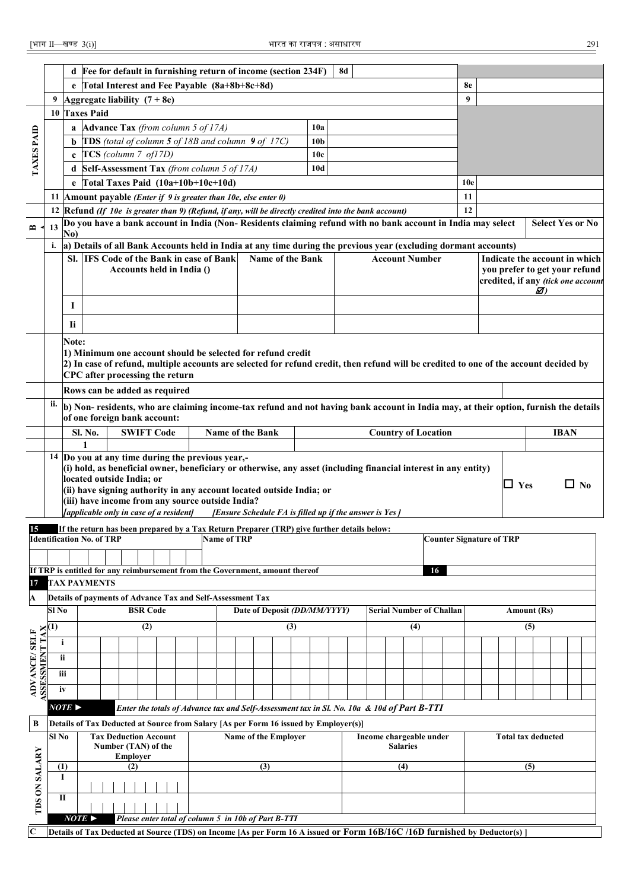| | | | | | |
|---|---|---|---|---|---|
| | d | Fee for default in furnishing return of income (section 234F) | 8d | | |
| | e | Total Interest and Fee Payable (8a+8b+8c+8d) | | 8e | |
| 9 | | Aggregate liability (7 + 8e) | | 9 | |
| 10 | | Taxes Paid | | | |
| TAXES PAID | a | Advance Tax *(from column 5 of 17A)* | 10a | | |
| | b | TDS *(total of column 5 of 18B and column 9 of 17C)* | 10b | | |
| | c | TCS *(column 7 of17D)* | 10c | | |
| | d | Self-Assessment Tax *(from column 5 of 17A)* | 10d | | |
| | e | Total Taxes Paid (10a+10b+10c+10d) | | 10e | |
| 11 | | Amount payable *(Enter if 9 is greater than 10e, else enter 0)* | | 11 | |
| 12 | | Refund *(If 10e is greater than 9) (Refund, if any, will be directly credited into the bank account)* | | 12 | |

**13** Do you have a bank account in India (Non- Residents claiming refund with no bank account in India may select No) — **Select Yes or No**

**i.** a) Details of all Bank Accounts held in India at any time during the previous year (excluding dormant accounts)

| Sl. | IFS Code of the Bank in case of Bank Accounts held in India () | Name of the Bank | Account Number | Indicate the account in which you prefer to get your refund credited, if any *(tick one account ☑)* |
|---|---|---|---|---|
| I | | | | |
| Ii | | | | |

**Note:**
1) Minimum one account should be selected for refund credit
2) In case of refund, multiple accounts are selected for refund credit, then refund will be credited to one of the account decided by CPC after processing the return

Rows can be added as required

**ii.** b) Non- residents, who are claiming income-tax refund and not having bank account in India may, at their option, furnish the details of one foreign bank account:

| Sl. No. | SWIFT Code | Name of the Bank | Country of Location | IBAN |
|---|---|---|---|---|
| 1 | | | | |

**14** Do you at any time during the previous year,-
(i) hold, as beneficial owner, beneficiary or otherwise, any asset (including financial interest in any entity) located outside India; or
(ii) have signing authority in any account located outside India; or
(iii) have income from any source outside India?
*[applicable only in case of a resident]* *[Ensure Schedule FA is filled up if the answer is Yes ]*

☐ Yes ☐ No

**15** If the return has been prepared by a Tax Return Preparer (TRP) give further details below:

| Identification No. of TRP | Name of TRP | Counter Signature of TRP |
|---|---|---|
| | | |

If TRP is entitled for any reimbursement from the Government, amount thereof | 16 |

**17 TAX PAYMENTS**

**A** Details of payments of Advance Tax and Self-Assessment Tax

| Sl No | BSR Code | Date of Deposit *(DD/MM/YYYY)* | Serial Number of Challan | Amount (Rs) |
|---|---|---|---|---|
| (1) | (2) | (3) | (4) | (5) |
| i | | | | |
| ii | | | | |
| iii | | | | |
| iv | | | | |

*NOTE ► Enter the totals of Advance tax and Self-Assessment tax in Sl. No. 10a & 10d of Part B-TTI*

**B** Details of Tax Deducted at Source from Salary [As per Form 16 issued by Employer(s)]

| Sl No | Tax Deduction Account Number (TAN) of the Employer | Name of the Employer | Income chargeable under Salaries | Total tax deducted |
|---|---|---|---|---|
| (1) | (2) | (3) | (4) | (5) |
| I | | | | |
| II | | | | |

*NOTE ► Please enter total of column 5 in 10b of Part B-TTI*

**C** Details of Tax Deducted at Source (TDS) on Income [As per Form 16 A issued or Form 16B/16C /16D furnished by Deductor(s) ]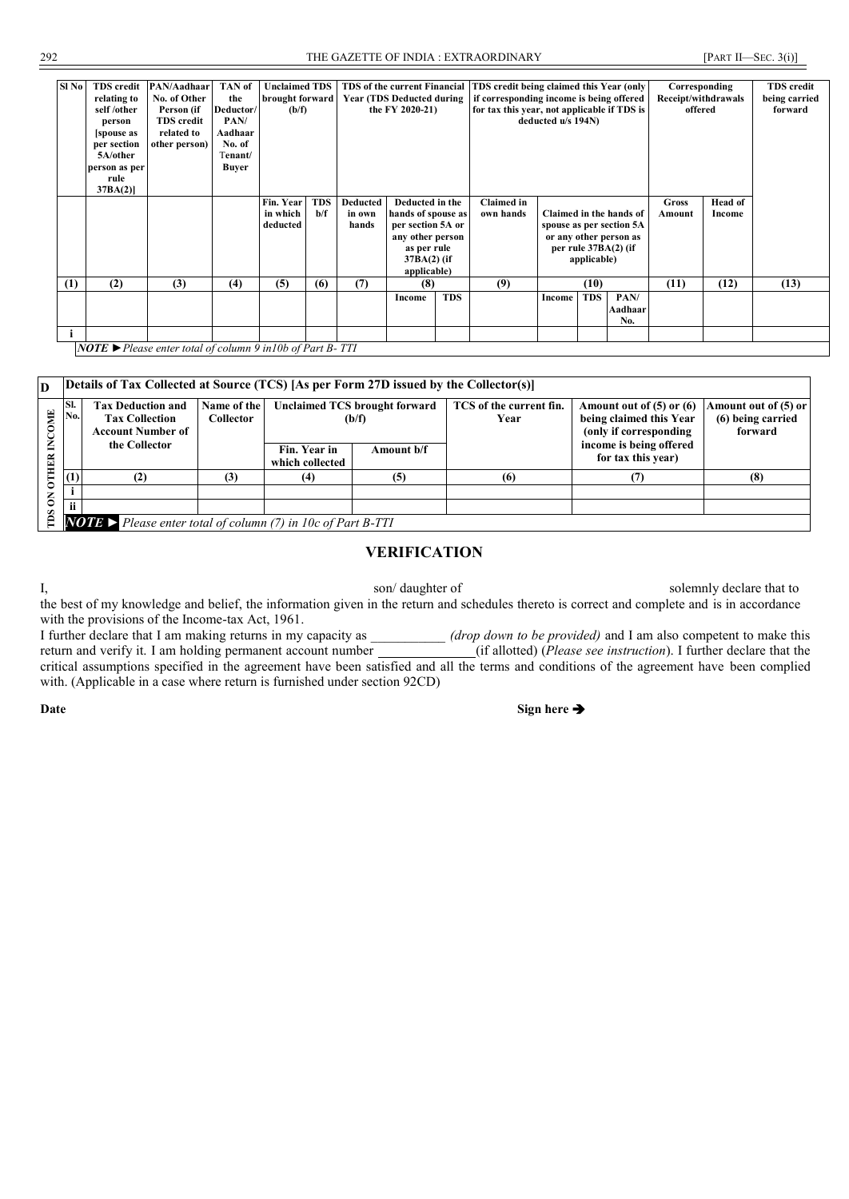| Sl No | TDS credit relating to self /other person [spouse as per section 5A/other person as per rule 37BA(2)] | PAN/Aadhaar No. of Other Person (if TDS credit related to other person) | TAN of the Deductor/ PAN/ Aadhaar No. of Tenant/ Buyer | Unclaimed TDS brought forward (b/f) | | TDS of the current Financial Year (TDS Deducted during the FY 2020-21) | | | TDS credit being claimed this Year (only if corresponding income is being offered for tax this year, not applicable if TDS is deducted u/s 194N) | | | | Corresponding Receipt/withdrawals offered | | TDS credit being carried forward |
|---|---|---|---|---|---|---|---|---|---|---|---|---|---|---|---|
| | | | | Fin. Year in which deducted | TDS b/f | Deducted in own hands | Deducted in the hands of spouse as per section 5A or any other person as per rule 37BA(2) (if applicable) | | Claimed in own hands | Claimed in the hands of spouse as per section 5A or any other person as per rule 37BA(2) (if applicable) | | | Gross Amount | Head of Income | |
| (1) | (2) | (3) | (4) | (5) | (6) | (7) | (8) | | (9) | (10) | | | (11) | (12) | (13) |
| | | | | | | | Income | TDS | | Income | TDS | PAN/ Aadhaar No. | | | |
| i | | | | | | | | | | | | | | | |

*NOTE ►Please enter total of column 9 in10b of Part B- TTI*

| D | Details of Tax Collected at Source (TCS) [As per Form 27D issued by the Collector(s)] | | | | | | | |
|---|---|---|---|---|---|---|---|---|
| TDS ON OTHER INCOME | Sl. No. | Tax Deduction and Tax Collection Account Number of the Collector | Name of the Collector | Unclaimed TCS brought forward (b/f) | | TCS of the current fin. Year | Amount out of (5) or (6) being claimed this Year (only if corresponding income is being offered for tax this year) | Amount out of (5) or (6) being carried forward |
| | | | | Fin. Year in which collected | Amount b/f | | | |
| | (1) | (2) | (3) | (4) | (5) | (6) | (7) | (8) |
| | i | | | | | | | |
| | ii | | | | | | | |

***NOTE ►*** *Please enter total of column (7) in 10c of Part B-TTI*

## VERIFICATION

I, son/ daughter of solemnly declare that to the best of my knowledge and belief, the information given in the return and schedules thereto is correct and complete and is in accordance with the provisions of the Income-tax Act, 1961.

I further declare that I am making returns in my capacity as ___________ *(drop down to be provided)* and I am also competent to make this return and verify it. I am holding permanent account number ______________(if allotted) (*Please see instruction*). I further declare that the critical assumptions specified in the agreement have been satisfied and all the terms and conditions of the agreement have been complied with. (Applicable in a case where return is furnished under section 92CD)

**Date** **Sign here ➔**